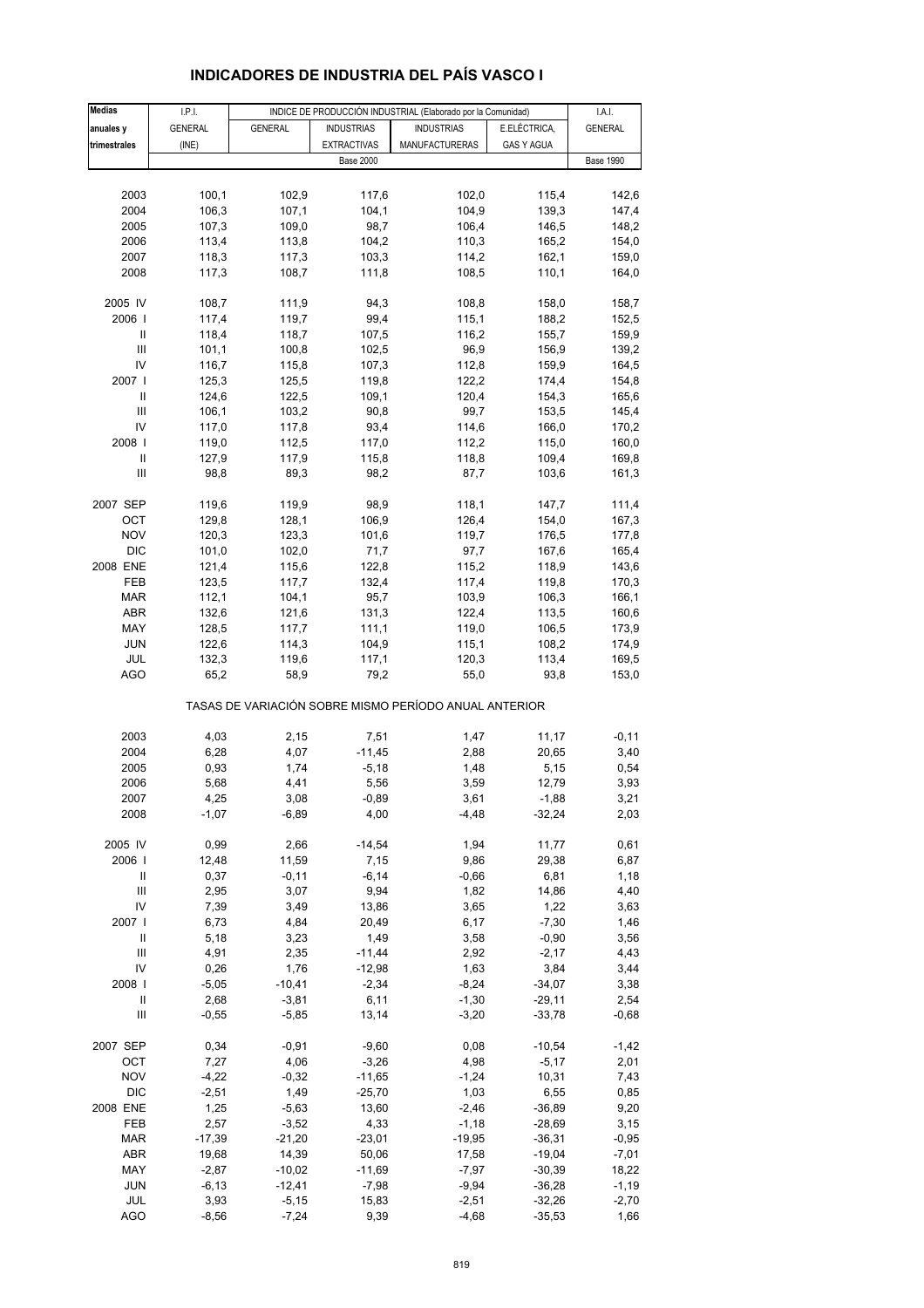# INDICADORES DE INDUSTRIA DEL PAÍS VASCO I

| Medias anuales y trimestrales | I.P.I. GENERAL (INE) | INDICE DE PRODUCCIÓN INDUSTRIAL (Elaborado por la Comunidad) | | | | I.A.I. GENERAL |
|---|---|---|---|---|---|---|
| | | GENERAL | INDUSTRIAS EXTRACTIVAS | INDUSTRIAS MANUFACTURERAS | E.ELÉCTRICA, GAS Y AGUA | |
| | | Base 2000 | | | | Base 1990 |
| 2003 | 100,1 | 102,9 | 117,6 | 102,0 | 115,4 | 142,6 |
| 2004 | 106,3 | 107,1 | 104,1 | 104,9 | 139,3 | 147,4 |
| 2005 | 107,3 | 109,0 | 98,7 | 106,4 | 146,5 | 148,2 |
| 2006 | 113,4 | 113,8 | 104,2 | 110,3 | 165,2 | 154,0 |
| 2007 | 118,3 | 117,3 | 103,3 | 114,2 | 162,1 | 159,0 |
| 2008 | 117,3 | 108,7 | 111,8 | 108,5 | 110,1 | 164,0 |
| 2005 IV | 108,7 | 111,9 | 94,3 | 108,8 | 158,0 | 158,7 |
| 2006 I | 117,4 | 119,7 | 99,4 | 115,1 | 188,2 | 152,5 |
| II | 118,4 | 118,7 | 107,5 | 116,2 | 155,7 | 159,9 |
| III | 101,1 | 100,8 | 102,5 | 96,9 | 156,9 | 139,2 |
| IV | 116,7 | 115,8 | 107,3 | 112,8 | 159,9 | 164,5 |
| 2007 I | 125,3 | 125,5 | 119,8 | 122,2 | 174,4 | 154,8 |
| II | 124,6 | 122,5 | 109,1 | 120,4 | 154,3 | 165,6 |
| III | 106,1 | 103,2 | 90,8 | 99,7 | 153,5 | 145,4 |
| IV | 117,0 | 117,8 | 93,4 | 114,6 | 166,0 | 170,2 |
| 2008 I | 119,0 | 112,5 | 117,0 | 112,2 | 115,0 | 160,0 |
| II | 127,9 | 117,9 | 115,8 | 118,8 | 109,4 | 169,8 |
| III | 98,8 | 89,3 | 98,2 | 87,7 | 103,6 | 161,3 |
| 2007 SEP | 119,6 | 119,9 | 98,9 | 118,1 | 147,7 | 111,4 |
| OCT | 129,8 | 128,1 | 106,9 | 126,4 | 154,0 | 167,3 |
| NOV | 120,3 | 123,3 | 101,6 | 119,7 | 176,5 | 177,8 |
| DIC | 101,0 | 102,0 | 71,7 | 97,7 | 167,6 | 165,4 |
| 2008 ENE | 121,4 | 115,6 | 122,8 | 115,2 | 118,9 | 143,6 |
| FEB | 123,5 | 117,7 | 132,4 | 117,4 | 119,8 | 170,3 |
| MAR | 112,1 | 104,1 | 95,7 | 103,9 | 106,3 | 166,1 |
| ABR | 132,6 | 121,6 | 131,3 | 122,4 | 113,5 | 160,6 |
| MAY | 128,5 | 117,7 | 111,1 | 119,0 | 106,5 | 173,9 |
| JUN | 122,6 | 114,3 | 104,9 | 115,1 | 108,2 | 174,9 |
| JUL | 132,3 | 119,6 | 117,1 | 120,3 | 113,4 | 169,5 |
| AGO | 65,2 | 58,9 | 79,2 | 55,0 | 93,8 | 153,0 |
| **TASAS DE VARIACIÓN SOBRE MISMO PERÍODO ANUAL ANTERIOR** | | | | | | |
| 2003 | 4,03 | 2,15 | 7,51 | 1,47 | 11,17 | -0,11 |
| 2004 | 6,28 | 4,07 | -11,45 | 2,88 | 20,65 | 3,40 |
| 2005 | 0,93 | 1,74 | -5,18 | 1,48 | 5,15 | 0,54 |
| 2006 | 5,68 | 4,41 | 5,56 | 3,59 | 12,79 | 3,93 |
| 2007 | 4,25 | 3,08 | -0,89 | 3,61 | -1,88 | 3,21 |
| 2008 | -1,07 | -6,89 | 4,00 | -4,48 | -32,24 | 2,03 |
| 2005 IV | 0,99 | 2,66 | -14,54 | 1,94 | 11,77 | 0,61 |
| 2006 I | 12,48 | 11,59 | 7,15 | 9,86 | 29,38 | 6,87 |
| II | 0,37 | -0,11 | -6,14 | -0,66 | 6,81 | 1,18 |
| III | 2,95 | 3,07 | 9,94 | 1,82 | 14,86 | 4,40 |
| IV | 7,39 | 3,49 | 13,86 | 3,65 | 1,22 | 3,63 |
| 2007 I | 6,73 | 4,84 | 20,49 | 6,17 | -7,30 | 1,46 |
| II | 5,18 | 3,23 | 1,49 | 3,58 | -0,90 | 3,56 |
| III | 4,91 | 2,35 | -11,44 | 2,92 | -2,17 | 4,43 |
| IV | 0,26 | 1,76 | -12,98 | 1,63 | 3,84 | 3,44 |
| 2008 I | -5,05 | -10,41 | -2,34 | -8,24 | -34,07 | 3,38 |
| II | 2,68 | -3,81 | 6,11 | -1,30 | -29,11 | 2,54 |
| III | -0,55 | -5,85 | 13,14 | -3,20 | -33,78 | -0,68 |
| 2007 SEP | 0,34 | -0,91 | -9,60 | 0,08 | -10,54 | -1,42 |
| OCT | 7,27 | 4,06 | -3,26 | 4,98 | -5,17 | 2,01 |
| NOV | -4,22 | -0,32 | -11,65 | -1,24 | 10,31 | 7,43 |
| DIC | -2,51 | 1,49 | -25,70 | 1,03 | 6,55 | 0,85 |
| 2008 ENE | 1,25 | -5,63 | 13,60 | -2,46 | -36,89 | 9,20 |
| FEB | 2,57 | -3,52 | 4,33 | -1,18 | -28,69 | 3,15 |
| MAR | -17,39 | -21,20 | -23,01 | -19,95 | -36,31 | -0,95 |
| ABR | 19,68 | 14,39 | 50,06 | 17,58 | -19,04 | -7,01 |
| MAY | -2,87 | -10,02 | -11,69 | -7,97 | -30,39 | 18,22 |
| JUN | -6,13 | -12,41 | -7,98 | -9,94 | -36,28 | -1,19 |
| JUL | 3,93 | -5,15 | 15,83 | -2,51 | -32,26 | -2,70 |
| AGO | -8,56 | -7,24 | 9,39 | -4,68 | -35,53 | 1,66 |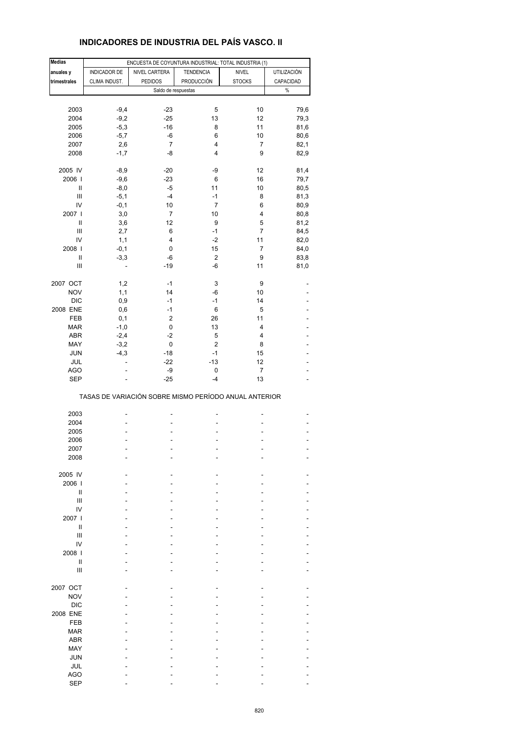# INDICADORES DE INDUSTRIA DEL PAÍS VASCO. II

| Medias anuales y trimestrales | ENCUESTA DE COYUNTURA INDUSTRIAL: TOTAL INDUSTRIA (1) | | | | |
|---|---|---|---|---|---|
| | INDICADOR DE CLIMA INDUST. | NIVEL CARTERA PEDIDOS | TENDENCIA PRODUCCIÓN | NIVEL STOCKS | UTILIZACIÓN CAPACIDAD |
| | Saldo de respuestas | | | | % |
| 2003 | -9,4 | -23 | 5 | 10 | 79,6 |
| 2004 | -9,2 | -25 | 13 | 12 | 79,3 |
| 2005 | -5,3 | -16 | 8 | 11 | 81,6 |
| 2006 | -5,7 | -6 | 6 | 10 | 80,6 |
| 2007 | 2,6 | 7 | 4 | 7 | 82,1 |
| 2008 | -1,7 | -8 | 4 | 9 | 82,9 |
| 2005 IV | -8,9 | -20 | -9 | 12 | 81,4 |
| 2006 I | -9,6 | -23 | 6 | 16 | 79,7 |
| II | -8,0 | -5 | 11 | 10 | 80,5 |
| III | -5,1 | -4 | -1 | 8 | 81,3 |
| IV | -0,1 | 10 | 7 | 6 | 80,9 |
| 2007 I | 3,0 | 7 | 10 | 4 | 80,8 |
| II | 3,6 | 12 | 9 | 5 | 81,2 |
| III | 2,7 | 6 | -1 | 7 | 84,5 |
| IV | 1,1 | 4 | -2 | 11 | 82,0 |
| 2008 I | -0,1 | 0 | 15 | 7 | 84,0 |
| II | -3,3 | -6 | 2 | 9 | 83,8 |
| III | - | -19 | -6 | 11 | 81,0 |
| 2007 OCT | 1,2 | -1 | 3 | 9 | - |
| NOV | 1,1 | 14 | -6 | 10 | - |
| DIC | 0,9 | -1 | -1 | 14 | - |
| 2008 ENE | 0,6 | -1 | 6 | 5 | - |
| FEB | 0,1 | 2 | 26 | 11 | - |
| MAR | -1,0 | 0 | 13 | 4 | - |
| ABR | -2,4 | -2 | 5 | 4 | - |
| MAY | -3,2 | 0 | 2 | 8 | - |
| JUN | -4,3 | -18 | -1 | 15 | - |
| JUL | - | -22 | -13 | 12 | - |
| AGO | - | -9 | 0 | 7 | - |
| SEP | - | -25 | -4 | 13 | - |

TASAS DE VARIACIÓN SOBRE MISMO PERÍODO ANUAL ANTERIOR

| | | | | | |
|---|---|---|---|---|---|
| 2003 | - | - | - | - | - |
| 2004 | - | - | - | - | - |
| 2005 | - | - | - | - | - |
| 2006 | - | - | - | - | - |
| 2007 | - | - | - | - | - |
| 2008 | - | - | - | - | - |
| 2005 IV | - | - | - | - | - |
| 2006 I | - | - | - | - | - |
| II | - | - | - | - | - |
| III | - | - | - | - | - |
| IV | - | - | - | - | - |
| 2007 I | - | - | - | - | - |
| II | - | - | - | - | - |
| III | - | - | - | - | - |
| IV | - | - | - | - | - |
| 2008 I | - | - | - | - | - |
| II | - | - | - | - | - |
| III | - | - | - | - | - |
| 2007 OCT | - | - | - | - | - |
| NOV | - | - | - | - | - |
| DIC | - | - | - | - | - |
| 2008 ENE | - | - | - | - | - |
| FEB | - | - | - | - | - |
| MAR | - | - | - | - | - |
| ABR | - | - | - | - | - |
| MAY | - | - | - | - | - |
| JUN | - | - | - | - | - |
| JUL | - | - | - | - | - |
| AGO | - | - | - | - | - |
| SEP | - | - | - | - | - |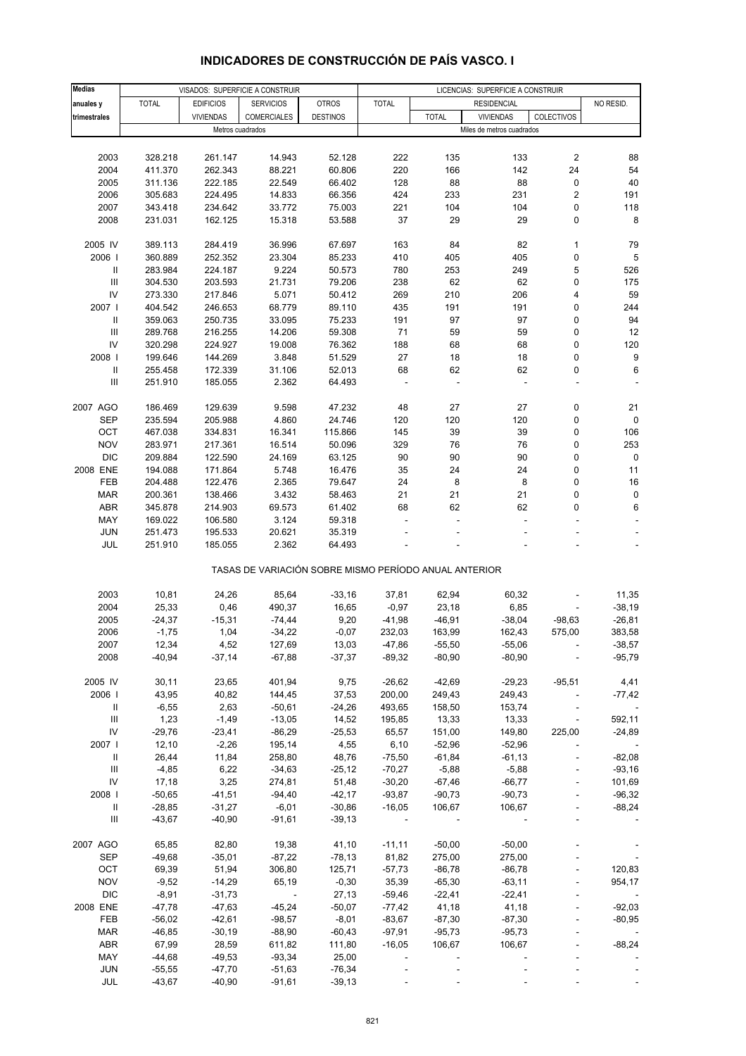# INDICADORES DE CONSTRUCCIÓN DE PAÍS VASCO. I

| Medias anuales y trimestrales | VISADOS: SUPERFICIE A CONSTRUIR | | | | LICENCIAS: SUPERFICIE A CONSTRUIR | | | | |
|---|---|---|---|---|---|---|---|---|---|
| | TOTAL | EDIFICIOS VIVIENDAS | SERVICIOS COMERCIALES | OTROS DESTINOS | TOTAL | RESIDENCIAL | | | NO RESID. |
| | | | | | | TOTAL | VIVIENDAS | COLECTIVOS | |
| | Metros cuadrados | | | | Miles de metros cuadrados | | | | |
| 2003 | 328.218 | 261.147 | 14.943 | 52.128 | 222 | 135 | 133 | 2 | 88 |
| 2004 | 411.370 | 262.343 | 88.221 | 60.806 | 220 | 166 | 142 | 24 | 54 |
| 2005 | 311.136 | 222.185 | 22.549 | 66.402 | 128 | 88 | 88 | 0 | 40 |
| 2006 | 305.683 | 224.495 | 14.833 | 66.356 | 424 | 233 | 231 | 2 | 191 |
| 2007 | 343.418 | 234.642 | 33.772 | 75.003 | 221 | 104 | 104 | 0 | 118 |
| 2008 | 231.031 | 162.125 | 15.318 | 53.588 | 37 | 29 | 29 | 0 | 8 |
| 2005 IV | 389.113 | 284.419 | 36.996 | 67.697 | 163 | 84 | 82 | 1 | 79 |
| 2006 I | 360.889 | 252.352 | 23.304 | 85.233 | 410 | 405 | 405 | 0 | 5 |
| II | 283.984 | 224.187 | 9.224 | 50.573 | 780 | 253 | 249 | 5 | 526 |
| III | 304.530 | 203.593 | 21.731 | 79.206 | 238 | 62 | 62 | 0 | 175 |
| IV | 273.330 | 217.846 | 5.071 | 50.412 | 269 | 210 | 206 | 4 | 59 |
| 2007 I | 404.542 | 246.653 | 68.779 | 89.110 | 435 | 191 | 191 | 0 | 244 |
| II | 359.063 | 250.735 | 33.095 | 75.233 | 191 | 97 | 97 | 0 | 94 |
| III | 289.768 | 216.255 | 14.206 | 59.308 | 71 | 59 | 59 | 0 | 12 |
| IV | 320.298 | 224.927 | 19.008 | 76.362 | 188 | 68 | 68 | 0 | 120 |
| 2008 I | 199.646 | 144.269 | 3.848 | 51.529 | 27 | 18 | 18 | 0 | 9 |
| II | 255.458 | 172.339 | 31.106 | 52.013 | 68 | 62 | 62 | 0 | 6 |
| III | 251.910 | 185.055 | 2.362 | 64.493 | - | - | - | - | - |
| 2007 AGO | 186.469 | 129.639 | 9.598 | 47.232 | 48 | 27 | 27 | 0 | 21 |
| SEP | 235.594 | 205.988 | 4.860 | 24.746 | 120 | 120 | 120 | 0 | 0 |
| OCT | 467.038 | 334.831 | 16.341 | 115.866 | 145 | 39 | 39 | 0 | 106 |
| NOV | 283.971 | 217.361 | 16.514 | 50.096 | 329 | 76 | 76 | 0 | 253 |
| DIC | 209.884 | 122.590 | 24.169 | 63.125 | 90 | 90 | 90 | 0 | 0 |
| 2008 ENE | 194.088 | 171.864 | 5.748 | 16.476 | 35 | 24 | 24 | 0 | 11 |
| FEB | 204.488 | 122.476 | 2.365 | 79.647 | 24 | 8 | 8 | 0 | 16 |
| MAR | 200.361 | 138.466 | 3.432 | 58.463 | 21 | 21 | 21 | 0 | 0 |
| ABR | 345.878 | 214.903 | 69.573 | 61.402 | 68 | 62 | 62 | 0 | 6 |
| MAY | 169.022 | 106.580 | 3.124 | 59.318 | - | - | - | - | - |
| JUN | 251.473 | 195.533 | 20.621 | 35.319 | - | - | - | - | - |
| JUL | 251.910 | 185.055 | 2.362 | 64.493 | - | - | - | - | - |
| | TASAS DE VARIACIÓN SOBRE MISMO PERÍODO ANUAL ANTERIOR | | | | | | | | |
| 2003 | 10,81 | 24,26 | 85,64 | -33,16 | 37,81 | 62,94 | 60,32 | - | 11,35 |
| 2004 | 25,33 | 0,46 | 490,37 | 16,65 | -0,97 | 23,18 | 6,85 | - | -38,19 |
| 2005 | -24,37 | -15,31 | -74,44 | 9,20 | -41,98 | -46,91 | -38,04 | -98,63 | -26,81 |
| 2006 | -1,75 | 1,04 | -34,22 | -0,07 | 232,03 | 163,99 | 162,43 | 575,00 | 383,58 |
| 2007 | 12,34 | 4,52 | 127,69 | 13,03 | -47,86 | -55,50 | -55,06 | - | -38,57 |
| 2008 | -40,94 | -37,14 | -67,88 | -37,37 | -89,32 | -80,90 | -80,90 | - | -95,79 |
| 2005 IV | 30,11 | 23,65 | 401,94 | 9,75 | -26,62 | -42,69 | -29,23 | -95,51 | 4,41 |
| 2006 I | 43,95 | 40,82 | 144,45 | 37,53 | 200,00 | 249,43 | 249,43 | - | -77,42 |
| II | -6,55 | 2,63 | -50,61 | -24,26 | 493,65 | 158,50 | 153,74 | - | - |
| III | 1,23 | -1,49 | -13,05 | 14,52 | 195,85 | 13,33 | 13,33 | - | 592,11 |
| IV | -29,76 | -23,41 | -86,29 | -25,53 | 65,57 | 151,00 | 149,80 | 225,00 | -24,89 |
| 2007 I | 12,10 | -2,26 | 195,14 | 4,55 | 6,10 | -52,96 | -52,96 | - | - |
| II | 26,44 | 11,84 | 258,80 | 48,76 | -75,50 | -61,84 | -61,13 | - | -82,08 |
| III | -4,85 | 6,22 | -34,63 | -25,12 | -70,27 | -5,88 | -5,88 | - | -93,16 |
| IV | 17,18 | 3,25 | 274,81 | 51,48 | -30,20 | -67,46 | -66,77 | - | 101,69 |
| 2008 I | -50,65 | -41,51 | -94,40 | -42,17 | -93,87 | -90,73 | -90,73 | - | -96,32 |
| II | -28,85 | -31,27 | -6,01 | -30,86 | -16,05 | 106,67 | 106,67 | - | -88,24 |
| III | -43,67 | -40,90 | -91,61 | -39,13 | - | - | - | - | - |
| 2007 AGO | 65,85 | 82,80 | 19,38 | 41,10 | -11,11 | -50,00 | -50,00 | - | - |
| SEP | -49,68 | -35,01 | -87,22 | -78,13 | 81,82 | 275,00 | 275,00 | - | - |
| OCT | 69,39 | 51,94 | 306,80 | 125,71 | -57,73 | -86,78 | -86,78 | - | 120,83 |
| NOV | -9,52 | -14,29 | 65,19 | -0,30 | 35,39 | -65,30 | -63,11 | - | 954,17 |
| DIC | -8,91 | -31,73 | - | 27,13 | -59,46 | -22,41 | -22,41 | - | - |
| 2008 ENE | -47,78 | -47,63 | -45,24 | -50,07 | -77,42 | 41,18 | 41,18 | - | -92,03 |
| FEB | -56,02 | -42,61 | -98,57 | -8,01 | -83,67 | -87,30 | -87,30 | - | -80,95 |
| MAR | -46,85 | -30,19 | -88,90 | -60,43 | -97,91 | -95,73 | -95,73 | - | - |
| ABR | 67,99 | 28,59 | 611,82 | 111,80 | -16,05 | 106,67 | 106,67 | - | -88,24 |
| MAY | -44,68 | -49,53 | -93,34 | 25,00 | - | - | - | - | - |
| JUN | -55,55 | -47,70 | -51,63 | -76,34 | - | - | - | - | - |
| JUL | -43,67 | -40,90 | -91,61 | -39,13 | - | - | - | - | - |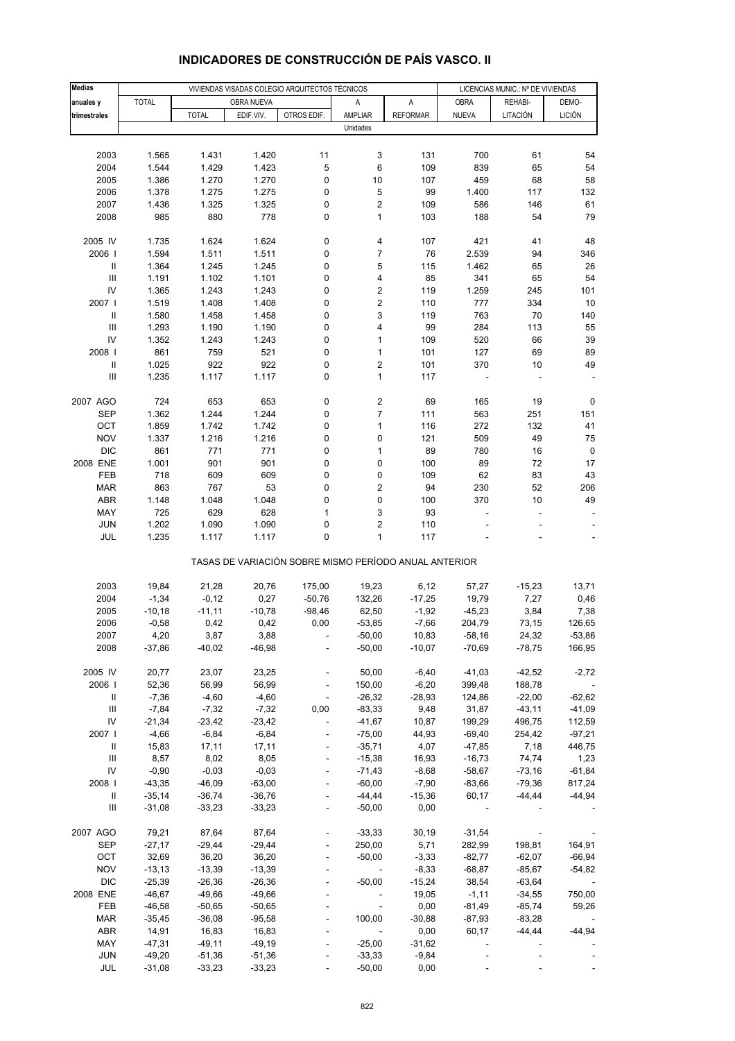# INDICADORES DE CONSTRUCCIÓN DE PAÍS VASCO. II

| Medias anuales y trimestrales | VIVIENDAS VISADAS COLEGIO ARQUITECTOS TÉCNICOS | | | | | | LICENCIAS MUNIC.: Nº DE VIVIENDAS | | |
|---|---|---|---|---|---|---|---|---|---|
| | TOTAL | OBRA NUEVA | | | A | A | OBRA | REHABI- | DEMO- |
| | | TOTAL | EDIF.VIV. | OTROS EDIF. | AMPLIAR | REFORMAR | NUEVA | LITACIÓN | LICIÓN |
| | Unidades | | | | | | | | |
| 2003 | 1.565 | 1.431 | 1.420 | 11 | 3 | 131 | 700 | 61 | 54 |
| 2004 | 1.544 | 1.429 | 1.423 | 5 | 6 | 109 | 839 | 65 | 54 |
| 2005 | 1.386 | 1.270 | 1.270 | 0 | 10 | 107 | 459 | 68 | 58 |
| 2006 | 1.378 | 1.275 | 1.275 | 0 | 5 | 99 | 1.400 | 117 | 132 |
| 2007 | 1.436 | 1.325 | 1.325 | 0 | 2 | 109 | 586 | 146 | 61 |
| 2008 | 985 | 880 | 778 | 0 | 1 | 103 | 188 | 54 | 79 |
| 2005 IV | 1.735 | 1.624 | 1.624 | 0 | 4 | 107 | 421 | 41 | 48 |
| 2006 I | 1.594 | 1.511 | 1.511 | 0 | 7 | 76 | 2.539 | 94 | 346 |
| II | 1.364 | 1.245 | 1.245 | 0 | 5 | 115 | 1.462 | 65 | 26 |
| III | 1.191 | 1.102 | 1.101 | 0 | 4 | 85 | 341 | 65 | 54 |
| IV | 1.365 | 1.243 | 1.243 | 0 | 2 | 119 | 1.259 | 245 | 101 |
| 2007 I | 1.519 | 1.408 | 1.408 | 0 | 2 | 110 | 777 | 334 | 10 |
| II | 1.580 | 1.458 | 1.458 | 0 | 3 | 119 | 763 | 70 | 140 |
| III | 1.293 | 1.190 | 1.190 | 0 | 4 | 99 | 284 | 113 | 55 |
| IV | 1.352 | 1.243 | 1.243 | 0 | 1 | 109 | 520 | 66 | 39 |
| 2008 I | 861 | 759 | 521 | 0 | 1 | 101 | 127 | 69 | 89 |
| II | 1.025 | 922 | 922 | 0 | 2 | 101 | 370 | 10 | 49 |
| III | 1.235 | 1.117 | 1.117 | 0 | 1 | 117 | - | - | - |
| 2007 AGO | 724 | 653 | 653 | 0 | 2 | 69 | 165 | 19 | 0 |
| SEP | 1.362 | 1.244 | 1.244 | 0 | 7 | 111 | 563 | 251 | 151 |
| OCT | 1.859 | 1.742 | 1.742 | 0 | 1 | 116 | 272 | 132 | 41 |
| NOV | 1.337 | 1.216 | 1.216 | 0 | 0 | 121 | 509 | 49 | 75 |
| DIC | 861 | 771 | 771 | 0 | 1 | 89 | 780 | 16 | 0 |
| 2008 ENE | 1.001 | 901 | 901 | 0 | 0 | 100 | 89 | 72 | 17 |
| FEB | 718 | 609 | 609 | 0 | 0 | 109 | 62 | 83 | 43 |
| MAR | 863 | 767 | 53 | 0 | 2 | 94 | 230 | 52 | 206 |
| ABR | 1.148 | 1.048 | 1.048 | 0 | 0 | 100 | 370 | 10 | 49 |
| MAY | 725 | 629 | 628 | 1 | 3 | 93 | - | - | - |
| JUN | 1.202 | 1.090 | 1.090 | 0 | 2 | 110 | - | - | - |
| JUL | 1.235 | 1.117 | 1.117 | 0 | 1 | 117 | - | - | - |
| | TASAS DE VARIACIÓN SOBRE MISMO PERÍODO ANUAL ANTERIOR | | | | | | | | |
| 2003 | 19,84 | 21,28 | 20,76 | 175,00 | 19,23 | 6,12 | 57,27 | -15,23 | 13,71 |
| 2004 | -1,34 | -0,12 | 0,27 | -50,76 | 132,26 | -17,25 | 19,79 | 7,27 | 0,46 |
| 2005 | -10,18 | -11,11 | -10,78 | -98,46 | 62,50 | -1,92 | -45,23 | 3,84 | 7,38 |
| 2006 | -0,58 | 0,42 | 0,42 | 0,00 | -53,85 | -7,66 | 204,79 | 73,15 | 126,65 |
| 2007 | 4,20 | 3,87 | 3,88 | - | -50,00 | 10,83 | -58,16 | 24,32 | -53,86 |
| 2008 | -37,86 | -40,02 | -46,98 | - | -50,00 | -10,07 | -70,69 | -78,75 | 166,95 |
| 2005 IV | 20,77 | 23,07 | 23,25 | - | 50,00 | -6,40 | -41,03 | -42,52 | -2,72 |
| 2006 I | 52,36 | 56,99 | 56,99 | - | 150,00 | -6,20 | 399,48 | 188,78 | - |
| II | -7,36 | -4,60 | -4,60 | - | -26,32 | -28,93 | 124,86 | -22,00 | -62,62 |
| III | -7,84 | -7,32 | -7,32 | 0,00 | -83,33 | 9,48 | 31,87 | -43,11 | -41,09 |
| IV | -21,34 | -23,42 | -23,42 | - | -41,67 | 10,87 | 199,29 | 496,75 | 112,59 |
| 2007 I | -4,66 | -6,84 | -6,84 | - | -75,00 | 44,93 | -69,40 | 254,42 | -97,21 |
| II | 15,83 | 17,11 | 17,11 | - | -35,71 | 4,07 | -47,85 | 7,18 | 446,75 |
| III | 8,57 | 8,02 | 8,05 | - | -15,38 | 16,93 | -16,73 | 74,74 | 1,23 |
| IV | -0,90 | -0,03 | -0,03 | - | -71,43 | -8,68 | -58,67 | -73,16 | -61,84 |
| 2008 I | -43,35 | -46,09 | -63,00 | - | -60,00 | -7,90 | -83,66 | -79,36 | 817,24 |
| II | -35,14 | -36,74 | -36,76 | - | -44,44 | -15,36 | 60,17 | -44,44 | -44,94 |
| III | -31,08 | -33,23 | -33,23 | - | -50,00 | 0,00 | - | - | - |
| 2007 AGO | 79,21 | 87,64 | 87,64 | - | -33,33 | 30,19 | -31,54 | - | - |
| SEP | -27,17 | -29,44 | -29,44 | - | 250,00 | 5,71 | 282,99 | 198,81 | 164,91 |
| OCT | 32,69 | 36,20 | 36,20 | - | -50,00 | -3,33 | -82,77 | -62,07 | -66,94 |
| NOV | -13,13 | -13,39 | -13,39 | - | - | -8,33 | -68,87 | -85,67 | -54,82 |
| DIC | -25,39 | -26,36 | -26,36 | - | -50,00 | -15,24 | 38,54 | -63,64 | - |
| 2008 ENE | -46,67 | -49,66 | -49,66 | - | - | 19,05 | -1,11 | -34,55 | 750,00 |
| FEB | -46,58 | -50,65 | -50,65 | - | - | 0,00 | -81,49 | -85,74 | 59,26 |
| MAR | -35,45 | -36,08 | -95,58 | - | 100,00 | -30,88 | -87,93 | -83,28 | - |
| ABR | 14,91 | 16,83 | 16,83 | - | - | 0,00 | 60,17 | -44,44 | -44,94 |
| MAY | -47,31 | -49,11 | -49,19 | - | -25,00 | -31,62 | - | - | - |
| JUN | -49,20 | -51,36 | -51,36 | - | -33,33 | -9,84 | - | - | - |
| JUL | -31,08 | -33,23 | -33,23 | - | -50,00 | 0,00 | - | - | - |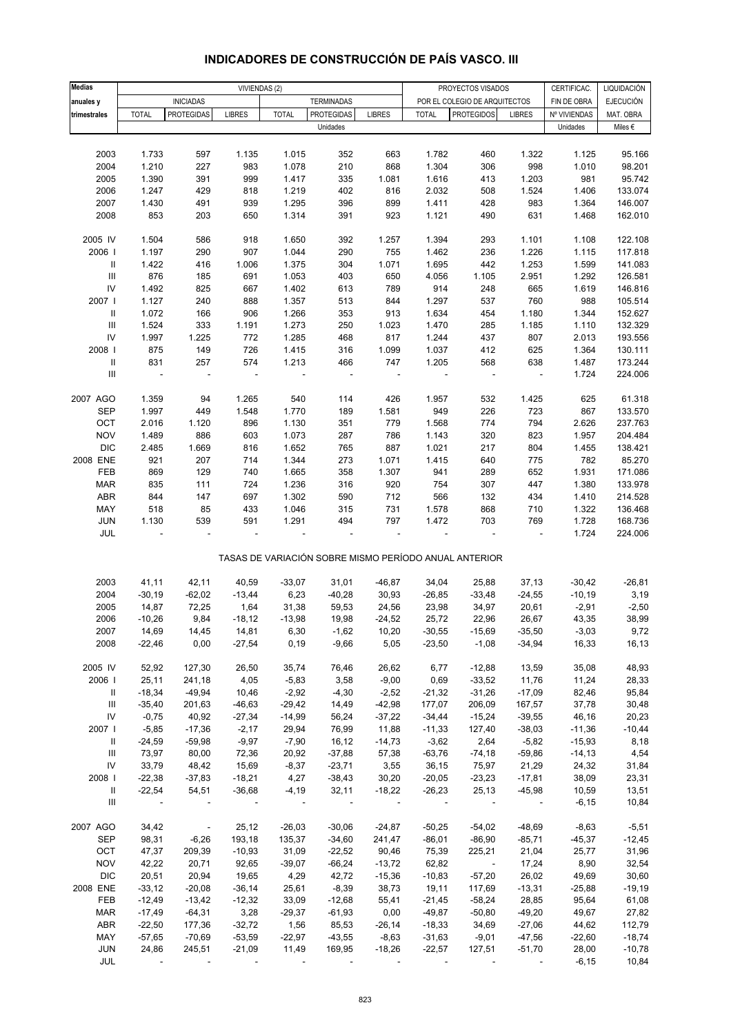# INDICADORES DE CONSTRUCCIÓN DE PAÍS VASCO. III

| Medias anuales y trimestrales | VIVIENDAS (2) | | | | | | PROYECTOS VISADOS POR EL COLEGIO DE ARQUITECTOS | | | CERTIFICAC. FIN DE OBRA | LIQUIDACIÓN EJECUCIÓN |
|---|---|---|---|---|---|---|---|---|---|---|---|
| | INICIADAS | | | TERMINADAS | | | | | | | |
| | TOTAL | PROTEGIDAS | LIBRES | TOTAL | PROTEGIDAS | LIBRES | TOTAL | PROTEGIDOS | LIBRES | Nº VIVIENDAS | MAT. OBRA |
| | Unidades | | | | | | | | | Unidades | Miles € |
| 2003 | 1.733 | 597 | 1.135 | 1.015 | 352 | 663 | 1.782 | 460 | 1.322 | 1.125 | 95.166 |
| 2004 | 1.210 | 227 | 983 | 1.078 | 210 | 868 | 1.304 | 306 | 998 | 1.010 | 98.201 |
| 2005 | 1.390 | 391 | 999 | 1.417 | 335 | 1.081 | 1.616 | 413 | 1.203 | 981 | 95.742 |
| 2006 | 1.247 | 429 | 818 | 1.219 | 402 | 816 | 2.032 | 508 | 1.524 | 1.406 | 133.074 |
| 2007 | 1.430 | 491 | 939 | 1.295 | 396 | 899 | 1.411 | 428 | 983 | 1.364 | 146.007 |
| 2008 | 853 | 203 | 650 | 1.314 | 391 | 923 | 1.121 | 490 | 631 | 1.468 | 162.010 |
| 2005 IV | 1.504 | 586 | 918 | 1.650 | 392 | 1.257 | 1.394 | 293 | 1.101 | 1.108 | 122.108 |
| 2006 I | 1.197 | 290 | 907 | 1.044 | 290 | 755 | 1.462 | 236 | 1.226 | 1.115 | 117.818 |
| II | 1.422 | 416 | 1.006 | 1.375 | 304 | 1.071 | 1.695 | 442 | 1.253 | 1.599 | 141.083 |
| III | 876 | 185 | 691 | 1.053 | 403 | 650 | 4.056 | 1.105 | 2.951 | 1.292 | 126.581 |
| IV | 1.492 | 825 | 667 | 1.402 | 613 | 789 | 914 | 248 | 665 | 1.619 | 146.816 |
| 2007 I | 1.127 | 240 | 888 | 1.357 | 513 | 844 | 1.297 | 537 | 760 | 988 | 105.514 |
| II | 1.072 | 166 | 906 | 1.266 | 353 | 913 | 1.634 | 454 | 1.180 | 1.344 | 152.627 |
| III | 1.524 | 333 | 1.191 | 1.273 | 250 | 1.023 | 1.470 | 285 | 1.185 | 1.110 | 132.329 |
| IV | 1.997 | 1.225 | 772 | 1.285 | 468 | 817 | 1.244 | 437 | 807 | 2.013 | 193.556 |
| 2008 I | 875 | 149 | 726 | 1.415 | 316 | 1.099 | 1.037 | 412 | 625 | 1.364 | 130.111 |
| II | 831 | 257 | 574 | 1.213 | 466 | 747 | 1.205 | 568 | 638 | 1.487 | 173.244 |
| III | - | - | - | - | - | - | - | - | - | 1.724 | 224.006 |
| 2007 AGO | 1.359 | 94 | 1.265 | 540 | 114 | 426 | 1.957 | 532 | 1.425 | 625 | 61.318 |
| SEP | 1.997 | 449 | 1.548 | 1.770 | 189 | 1.581 | 949 | 226 | 723 | 867 | 133.570 |
| OCT | 2.016 | 1.120 | 896 | 1.130 | 351 | 779 | 1.568 | 774 | 794 | 2.626 | 237.763 |
| NOV | 1.489 | 886 | 603 | 1.073 | 287 | 786 | 1.143 | 320 | 823 | 1.957 | 204.484 |
| DIC | 2.485 | 1.669 | 816 | 1.652 | 765 | 887 | 1.021 | 217 | 804 | 1.455 | 138.421 |
| 2008 ENE | 921 | 207 | 714 | 1.344 | 273 | 1.071 | 1.415 | 640 | 775 | 782 | 85.270 |
| FEB | 869 | 129 | 740 | 1.665 | 358 | 1.307 | 941 | 289 | 652 | 1.931 | 171.086 |
| MAR | 835 | 111 | 724 | 1.236 | 316 | 920 | 754 | 307 | 447 | 1.380 | 133.978 |
| ABR | 844 | 147 | 697 | 1.302 | 590 | 712 | 566 | 132 | 434 | 1.410 | 214.528 |
| MAY | 518 | 85 | 433 | 1.046 | 315 | 731 | 1.578 | 868 | 710 | 1.322 | 136.468 |
| JUN | 1.130 | 539 | 591 | 1.291 | 494 | 797 | 1.472 | 703 | 769 | 1.728 | 168.736 |
| JUL | - | - | - | - | - | - | - | - | - | 1.724 | 224.006 |
| | TASAS DE VARIACIÓN SOBRE MISMO PERÍODO ANUAL ANTERIOR | | | | | | | | | | |
| 2003 | 41,11 | 42,11 | 40,59 | -33,07 | 31,01 | -46,87 | 34,04 | 25,88 | 37,13 | -30,42 | -26,81 |
| 2004 | -30,19 | -62,02 | -13,44 | 6,23 | -40,28 | 30,93 | -26,85 | -33,48 | -24,55 | -10,19 | 3,19 |
| 2005 | 14,87 | 72,25 | 1,64 | 31,38 | 59,53 | 24,56 | 23,98 | 34,97 | 20,61 | -2,91 | -2,50 |
| 2006 | -10,26 | 9,84 | -18,12 | -13,98 | 19,98 | -24,52 | 25,72 | 22,96 | 26,67 | 43,35 | 38,99 |
| 2007 | 14,69 | 14,45 | 14,81 | 6,30 | -1,62 | 10,20 | -30,55 | -15,69 | -35,50 | -3,03 | 9,72 |
| 2008 | -22,46 | 0,00 | -27,54 | 0,19 | -9,66 | 5,05 | -23,50 | -1,08 | -34,94 | 16,33 | 16,13 |
| 2005 IV | 52,92 | 127,30 | 26,50 | 35,74 | 76,46 | 26,62 | 6,77 | -12,88 | 13,59 | 35,08 | 48,93 |
| 2006 I | 25,11 | 241,18 | 4,05 | -5,83 | 3,58 | -9,00 | 0,69 | -33,52 | 11,76 | 11,24 | 28,33 |
| II | -18,34 | -49,94 | 10,46 | -2,92 | -4,30 | -2,52 | -21,32 | -31,26 | -17,09 | 82,46 | 95,84 |
| III | -35,40 | 201,63 | -46,63 | -29,42 | 14,49 | -42,98 | 177,07 | 206,09 | 167,57 | 37,78 | 30,48 |
| IV | -0,75 | 40,92 | -27,34 | -14,99 | 56,24 | -37,22 | -34,44 | -15,24 | -39,55 | 46,16 | 20,23 |
| 2007 I | -5,85 | -17,36 | -2,17 | 29,94 | 76,99 | 11,88 | -11,33 | 127,40 | -38,03 | -11,36 | -10,44 |
| II | -24,59 | -59,98 | -9,97 | -7,90 | 16,12 | -14,73 | -3,62 | 2,64 | -5,82 | -15,93 | 8,18 |
| III | 73,97 | 80,00 | 72,36 | 20,92 | -37,88 | 57,38 | -63,76 | -74,18 | -59,86 | -14,13 | 4,54 |
| IV | 33,79 | 48,42 | 15,69 | -8,37 | -23,71 | 3,55 | 36,15 | 75,97 | 21,29 | 24,32 | 31,84 |
| 2008 I | -22,38 | -37,83 | -18,21 | 4,27 | -38,43 | 30,20 | -20,05 | -23,23 | -17,81 | 38,09 | 23,31 |
| II | -22,54 | 54,51 | -36,68 | -4,19 | 32,11 | -18,22 | -26,23 | 25,13 | -45,98 | 10,59 | 13,51 |
| III | - | - | - | - | - | - | - | - | - | -6,15 | 10,84 |
| 2007 AGO | 34,42 | - | 25,12 | -26,03 | -30,06 | -24,87 | -50,25 | -54,02 | -48,69 | -8,63 | -5,51 |
| SEP | 98,31 | -6,26 | 193,18 | 135,37 | -34,60 | 241,47 | -86,01 | -86,90 | -85,71 | -45,37 | -12,45 |
| OCT | 47,37 | 209,39 | -10,93 | 31,09 | -22,52 | 90,46 | 75,39 | 225,21 | 21,04 | 25,77 | 31,96 |
| NOV | 42,22 | 20,71 | 92,65 | -39,07 | -66,24 | -13,72 | 62,82 | - | 17,24 | 8,90 | 32,54 |
| DIC | 20,51 | 20,94 | 19,65 | 4,29 | 42,72 | -15,36 | -10,83 | -57,20 | 26,02 | 49,69 | 30,60 |
| 2008 ENE | -33,12 | -20,08 | -36,14 | 25,61 | -8,39 | 38,73 | 19,11 | 117,69 | -13,31 | -25,88 | -19,19 |
| FEB | -12,49 | -13,42 | -12,32 | 33,09 | -12,68 | 55,41 | -21,45 | -58,24 | 28,85 | 95,64 | 61,08 |
| MAR | -17,49 | -64,31 | 3,28 | -29,37 | -61,93 | 0,00 | -49,87 | -50,80 | -49,20 | 49,67 | 27,82 |
| ABR | -22,50 | 177,36 | -32,72 | 1,56 | 85,53 | -26,14 | -18,33 | 34,69 | -27,06 | 44,62 | 112,79 |
| MAY | -57,65 | -70,69 | -53,59 | -22,97 | -43,55 | -8,63 | -31,63 | -9,01 | -47,56 | -22,60 | -18,74 |
| JUN | 24,86 | 245,51 | -21,09 | 11,49 | 169,95 | -18,26 | -22,57 | 127,51 | -51,70 | 28,00 | -10,78 |
| JUL | - | - | - | - | - | - | - | - | - | -6,15 | 10,84 |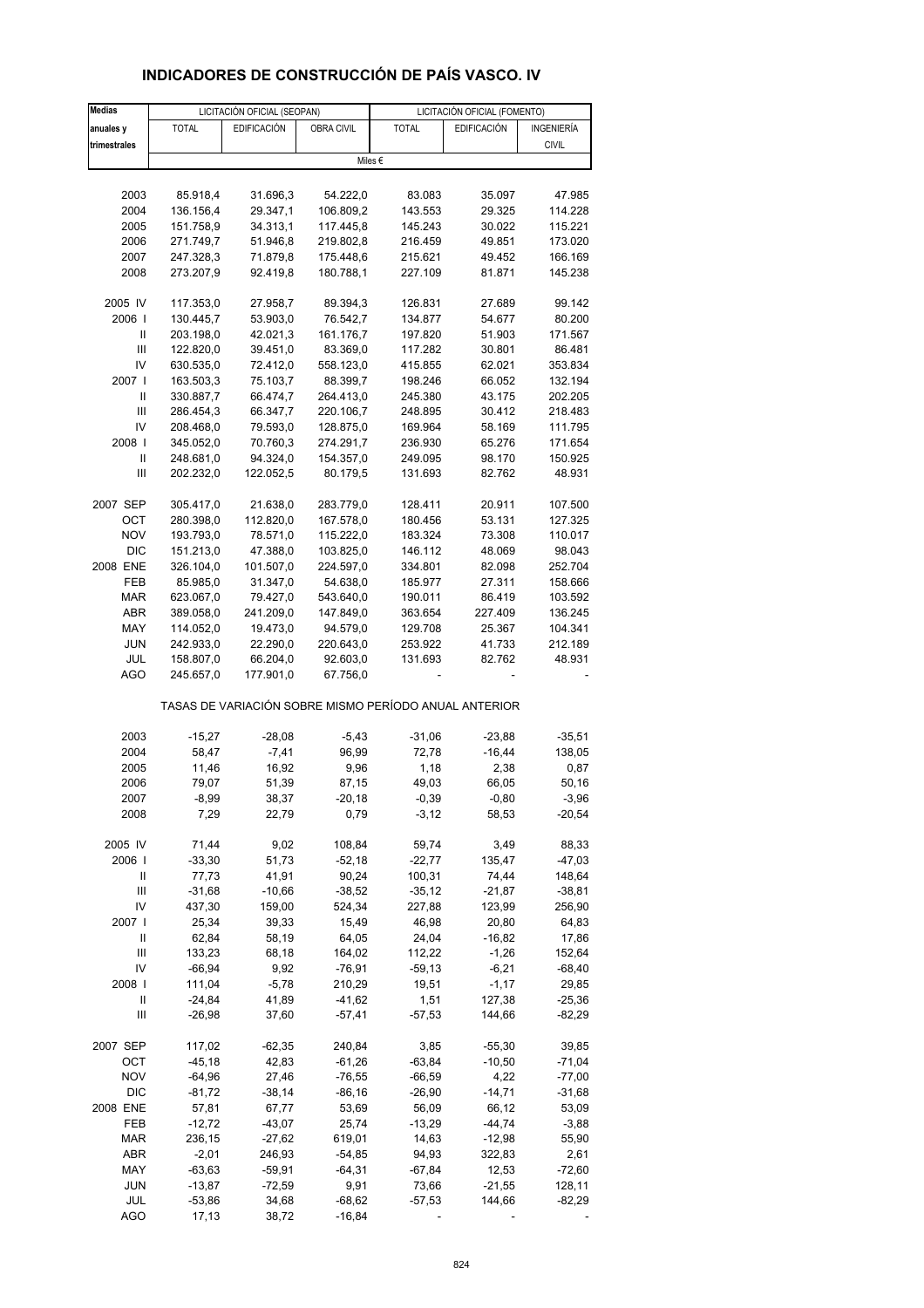# INDICADORES DE CONSTRUCCIÓN DE PAÍS VASCO. IV

| Medias anuales y trimestrales | LICITACIÓN OFICIAL (SEOPAN) | | | LICITACIÓN OFICIAL (FOMENTO) | | |
|---|---|---|---|---|---|---|
| | TOTAL | EDIFICACIÓN | OBRA CIVIL | TOTAL | EDIFICACIÓN | INGENIERÍA CIVIL |
| | Miles € | | | | | |
| 2003 | 85.918,4 | 31.696,3 | 54.222,0 | 83.083 | 35.097 | 47.985 |
| 2004 | 136.156,4 | 29.347,1 | 106.809,2 | 143.553 | 29.325 | 114.228 |
| 2005 | 151.758,9 | 34.313,1 | 117.445,8 | 145.243 | 30.022 | 115.221 |
| 2006 | 271.749,7 | 51.946,8 | 219.802,8 | 216.459 | 49.851 | 173.020 |
| 2007 | 247.328,3 | 71.879,8 | 175.448,6 | 215.621 | 49.452 | 166.169 |
| 2008 | 273.207,9 | 92.419,8 | 180.788,1 | 227.109 | 81.871 | 145.238 |
| 2005 IV | 117.353,0 | 27.958,7 | 89.394,3 | 126.831 | 27.689 | 99.142 |
| 2006 I | 130.445,7 | 53.903,0 | 76.542,7 | 134.877 | 54.677 | 80.200 |
| II | 203.198,0 | 42.021,3 | 161.176,7 | 197.820 | 51.903 | 171.567 |
| III | 122.820,0 | 39.451,0 | 83.369,0 | 117.282 | 30.801 | 86.481 |
| IV | 630.535,0 | 72.412,0 | 558.123,0 | 415.855 | 62.021 | 353.834 |
| 2007 I | 163.503,3 | 75.103,7 | 88.399,7 | 198.246 | 66.052 | 132.194 |
| II | 330.887,7 | 66.474,7 | 264.413,0 | 245.380 | 43.175 | 202.205 |
| III | 286.454,3 | 66.347,7 | 220.106,7 | 248.895 | 30.412 | 218.483 |
| IV | 208.468,0 | 79.593,0 | 128.875,0 | 169.964 | 58.169 | 111.795 |
| 2008 I | 345.052,0 | 70.760,3 | 274.291,7 | 236.930 | 65.276 | 171.654 |
| II | 248.681,0 | 94.324,0 | 154.357,0 | 249.095 | 98.170 | 150.925 |
| III | 202.232,0 | 122.052,5 | 80.179,5 | 131.693 | 82.762 | 48.931 |
| 2007 SEP | 305.417,0 | 21.638,0 | 283.779,0 | 128.411 | 20.911 | 107.500 |
| OCT | 280.398,0 | 112.820,0 | 167.578,0 | 180.456 | 53.131 | 127.325 |
| NOV | 193.793,0 | 78.571,0 | 115.222,0 | 183.324 | 73.308 | 110.017 |
| DIC | 151.213,0 | 47.388,0 | 103.825,0 | 146.112 | 48.069 | 98.043 |
| 2008 ENE | 326.104,0 | 101.507,0 | 224.597,0 | 334.801 | 82.098 | 252.704 |
| FEB | 85.985,0 | 31.347,0 | 54.638,0 | 185.977 | 27.311 | 158.666 |
| MAR | 623.067,0 | 79.427,0 | 543.640,0 | 190.011 | 86.419 | 103.592 |
| ABR | 389.058,0 | 241.209,0 | 147.849,0 | 363.654 | 227.409 | 136.245 |
| MAY | 114.052,0 | 19.473,0 | 94.579,0 | 129.708 | 25.367 | 104.341 |
| JUN | 242.933,0 | 22.290,0 | 220.643,0 | 253.922 | 41.733 | 212.189 |
| JUL | 158.807,0 | 66.204,0 | 92.603,0 | 131.693 | 82.762 | 48.931 |
| AGO | 245.657,0 | 177.901,0 | 67.756,0 | - | - | - |
| | TASAS DE VARIACIÓN SOBRE MISMO PERÍODO ANUAL ANTERIOR | | | | | |
| 2003 | -15,27 | -28,08 | -5,43 | -31,06 | -23,88 | -35,51 |
| 2004 | 58,47 | -7,41 | 96,99 | 72,78 | -16,44 | 138,05 |
| 2005 | 11,46 | 16,92 | 9,96 | 1,18 | 2,38 | 0,87 |
| 2006 | 79,07 | 51,39 | 87,15 | 49,03 | 66,05 | 50,16 |
| 2007 | -8,99 | 38,37 | -20,18 | -0,39 | -0,80 | -3,96 |
| 2008 | 7,29 | 22,79 | 0,79 | -3,12 | 58,53 | -20,54 |
| 2005 IV | 71,44 | 9,02 | 108,84 | 59,74 | 3,49 | 88,33 |
| 2006 I | -33,30 | 51,73 | -52,18 | -22,77 | 135,47 | -47,03 |
| II | 77,73 | 41,91 | 90,24 | 100,31 | 74,44 | 148,64 |
| III | -31,68 | -10,66 | -38,52 | -35,12 | -21,87 | -38,81 |
| IV | 437,30 | 159,00 | 524,34 | 227,88 | 123,99 | 256,90 |
| 2007 I | 25,34 | 39,33 | 15,49 | 46,98 | 20,80 | 64,83 |
| II | 62,84 | 58,19 | 64,05 | 24,04 | -16,82 | 17,86 |
| III | 133,23 | 68,18 | 164,02 | 112,22 | -1,26 | 152,64 |
| IV | -66,94 | 9,92 | -76,91 | -59,13 | -6,21 | -68,40 |
| 2008 I | 111,04 | -5,78 | 210,29 | 19,51 | -1,17 | 29,85 |
| II | -24,84 | 41,89 | -41,62 | 1,51 | 127,38 | -25,36 |
| III | -26,98 | 37,60 | -57,41 | -57,53 | 144,66 | -82,29 |
| 2007 SEP | 117,02 | -62,35 | 240,84 | 3,85 | -55,30 | 39,85 |
| OCT | -45,18 | 42,83 | -61,26 | -63,84 | -10,50 | -71,04 |
| NOV | -64,96 | 27,46 | -76,55 | -66,59 | 4,22 | -77,00 |
| DIC | -81,72 | -38,14 | -86,16 | -26,90 | -14,71 | -31,68 |
| 2008 ENE | 57,81 | 67,77 | 53,69 | 56,09 | 66,12 | 53,09 |
| FEB | -12,72 | -43,07 | 25,74 | -13,29 | -44,74 | -3,88 |
| MAR | 236,15 | -27,62 | 619,01 | 14,63 | -12,98 | 55,90 |
| ABR | -2,01 | 246,93 | -54,85 | 94,93 | 322,83 | 2,61 |
| MAY | -63,63 | -59,91 | -64,31 | -67,84 | 12,53 | -72,60 |
| JUN | -13,87 | -72,59 | 9,91 | 73,66 | -21,55 | 128,11 |
| JUL | -53,86 | 34,68 | -68,62 | -57,53 | 144,66 | -82,29 |
| AGO | 17,13 | 38,72 | -16,84 | - | - | - |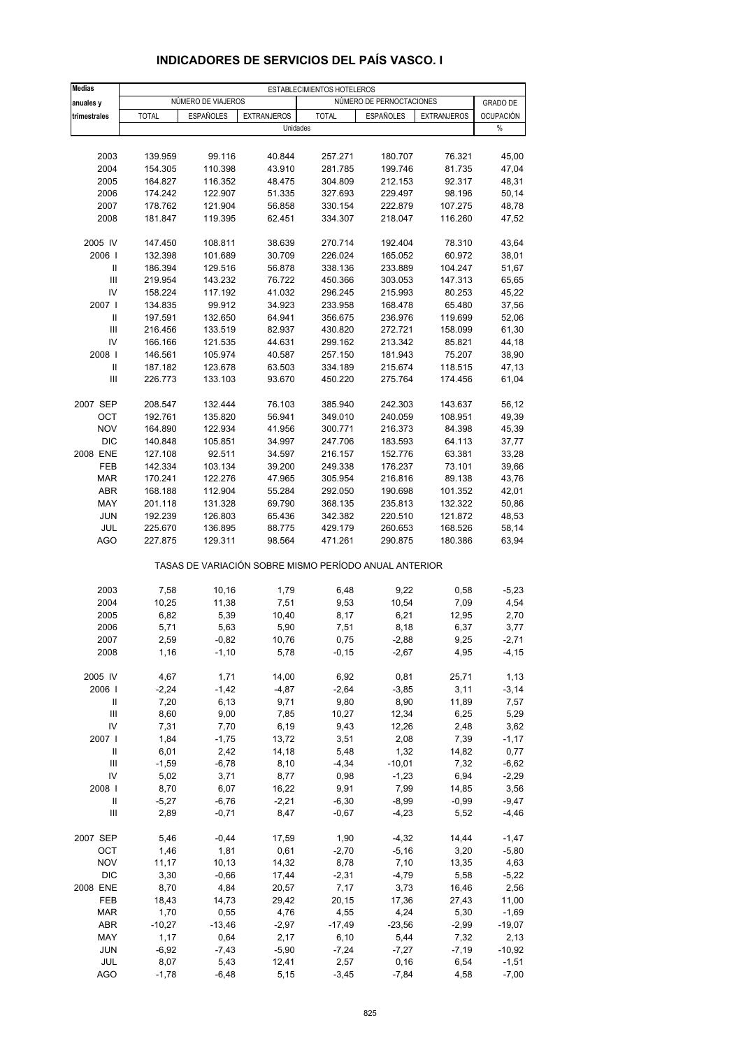## INDICADORES DE SERVICIOS DEL PAÍS VASCO. I

| Medias anuales y trimestrales | ESTABLECIMIENTOS HOTELEROS | | | | | | |
|---|---|---|---|---|---|---|---|
| | NÚMERO DE VIAJEROS | | | NÚMERO DE PERNOCTACIONES | | | GRADO DE OCUPACIÓN |
| | TOTAL | ESPAÑOLES | EXTRANJEROS | TOTAL | ESPAÑOLES | EXTRANJEROS | |
| | Unidades | | | | | | % |
| 2003 | 139.959 | 99.116 | 40.844 | 257.271 | 180.707 | 76.321 | 45,00 |
| 2004 | 154.305 | 110.398 | 43.910 | 281.785 | 199.746 | 81.735 | 47,04 |
| 2005 | 164.827 | 116.352 | 48.475 | 304.809 | 212.153 | 92.317 | 48,31 |
| 2006 | 174.242 | 122.907 | 51.335 | 327.693 | 229.497 | 98.196 | 50,14 |
| 2007 | 178.762 | 121.904 | 56.858 | 330.154 | 222.879 | 107.275 | 48,78 |
| 2008 | 181.847 | 119.395 | 62.451 | 334.307 | 218.047 | 116.260 | 47,52 |
| 2005 IV | 147.450 | 108.811 | 38.639 | 270.714 | 192.404 | 78.310 | 43,64 |
| 2006 I | 132.398 | 101.689 | 30.709 | 226.024 | 165.052 | 60.972 | 38,01 |
| II | 186.394 | 129.516 | 56.878 | 338.136 | 233.889 | 104.247 | 51,67 |
| III | 219.954 | 143.232 | 76.722 | 450.366 | 303.053 | 147.313 | 65,65 |
| IV | 158.224 | 117.192 | 41.032 | 296.245 | 215.993 | 80.253 | 45,22 |
| 2007 I | 134.835 | 99.912 | 34.923 | 233.958 | 168.478 | 65.480 | 37,56 |
| II | 197.591 | 132.650 | 64.941 | 356.675 | 236.976 | 119.699 | 52,06 |
| III | 216.456 | 133.519 | 82.937 | 430.820 | 272.721 | 158.099 | 61,30 |
| IV | 166.166 | 121.535 | 44.631 | 299.162 | 213.342 | 85.821 | 44,18 |
| 2008 I | 146.561 | 105.974 | 40.587 | 257.150 | 181.943 | 75.207 | 38,90 |
| II | 187.182 | 123.678 | 63.503 | 334.189 | 215.674 | 118.515 | 47,13 |
| III | 226.773 | 133.103 | 93.670 | 450.220 | 275.764 | 174.456 | 61,04 |
| 2007 SEP | 208.547 | 132.444 | 76.103 | 385.940 | 242.303 | 143.637 | 56,12 |
| OCT | 192.761 | 135.820 | 56.941 | 349.010 | 240.059 | 108.951 | 49,39 |
| NOV | 164.890 | 122.934 | 41.956 | 300.771 | 216.373 | 84.398 | 45,39 |
| DIC | 140.848 | 105.851 | 34.997 | 247.706 | 183.593 | 64.113 | 37,77 |
| 2008 ENE | 127.108 | 92.511 | 34.597 | 216.157 | 152.776 | 63.381 | 33,28 |
| FEB | 142.334 | 103.134 | 39.200 | 249.338 | 176.237 | 73.101 | 39,66 |
| MAR | 170.241 | 122.276 | 47.965 | 305.954 | 216.816 | 89.138 | 43,76 |
| ABR | 168.188 | 112.904 | 55.284 | 292.050 | 190.698 | 101.352 | 42,01 |
| MAY | 201.118 | 131.328 | 69.790 | 368.135 | 235.813 | 132.322 | 50,86 |
| JUN | 192.239 | 126.803 | 65.436 | 342.382 | 220.510 | 121.872 | 48,53 |
| JUL | 225.670 | 136.895 | 88.775 | 429.179 | 260.653 | 168.526 | 58,14 |
| AGO | 227.875 | 129.311 | 98.564 | 471.261 | 290.875 | 180.386 | 63,94 |
| | TASAS DE VARIACIÓN SOBRE MISMO PERÍODO ANUAL ANTERIOR | | | | | | |
| 2003 | 7,58 | 10,16 | 1,79 | 6,48 | 9,22 | 0,58 | -5,23 |
| 2004 | 10,25 | 11,38 | 7,51 | 9,53 | 10,54 | 7,09 | 4,54 |
| 2005 | 6,82 | 5,39 | 10,40 | 8,17 | 6,21 | 12,95 | 2,70 |
| 2006 | 5,71 | 5,63 | 5,90 | 7,51 | 8,18 | 6,37 | 3,77 |
| 2007 | 2,59 | -0,82 | 10,76 | 0,75 | -2,88 | 9,25 | -2,71 |
| 2008 | 1,16 | -1,10 | 5,78 | -0,15 | -2,67 | 4,95 | -4,15 |
| 2005 IV | 4,67 | 1,71 | 14,00 | 6,92 | 0,81 | 25,71 | 1,13 |
| 2006 I | -2,24 | -1,42 | -4,87 | -2,64 | -3,85 | 3,11 | -3,14 |
| II | 7,20 | 6,13 | 9,71 | 9,80 | 8,90 | 11,89 | 7,57 |
| III | 8,60 | 9,00 | 7,85 | 10,27 | 12,34 | 6,25 | 5,29 |
| IV | 7,31 | 7,70 | 6,19 | 9,43 | 12,26 | 2,48 | 3,62 |
| 2007 I | 1,84 | -1,75 | 13,72 | 3,51 | 2,08 | 7,39 | -1,17 |
| II | 6,01 | 2,42 | 14,18 | 5,48 | 1,32 | 14,82 | 0,77 |
| III | -1,59 | -6,78 | 8,10 | -4,34 | -10,01 | 7,32 | -6,62 |
| IV | 5,02 | 3,71 | 8,77 | 0,98 | -1,23 | 6,94 | -2,29 |
| 2008 I | 8,70 | 6,07 | 16,22 | 9,91 | 7,99 | 14,85 | 3,56 |
| II | -5,27 | -6,76 | -2,21 | -6,30 | -8,99 | -0,99 | -9,47 |
| III | 2,89 | -0,71 | 8,47 | -0,67 | -4,23 | 5,52 | -4,46 |
| 2007 SEP | 5,46 | -0,44 | 17,59 | 1,90 | -4,32 | 14,44 | -1,47 |
| OCT | 1,46 | 1,81 | 0,61 | -2,70 | -5,16 | 3,20 | -5,80 |
| NOV | 11,17 | 10,13 | 14,32 | 8,78 | 7,10 | 13,35 | 4,63 |
| DIC | 3,30 | -0,66 | 17,44 | -2,31 | -4,79 | 5,58 | -5,22 |
| 2008 ENE | 8,70 | 4,84 | 20,57 | 7,17 | 3,73 | 16,46 | 2,56 |
| FEB | 18,43 | 14,73 | 29,42 | 20,15 | 17,36 | 27,43 | 11,00 |
| MAR | 1,70 | 0,55 | 4,76 | 4,55 | 4,24 | 5,30 | -1,69 |
| ABR | -10,27 | -13,46 | -2,97 | -17,49 | -23,56 | -2,99 | -19,07 |
| MAY | 1,17 | 0,64 | 2,17 | 6,10 | 5,44 | 7,32 | 2,13 |
| JUN | -6,92 | -7,43 | -5,90 | -7,24 | -7,27 | -7,19 | -10,92 |
| JUL | 8,07 | 5,43 | 12,41 | 2,57 | 0,16 | 6,54 | -1,51 |
| AGO | -1,78 | -6,48 | 5,15 | -3,45 | -7,84 | 4,58 | -7,00 |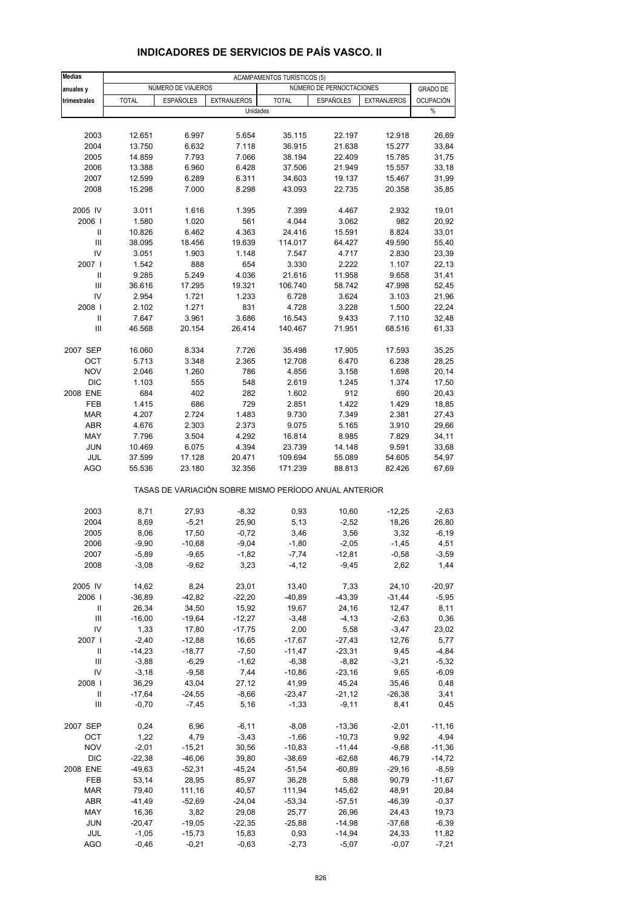# INDICADORES DE SERVICIOS DE PAÍS VASCO. II

| Medias anuales y trimestrales | ACAMPAMENTOS TURÍSTICOS (5) | | | | | | |
|---|---|---|---|---|---|---|---|
| | NÚMERO DE VIAJEROS | | | NÚMERO DE PERNOCTACIONES | | | GRADO DE |
| | TOTAL | ESPAÑOLES | EXTRANJEROS | TOTAL | ESPAÑOLES | EXTRANJEROS | OCUPACIÓN |
| | Unidades | | | | | | % |
| 2003 | 12.651 | 6.997 | 5.654 | 35.115 | 22.197 | 12.918 | 26,69 |
| 2004 | 13.750 | 6.632 | 7.118 | 36.915 | 21.638 | 15.277 | 33,84 |
| 2005 | 14.859 | 7.793 | 7.066 | 38.194 | 22.409 | 15.785 | 31,75 |
| 2006 | 13.388 | 6.960 | 6.428 | 37.506 | 21.949 | 15.557 | 33,18 |
| 2007 | 12.599 | 6.289 | 6.311 | 34.603 | 19.137 | 15.467 | 31,99 |
| 2008 | 15.298 | 7.000 | 8.298 | 43.093 | 22.735 | 20.358 | 35,85 |
| 2005 IV | 3.011 | 1.616 | 1.395 | 7.399 | 4.467 | 2.932 | 19,01 |
| 2006 I | 1.580 | 1.020 | 561 | 4.044 | 3.062 | 982 | 20,92 |
| II | 10.826 | 6.462 | 4.363 | 24.416 | 15.591 | 8.824 | 33,01 |
| III | 38.095 | 18.456 | 19.639 | 114.017 | 64.427 | 49.590 | 55,40 |
| IV | 3.051 | 1.903 | 1.148 | 7.547 | 4.717 | 2.830 | 23,39 |
| 2007 I | 1.542 | 888 | 654 | 3.330 | 2.222 | 1.107 | 22,13 |
| II | 9.285 | 5.249 | 4.036 | 21.616 | 11.958 | 9.658 | 31,41 |
| III | 36.616 | 17.295 | 19.321 | 106.740 | 58.742 | 47.998 | 52,45 |
| IV | 2.954 | 1.721 | 1.233 | 6.728 | 3.624 | 3.103 | 21,96 |
| 2008 I | 2.102 | 1.271 | 831 | 4.728 | 3.228 | 1.500 | 22,24 |
| II | 7.647 | 3.961 | 3.686 | 16.543 | 9.433 | 7.110 | 32,48 |
| III | 46.568 | 20.154 | 26.414 | 140.467 | 71.951 | 68.516 | 61,33 |
| 2007 SEP | 16.060 | 8.334 | 7.726 | 35.498 | 17.905 | 17.593 | 35,25 |
| OCT | 5.713 | 3.348 | 2.365 | 12.708 | 6.470 | 6.238 | 28,25 |
| NOV | 2.046 | 1.260 | 786 | 4.856 | 3.158 | 1.698 | 20,14 |
| DIC | 1.103 | 555 | 548 | 2.619 | 1.245 | 1.374 | 17,50 |
| 2008 ENE | 684 | 402 | 282 | 1.602 | 912 | 690 | 20,43 |
| FEB | 1.415 | 686 | 729 | 2.851 | 1.422 | 1.429 | 18,85 |
| MAR | 4.207 | 2.724 | 1.483 | 9.730 | 7.349 | 2.381 | 27,43 |
| ABR | 4.676 | 2.303 | 2.373 | 9.075 | 5.165 | 3.910 | 29,66 |
| MAY | 7.796 | 3.504 | 4.292 | 16.814 | 8.985 | 7.829 | 34,11 |
| JUN | 10.469 | 6.075 | 4.394 | 23.739 | 14.148 | 9.591 | 33,68 |
| JUL | 37.599 | 17.128 | 20.471 | 109.694 | 55.089 | 54.605 | 54,97 |
| AGO | 55.536 | 23.180 | 32.356 | 171.239 | 88.813 | 82.426 | 67,69 |
| | TASAS DE VARIACIÓN SOBRE MISMO PERÍODO ANUAL ANTERIOR | | | | | | |
| 2003 | 8,71 | 27,93 | -8,32 | 0,93 | 10,60 | -12,25 | -2,63 |
| 2004 | 8,69 | -5,21 | 25,90 | 5,13 | -2,52 | 18,26 | 26,80 |
| 2005 | 8,06 | 17,50 | -0,72 | 3,46 | 3,56 | 3,32 | -6,19 |
| 2006 | -9,90 | -10,68 | -9,04 | -1,80 | -2,05 | -1,45 | 4,51 |
| 2007 | -5,89 | -9,65 | -1,82 | -7,74 | -12,81 | -0,58 | -3,59 |
| 2008 | -3,08 | -9,62 | 3,23 | -4,12 | -9,45 | 2,62 | 1,44 |
| 2005 IV | 14,62 | 8,24 | 23,01 | 13,40 | 7,33 | 24,10 | -20,97 |
| 2006 I | -36,89 | -42,82 | -22,20 | -40,89 | -43,39 | -31,44 | -5,95 |
| II | 26,34 | 34,50 | 15,92 | 19,67 | 24,16 | 12,47 | 8,11 |
| III | -16,00 | -19,64 | -12,27 | -3,48 | -4,13 | -2,63 | 0,36 |
| IV | 1,33 | 17,80 | -17,75 | 2,00 | 5,58 | -3,47 | 23,02 |
| 2007 I | -2,40 | -12,88 | 16,65 | -17,67 | -27,43 | 12,76 | 5,77 |
| II | -14,23 | -18,77 | -7,50 | -11,47 | -23,31 | 9,45 | -4,84 |
| III | -3,88 | -6,29 | -1,62 | -6,38 | -8,82 | -3,21 | -5,32 |
| IV | -3,18 | -9,58 | 7,44 | -10,86 | -23,16 | 9,65 | -6,09 |
| 2008 I | 36,29 | 43,04 | 27,12 | 41,99 | 45,24 | 35,46 | 0,48 |
| II | -17,64 | -24,55 | -8,66 | -23,47 | -21,12 | -26,38 | 3,41 |
| III | -0,70 | -7,45 | 5,16 | -1,33 | -9,11 | 8,41 | 0,45 |
| 2007 SEP | 0,24 | 6,96 | -6,11 | -8,08 | -13,36 | -2,01 | -11,16 |
| OCT | 1,22 | 4,79 | -3,43 | -1,66 | -10,73 | 9,92 | 4,94 |
| NOV | -2,01 | -15,21 | 30,56 | -10,83 | -11,44 | -9,68 | -11,36 |
| DIC | -22,38 | -46,06 | 39,80 | -38,69 | -62,68 | 46,79 | -14,72 |
| 2008 ENE | -49,63 | -52,31 | -45,24 | -51,54 | -60,89 | -29,16 | -8,59 |
| FEB | 53,14 | 28,95 | 85,97 | 36,28 | 5,88 | 90,79 | -11,67 |
| MAR | 79,40 | 111,16 | 40,57 | 111,94 | 145,62 | 48,91 | 20,84 |
| ABR | -41,49 | -52,69 | -24,04 | -53,34 | -57,51 | -46,39 | -0,37 |
| MAY | 16,36 | 3,82 | 29,08 | 25,77 | 26,96 | 24,43 | 19,73 |
| JUN | -20,47 | -19,05 | -22,35 | -25,88 | -14,98 | -37,68 | -6,39 |
| JUL | -1,05 | -15,73 | 15,83 | 0,93 | -14,94 | 24,33 | 11,82 |
| AGO | -0,46 | -0,21 | -0,63 | -2,73 | -5,07 | -0,07 | -7,21 |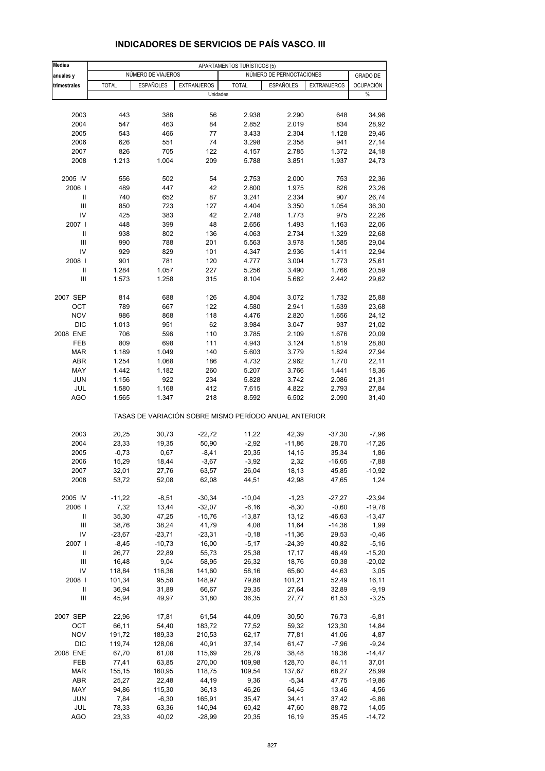# INDICADORES DE SERVICIOS DE PAÍS VASCO. III

| Medias anuales y trimestrales | APARTAMENTOS TURÍSTICOS (5) | | | | | | |
|---|---|---|---|---|---|---|---|
| | NÚMERO DE VIAJEROS | | | NÚMERO DE PERNOCTACIONES | | | GRADO DE OCUPACIÓN |
| | TOTAL | ESPAÑOLES | EXTRANJEROS | TOTAL | ESPAÑOLES | EXTRANJEROS | |
| | Unidades | | | | | | % |
| 2003 | 443 | 388 | 56 | 2.938 | 2.290 | 648 | 34,96 |
| 2004 | 547 | 463 | 84 | 2.852 | 2.019 | 834 | 28,92 |
| 2005 | 543 | 466 | 77 | 3.433 | 2.304 | 1.128 | 29,46 |
| 2006 | 626 | 551 | 74 | 3.298 | 2.358 | 941 | 27,14 |
| 2007 | 826 | 705 | 122 | 4.157 | 2.785 | 1.372 | 24,18 |
| 2008 | 1.213 | 1.004 | 209 | 5.788 | 3.851 | 1.937 | 24,73 |
| 2005 IV | 556 | 502 | 54 | 2.753 | 2.000 | 753 | 22,36 |
| 2006 I | 489 | 447 | 42 | 2.800 | 1.975 | 826 | 23,26 |
| II | 740 | 652 | 87 | 3.241 | 2.334 | 907 | 26,74 |
| III | 850 | 723 | 127 | 4.404 | 3.350 | 1.054 | 36,30 |
| IV | 425 | 383 | 42 | 2.748 | 1.773 | 975 | 22,26 |
| 2007 I | 448 | 399 | 48 | 2.656 | 1.493 | 1.163 | 22,06 |
| II | 938 | 802 | 136 | 4.063 | 2.734 | 1.329 | 22,68 |
| III | 990 | 788 | 201 | 5.563 | 3.978 | 1.585 | 29,04 |
| IV | 929 | 829 | 101 | 4.347 | 2.936 | 1.411 | 22,94 |
| 2008 I | 901 | 781 | 120 | 4.777 | 3.004 | 1.773 | 25,61 |
| II | 1.284 | 1.057 | 227 | 5.256 | 3.490 | 1.766 | 20,59 |
| III | 1.573 | 1.258 | 315 | 8.104 | 5.662 | 2.442 | 29,62 |
| 2007 SEP | 814 | 688 | 126 | 4.804 | 3.072 | 1.732 | 25,88 |
| OCT | 789 | 667 | 122 | 4.580 | 2.941 | 1.639 | 23,68 |
| NOV | 986 | 868 | 118 | 4.476 | 2.820 | 1.656 | 24,12 |
| DIC | 1.013 | 951 | 62 | 3.984 | 3.047 | 937 | 21,02 |
| 2008 ENE | 706 | 596 | 110 | 3.785 | 2.109 | 1.676 | 20,09 |
| FEB | 809 | 698 | 111 | 4.943 | 3.124 | 1.819 | 28,80 |
| MAR | 1.189 | 1.049 | 140 | 5.603 | 3.779 | 1.824 | 27,94 |
| ABR | 1.254 | 1.068 | 186 | 4.732 | 2.962 | 1.770 | 22,11 |
| MAY | 1.442 | 1.182 | 260 | 5.207 | 3.766 | 1.441 | 18,36 |
| JUN | 1.156 | 922 | 234 | 5.828 | 3.742 | 2.086 | 21,31 |
| JUL | 1.580 | 1.168 | 412 | 7.615 | 4.822 | 2.793 | 27,84 |
| AGO | 1.565 | 1.347 | 218 | 8.592 | 6.502 | 2.090 | 31,40 |
| | TASAS DE VARIACIÓN SOBRE MISMO PERÍODO ANUAL ANTERIOR | | | | | | |
| 2003 | 20,25 | 30,73 | -22,72 | 11,22 | 42,39 | -37,30 | -7,96 |
| 2004 | 23,33 | 19,35 | 50,90 | -2,92 | -11,86 | 28,70 | -17,26 |
| 2005 | -0,73 | 0,67 | -8,41 | 20,35 | 14,15 | 35,34 | 1,86 |
| 2006 | 15,29 | 18,44 | -3,67 | -3,92 | 2,32 | -16,65 | -7,88 |
| 2007 | 32,01 | 27,76 | 63,57 | 26,04 | 18,13 | 45,85 | -10,92 |
| 2008 | 53,72 | 52,08 | 62,08 | 44,51 | 42,98 | 47,65 | 1,24 |
| 2005 IV | -11,22 | -8,51 | -30,34 | -10,04 | -1,23 | -27,27 | -23,94 |
| 2006 I | 7,32 | 13,44 | -32,07 | -6,16 | -8,30 | -0,60 | -19,78 |
| II | 35,30 | 47,25 | -15,76 | -13,87 | 13,12 | -46,63 | -13,47 |
| III | 38,76 | 38,24 | 41,79 | 4,08 | 11,64 | -14,36 | 1,99 |
| IV | -23,67 | -23,71 | -23,31 | -0,18 | -11,36 | 29,53 | -0,46 |
| 2007 I | -8,45 | -10,73 | 16,00 | -5,17 | -24,39 | 40,82 | -5,16 |
| II | 26,77 | 22,89 | 55,73 | 25,38 | 17,17 | 46,49 | -15,20 |
| III | 16,48 | 9,04 | 58,95 | 26,32 | 18,76 | 50,38 | -20,02 |
| IV | 118,84 | 116,36 | 141,60 | 58,16 | 65,60 | 44,63 | 3,05 |
| 2008 I | 101,34 | 95,58 | 148,97 | 79,88 | 101,21 | 52,49 | 16,11 |
| II | 36,94 | 31,89 | 66,67 | 29,35 | 27,64 | 32,89 | -9,19 |
| III | 45,94 | 49,97 | 31,80 | 36,35 | 27,77 | 61,53 | -3,25 |
| 2007 SEP | 22,96 | 17,81 | 61,54 | 44,09 | 30,50 | 76,73 | -6,81 |
| OCT | 66,11 | 54,40 | 183,72 | 77,52 | 59,32 | 123,30 | 14,84 |
| NOV | 191,72 | 189,33 | 210,53 | 62,17 | 77,81 | 41,06 | 4,87 |
| DIC | 119,74 | 128,06 | 40,91 | 37,14 | 61,47 | -7,96 | -9,24 |
| 2008 ENE | 67,70 | 61,08 | 115,69 | 28,79 | 38,48 | 18,36 | -14,47 |
| FEB | 77,41 | 63,85 | 270,00 | 109,98 | 128,70 | 84,11 | 37,01 |
| MAR | 155,15 | 160,95 | 118,75 | 109,54 | 137,67 | 68,27 | 28,99 |
| ABR | 25,27 | 22,48 | 44,19 | 9,36 | -5,34 | 47,75 | -19,86 |
| MAY | 94,86 | 115,30 | 36,13 | 46,26 | 64,45 | 13,46 | 4,56 |
| JUN | 7,84 | -6,30 | 165,91 | 35,47 | 34,41 | 37,42 | -6,86 |
| JUL | 78,33 | 63,36 | 140,94 | 60,42 | 47,60 | 88,72 | 14,05 |
| AGO | 23,33 | 40,02 | -28,99 | 20,35 | 16,19 | 35,45 | -14,72 |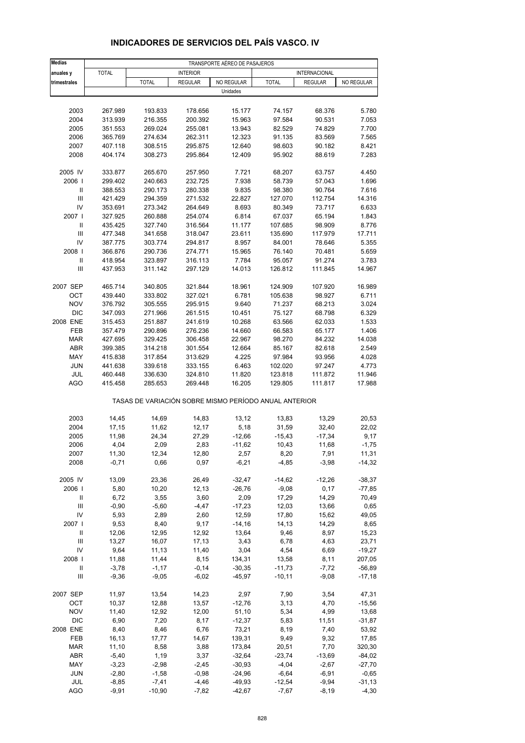# INDICADORES DE SERVICIOS DEL PAÍS VASCO. IV

| Medias anuales y trimestrales | TRANSPORTE AÉREO DE PASAJEROS | | | | | | |
|---|---|---|---|---|---|---|---|
| | TOTAL | INTERIOR | | | INTERNACIONAL | | |
| | | TOTAL | REGULAR | NO REGULAR | TOTAL | REGULAR | NO REGULAR |
| | Unidades | | | | | | |
| 2003 | 267.989 | 193.833 | 178.656 | 15.177 | 74.157 | 68.376 | 5.780 |
| 2004 | 313.939 | 216.355 | 200.392 | 15.963 | 97.584 | 90.531 | 7.053 |
| 2005 | 351.553 | 269.024 | 255.081 | 13.943 | 82.529 | 74.829 | 7.700 |
| 2006 | 365.769 | 274.634 | 262.311 | 12.323 | 91.135 | 83.569 | 7.565 |
| 2007 | 407.118 | 308.515 | 295.875 | 12.640 | 98.603 | 90.182 | 8.421 |
| 2008 | 404.174 | 308.273 | 295.864 | 12.409 | 95.902 | 88.619 | 7.283 |
| 2005 IV | 333.877 | 265.670 | 257.950 | 7.721 | 68.207 | 63.757 | 4.450 |
| 2006 I | 299.402 | 240.663 | 232.725 | 7.938 | 58.739 | 57.043 | 1.696 |
| II | 388.553 | 290.173 | 280.338 | 9.835 | 98.380 | 90.764 | 7.616 |
| III | 421.429 | 294.359 | 271.532 | 22.827 | 127.070 | 112.754 | 14.316 |
| IV | 353.691 | 273.342 | 264.649 | 8.693 | 80.349 | 73.717 | 6.633 |
| 2007 I | 327.925 | 260.888 | 254.074 | 6.814 | 67.037 | 65.194 | 1.843 |
| II | 435.425 | 327.740 | 316.564 | 11.177 | 107.685 | 98.909 | 8.776 |
| III | 477.348 | 341.658 | 318.047 | 23.611 | 135.690 | 117.979 | 17.711 |
| IV | 387.775 | 303.774 | 294.817 | 8.957 | 84.001 | 78.646 | 5.355 |
| 2008 I | 366.876 | 290.736 | 274.771 | 15.965 | 76.140 | 70.481 | 5.659 |
| II | 418.954 | 323.897 | 316.113 | 7.784 | 95.057 | 91.274 | 3.783 |
| III | 437.953 | 311.142 | 297.129 | 14.013 | 126.812 | 111.845 | 14.967 |
| 2007 SEP | 465.714 | 340.805 | 321.844 | 18.961 | 124.909 | 107.920 | 16.989 |
| OCT | 439.440 | 333.802 | 327.021 | 6.781 | 105.638 | 98.927 | 6.711 |
| NOV | 376.792 | 305.555 | 295.915 | 9.640 | 71.237 | 68.213 | 3.024 |
| DIC | 347.093 | 271.966 | 261.515 | 10.451 | 75.127 | 68.798 | 6.329 |
| 2008 ENE | 315.453 | 251.887 | 241.619 | 10.268 | 63.566 | 62.033 | 1.533 |
| FEB | 357.479 | 290.896 | 276.236 | 14.660 | 66.583 | 65.177 | 1.406 |
| MAR | 427.695 | 329.425 | 306.458 | 22.967 | 98.270 | 84.232 | 14.038 |
| ABR | 399.385 | 314.218 | 301.554 | 12.664 | 85.167 | 82.618 | 2.549 |
| MAY | 415.838 | 317.854 | 313.629 | 4.225 | 97.984 | 93.956 | 4.028 |
| JUN | 441.638 | 339.618 | 333.155 | 6.463 | 102.020 | 97.247 | 4.773 |
| JUL | 460.448 | 336.630 | 324.810 | 11.820 | 123.818 | 111.872 | 11.946 |
| AGO | 415.458 | 285.653 | 269.448 | 16.205 | 129.805 | 111.817 | 17.988 |
| | TASAS DE VARIACIÓN SOBRE MISMO PERÍODO ANUAL ANTERIOR | | | | | | |
| 2003 | 14,45 | 14,69 | 14,83 | 13,12 | 13,83 | 13,29 | 20,53 |
| 2004 | 17,15 | 11,62 | 12,17 | 5,18 | 31,59 | 32,40 | 22,02 |
| 2005 | 11,98 | 24,34 | 27,29 | -12,66 | -15,43 | -17,34 | 9,17 |
| 2006 | 4,04 | 2,09 | 2,83 | -11,62 | 10,43 | 11,68 | -1,75 |
| 2007 | 11,30 | 12,34 | 12,80 | 2,57 | 8,20 | 7,91 | 11,31 |
| 2008 | -0,71 | 0,66 | 0,97 | -6,21 | -4,85 | -3,98 | -14,32 |
| 2005 IV | 13,09 | 23,36 | 26,49 | -32,47 | -14,62 | -12,26 | -38,37 |
| 2006 I | 5,80 | 10,20 | 12,13 | -26,76 | -9,08 | 0,17 | -77,85 |
| II | 6,72 | 3,55 | 3,60 | 2,09 | 17,29 | 14,29 | 70,49 |
| III | -0,90 | -5,60 | -4,47 | -17,23 | 12,03 | 13,66 | 0,65 |
| IV | 5,93 | 2,89 | 2,60 | 12,59 | 17,80 | 15,62 | 49,05 |
| 2007 I | 9,53 | 8,40 | 9,17 | -14,16 | 14,13 | 14,29 | 8,65 |
| II | 12,06 | 12,95 | 12,92 | 13,64 | 9,46 | 8,97 | 15,23 |
| III | 13,27 | 16,07 | 17,13 | 3,43 | 6,78 | 4,63 | 23,71 |
| IV | 9,64 | 11,13 | 11,40 | 3,04 | 4,54 | 6,69 | -19,27 |
| 2008 I | 11,88 | 11,44 | 8,15 | 134,31 | 13,58 | 8,11 | 207,05 |
| II | -3,78 | -1,17 | -0,14 | -30,35 | -11,73 | -7,72 | -56,89 |
| III | -9,36 | -9,05 | -6,02 | -45,97 | -10,11 | -9,08 | -17,18 |
| 2007 SEP | 11,97 | 13,54 | 14,23 | 2,97 | 7,90 | 3,54 | 47,31 |
| OCT | 10,37 | 12,88 | 13,57 | -12,76 | 3,13 | 4,70 | -15,56 |
| NOV | 11,40 | 12,92 | 12,00 | 51,10 | 5,34 | 4,99 | 13,68 |
| DIC | 6,90 | 7,20 | 8,17 | -12,37 | 5,83 | 11,51 | -31,87 |
| 2008 ENE | 8,40 | 8,46 | 6,76 | 73,21 | 8,19 | 7,40 | 53,92 |
| FEB | 16,13 | 17,77 | 14,67 | 139,31 | 9,49 | 9,32 | 17,85 |
| MAR | 11,10 | 8,58 | 3,88 | 173,84 | 20,51 | 7,70 | 320,30 |
| ABR | -5,40 | 1,19 | 3,37 | -32,64 | -23,74 | -13,69 | -84,02 |
| MAY | -3,23 | -2,98 | -2,45 | -30,93 | -4,04 | -2,67 | -27,70 |
| JUN | -2,80 | -1,58 | -0,98 | -24,96 | -6,64 | -6,91 | -0,65 |
| JUL | -8,85 | -7,41 | -4,46 | -49,93 | -12,54 | -9,94 | -31,13 |
| AGO | -9,91 | -10,90 | -7,82 | -42,67 | -7,67 | -8,19 | -4,30 |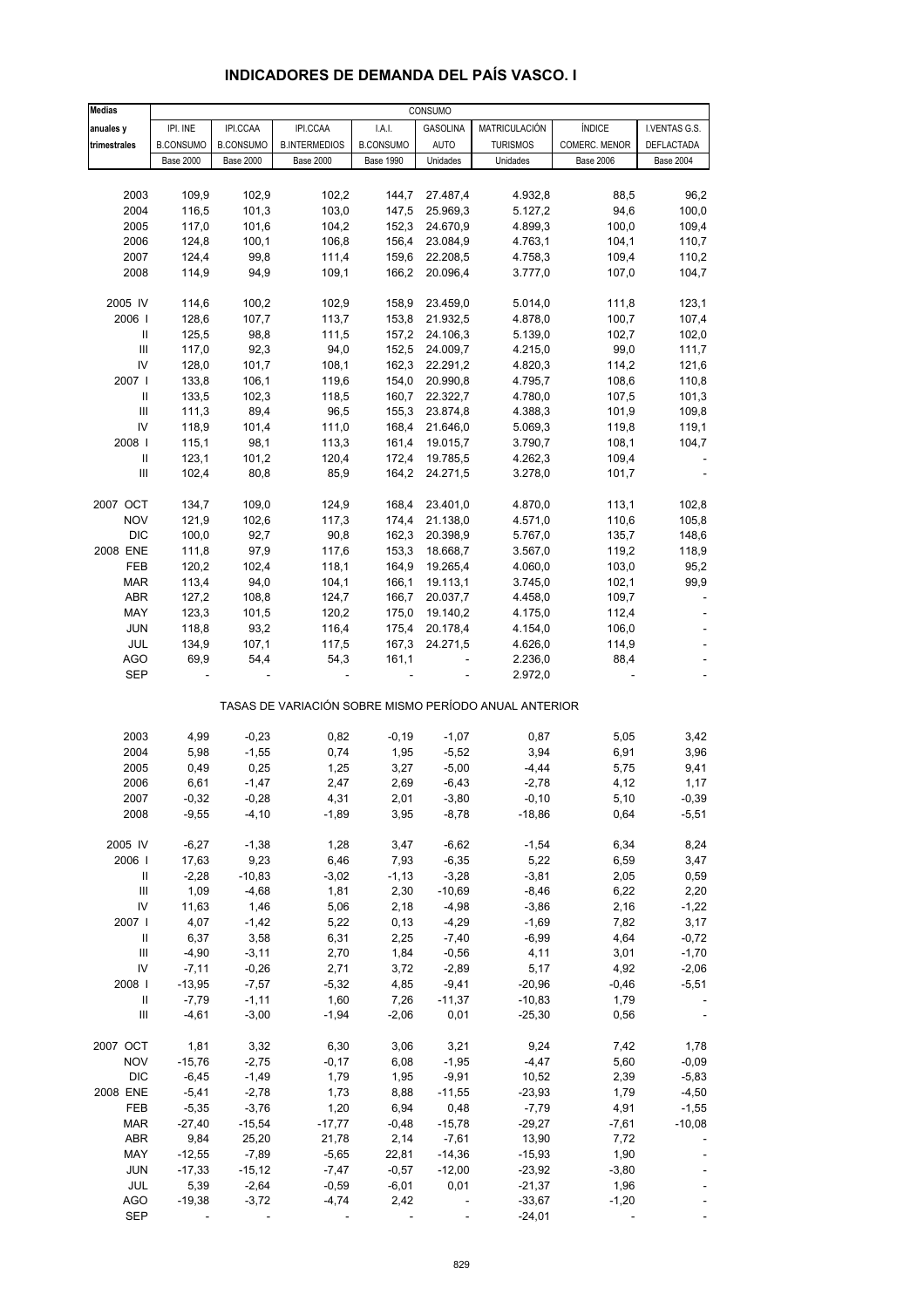# INDICADORES DE DEMANDA DEL PAÍS VASCO. I

| Medias anuales y trimestrales | CONSUMO | | | | | | | |
|---|---|---|---|---|---|---|---|---|
| | IPI. INE B.CONSUMO | IPI.CCAA B.CONSUMO | IPI.CCAA B.INTERMEDIOS | I.A.I. B.CONSUMO | GASOLINA AUTO | MATRICULACIÓN TURISMOS | ÍNDICE COMERC. MENOR | I.VENTAS G.S. DEFLACTADA |
| | Base 2000 | Base 2000 | Base 2000 | Base 1990 | Unidades | Unidades | Base 2006 | Base 2004 |
| 2003 | 109,9 | 102,9 | 102,2 | 144,7 | 27.487,4 | 4.932,8 | 88,5 | 96,2 |
| 2004 | 116,5 | 101,3 | 103,0 | 147,5 | 25.969,3 | 5.127,2 | 94,6 | 100,0 |
| 2005 | 117,0 | 101,6 | 104,2 | 152,3 | 24.670,9 | 4.899,3 | 100,0 | 109,4 |
| 2006 | 124,8 | 100,1 | 106,8 | 156,4 | 23.084,9 | 4.763,1 | 104,1 | 110,7 |
| 2007 | 124,4 | 99,8 | 111,4 | 159,6 | 22.208,5 | 4.758,3 | 109,4 | 110,2 |
| 2008 | 114,9 | 94,9 | 109,1 | 166,2 | 20.096,4 | 3.777,0 | 107,0 | 104,7 |
| 2005 IV | 114,6 | 100,2 | 102,9 | 158,9 | 23.459,0 | 5.014,0 | 111,8 | 123,1 |
| 2006 I | 128,6 | 107,7 | 113,7 | 153,8 | 21.932,5 | 4.878,0 | 100,7 | 107,4 |
| II | 125,5 | 98,8 | 111,5 | 157,2 | 24.106,3 | 5.139,0 | 102,7 | 102,0 |
| III | 117,0 | 92,3 | 94,0 | 152,5 | 24.009,7 | 4.215,0 | 99,0 | 111,7 |
| IV | 128,0 | 101,7 | 108,1 | 162,3 | 22.291,2 | 4.820,3 | 114,2 | 121,6 |
| 2007 I | 133,8 | 106,1 | 119,6 | 154,0 | 20.990,8 | 4.795,7 | 108,6 | 110,8 |
| II | 133,5 | 102,3 | 118,5 | 160,7 | 22.322,7 | 4.780,0 | 107,5 | 101,3 |
| III | 111,3 | 89,4 | 96,5 | 155,3 | 23.874,8 | 4.388,3 | 101,9 | 109,8 |
| IV | 118,9 | 101,4 | 111,0 | 168,4 | 21.646,0 | 5.069,3 | 119,8 | 119,1 |
| 2008 I | 115,1 | 98,1 | 113,3 | 161,4 | 19.015,7 | 3.790,7 | 108,1 | 104,7 |
| II | 123,1 | 101,2 | 120,4 | 172,4 | 19.785,5 | 4.262,3 | 109,4 | - |
| III | 102,4 | 80,8 | 85,9 | 164,2 | 24.271,5 | 3.278,0 | 101,7 | - |
| 2007 OCT | 134,7 | 109,0 | 124,9 | 168,4 | 23.401,0 | 4.870,0 | 113,1 | 102,8 |
| NOV | 121,9 | 102,6 | 117,3 | 174,4 | 21.138,0 | 4.571,0 | 110,6 | 105,8 |
| DIC | 100,0 | 92,7 | 90,8 | 162,3 | 20.398,9 | 5.767,0 | 135,7 | 148,6 |
| 2008 ENE | 111,8 | 97,9 | 117,6 | 153,3 | 18.668,7 | 3.567,0 | 119,2 | 118,9 |
| FEB | 120,2 | 102,4 | 118,1 | 164,9 | 19.265,4 | 4.060,0 | 103,0 | 95,2 |
| MAR | 113,4 | 94,0 | 104,1 | 166,1 | 19.113,1 | 3.745,0 | 102,1 | 99,9 |
| ABR | 127,2 | 108,8 | 124,7 | 166,7 | 20.037,7 | 4.458,0 | 109,7 | - |
| MAY | 123,3 | 101,5 | 120,2 | 175,0 | 19.140,2 | 4.175,0 | 112,4 | - |
| JUN | 118,8 | 93,2 | 116,4 | 175,4 | 20.178,4 | 4.154,0 | 106,0 | - |
| JUL | 134,9 | 107,1 | 117,5 | 167,3 | 24.271,5 | 4.626,0 | 114,9 | - |
| AGO | 69,9 | 54,4 | 54,3 | 161,1 | - | 2.236,0 | 88,4 | - |
| SEP | - | - | - | - | - | 2.972,0 | - | - |
| TASAS DE VARIACIÓN SOBRE MISMO PERÍODO ANUAL ANTERIOR | | | | | | | | |
| 2003 | 4,99 | -0,23 | 0,82 | -0,19 | -1,07 | 0,87 | 5,05 | 3,42 |
| 2004 | 5,98 | -1,55 | 0,74 | 1,95 | -5,52 | 3,94 | 6,91 | 3,96 |
| 2005 | 0,49 | 0,25 | 1,25 | 3,27 | -5,00 | -4,44 | 5,75 | 9,41 |
| 2006 | 6,61 | -1,47 | 2,47 | 2,69 | -6,43 | -2,78 | 4,12 | 1,17 |
| 2007 | -0,32 | -0,28 | 4,31 | 2,01 | -3,80 | -0,10 | 5,10 | -0,39 |
| 2008 | -9,55 | -4,10 | -1,89 | 3,95 | -8,78 | -18,86 | 0,64 | -5,51 |
| 2005 IV | -6,27 | -1,38 | 1,28 | 3,47 | -6,62 | -1,54 | 6,34 | 8,24 |
| 2006 I | 17,63 | 9,23 | 6,46 | 7,93 | -6,35 | 5,22 | 6,59 | 3,47 |
| II | -2,28 | -10,83 | -3,02 | -1,13 | -3,28 | -3,81 | 2,05 | 0,59 |
| III | 1,09 | -4,68 | 1,81 | 2,30 | -10,69 | -8,46 | 6,22 | 2,20 |
| IV | 11,63 | 1,46 | 5,06 | 2,18 | -4,98 | -3,86 | 2,16 | -1,22 |
| 2007 I | 4,07 | -1,42 | 5,22 | 0,13 | -4,29 | -1,69 | 7,82 | 3,17 |
| II | 6,37 | 3,58 | 6,31 | 2,25 | -7,40 | -6,99 | 4,64 | -0,72 |
| III | -4,90 | -3,11 | 2,70 | 1,84 | -0,56 | 4,11 | 3,01 | -1,70 |
| IV | -7,11 | -0,26 | 2,71 | 3,72 | -2,89 | 5,17 | 4,92 | -2,06 |
| 2008 I | -13,95 | -7,57 | -5,32 | 4,85 | -9,41 | -20,96 | -0,46 | -5,51 |
| II | -7,79 | -1,11 | 1,60 | 7,26 | -11,37 | -10,83 | 1,79 | - |
| III | -4,61 | -3,00 | -1,94 | -2,06 | 0,01 | -25,30 | 0,56 | - |
| 2007 OCT | 1,81 | 3,32 | 6,30 | 3,06 | 3,21 | 9,24 | 7,42 | 1,78 |
| NOV | -15,76 | -2,75 | -0,17 | 6,08 | -1,95 | -4,47 | 5,60 | -0,09 |
| DIC | -6,45 | -1,49 | 1,79 | 1,95 | -9,91 | 10,52 | 2,39 | -5,83 |
| 2008 ENE | -5,41 | -2,78 | 1,73 | 8,88 | -11,55 | -23,93 | 1,79 | -4,50 |
| FEB | -5,35 | -3,76 | 1,20 | 6,94 | 0,48 | -7,79 | 4,91 | -1,55 |
| MAR | -27,40 | -15,54 | -17,77 | -0,48 | -15,78 | -29,27 | -7,61 | -10,08 |
| ABR | 9,84 | 25,20 | 21,78 | 2,14 | -7,61 | 13,90 | 7,72 | - |
| MAY | -12,55 | -7,89 | -5,65 | 22,81 | -14,36 | -15,93 | 1,90 | - |
| JUN | -17,33 | -15,12 | -7,47 | -0,57 | -12,00 | -23,92 | -3,80 | - |
| JUL | 5,39 | -2,64 | -0,59 | -6,01 | 0,01 | -21,37 | 1,96 | - |
| AGO | -19,38 | -3,72 | -4,74 | 2,42 | - | -33,67 | -1,20 | - |
| SEP | - | - | - | - | - | -24,01 | - | - |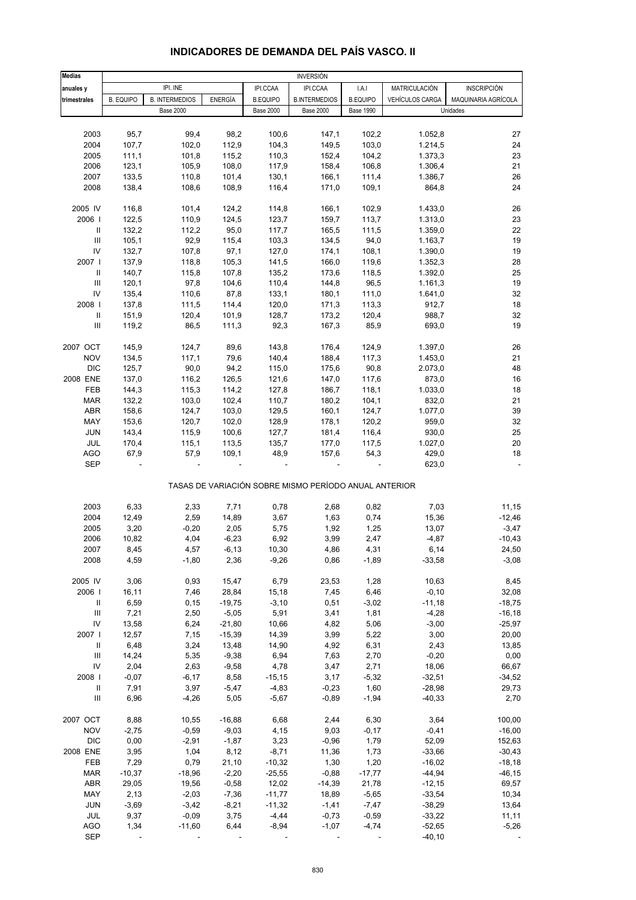# INDICADORES DE DEMANDA DEL PAÍS VASCO. II

| Medias anuales y trimestrales | INVERSIÓN | | | | | | | |
|---|---|---|---|---|---|---|---|---|
| | IPI. INE | | | IPI.CCAA | IPI.CCAA | I.A.I | MATRICULACIÓN | INSCRIPCIÓN |
| | B. EQUIPO | B. INTERMEDIOS | ENERGÍA | B.EQUIPO | B.INTERMEDIOS | B.EQUIPO | VEHÍCULOS CARGA | MAQUINARIA AGRÍCOLA |
| | Base 2000 | | | Base 2000 | Base 2000 | Base 1990 | Unidades | |
| 2003 | 95,7 | 99,4 | 98,2 | 100,6 | 147,1 | 102,2 | 1.052,8 | 27 |
| 2004 | 107,7 | 102,0 | 112,9 | 104,3 | 149,5 | 103,0 | 1.214,5 | 24 |
| 2005 | 111,1 | 101,8 | 115,2 | 110,3 | 152,4 | 104,2 | 1.373,3 | 23 |
| 2006 | 123,1 | 105,9 | 108,0 | 117,9 | 158,4 | 106,8 | 1.306,4 | 21 |
| 2007 | 133,5 | 110,8 | 101,4 | 130,1 | 166,1 | 111,4 | 1.386,7 | 26 |
| 2008 | 138,4 | 108,6 | 108,9 | 116,4 | 171,0 | 109,1 | 864,8 | 24 |
| 2005 IV | 116,8 | 101,4 | 124,2 | 114,8 | 166,1 | 102,9 | 1.433,0 | 26 |
| 2006 I | 122,5 | 110,9 | 124,5 | 123,7 | 159,7 | 113,7 | 1.313,0 | 23 |
| II | 132,2 | 112,2 | 95,0 | 117,7 | 165,5 | 111,5 | 1.359,0 | 22 |
| III | 105,1 | 92,9 | 115,4 | 103,3 | 134,5 | 94,0 | 1.163,7 | 19 |
| IV | 132,7 | 107,8 | 97,1 | 127,0 | 174,1 | 108,1 | 1.390,0 | 19 |
| 2007 I | 137,9 | 118,8 | 105,3 | 141,5 | 166,0 | 119,6 | 1.352,3 | 28 |
| II | 140,7 | 115,8 | 107,8 | 135,2 | 173,6 | 118,5 | 1.392,0 | 25 |
| III | 120,1 | 97,8 | 104,6 | 110,4 | 144,8 | 96,5 | 1.161,3 | 19 |
| IV | 135,4 | 110,6 | 87,8 | 133,1 | 180,1 | 111,0 | 1.641,0 | 32 |
| 2008 I | 137,8 | 111,5 | 114,4 | 120,0 | 171,3 | 113,3 | 912,7 | 18 |
| II | 151,9 | 120,4 | 101,9 | 128,7 | 173,2 | 120,4 | 988,7 | 32 |
| III | 119,2 | 86,5 | 111,3 | 92,3 | 167,3 | 85,9 | 693,0 | 19 |
| 2007 OCT | 145,9 | 124,7 | 89,6 | 143,8 | 176,4 | 124,9 | 1.397,0 | 26 |
| NOV | 134,5 | 117,1 | 79,6 | 140,4 | 188,4 | 117,3 | 1.453,0 | 21 |
| DIC | 125,7 | 90,0 | 94,2 | 115,0 | 175,6 | 90,8 | 2.073,0 | 48 |
| 2008 ENE | 137,0 | 116,2 | 126,5 | 121,6 | 147,0 | 117,6 | 873,0 | 16 |
| FEB | 144,3 | 115,3 | 114,2 | 127,8 | 186,7 | 118,1 | 1.033,0 | 18 |
| MAR | 132,2 | 103,0 | 102,4 | 110,7 | 180,2 | 104,1 | 832,0 | 21 |
| ABR | 158,6 | 124,7 | 103,0 | 129,5 | 160,1 | 124,7 | 1.077,0 | 39 |
| MAY | 153,6 | 120,7 | 102,0 | 128,9 | 178,1 | 120,2 | 959,0 | 32 |
| JUN | 143,4 | 115,9 | 100,6 | 127,7 | 181,4 | 116,4 | 930,0 | 25 |
| JUL | 170,4 | 115,1 | 113,5 | 135,7 | 177,0 | 117,5 | 1.027,0 | 20 |
| AGO | 67,9 | 57,9 | 109,1 | 48,9 | 157,6 | 54,3 | 429,0 | 18 |
| SEP | - | - | - | - | - | - | 623,0 | - |
| **TASAS DE VARIACIÓN SOBRE MISMO PERÍODO ANUAL ANTERIOR** | | | | | | | | |
| 2003 | 6,33 | 2,33 | 7,71 | 0,78 | 2,68 | 0,82 | 7,03 | 11,15 |
| 2004 | 12,49 | 2,59 | 14,89 | 3,67 | 1,63 | 0,74 | 15,36 | -12,46 |
| 2005 | 3,20 | -0,20 | 2,05 | 5,75 | 1,92 | 1,25 | 13,07 | -3,47 |
| 2006 | 10,82 | 4,04 | -6,23 | 6,92 | 3,99 | 2,47 | -4,87 | -10,43 |
| 2007 | 8,45 | 4,57 | -6,13 | 10,30 | 4,86 | 4,31 | 6,14 | 24,50 |
| 2008 | 4,59 | -1,80 | 2,36 | -9,26 | 0,86 | -1,89 | -33,58 | -3,08 |
| 2005 IV | 3,06 | 0,93 | 15,47 | 6,79 | 23,53 | 1,28 | 10,63 | 8,45 |
| 2006 I | 16,11 | 7,46 | 28,84 | 15,18 | 7,45 | 6,46 | -0,10 | 32,08 |
| II | 6,59 | 0,15 | -19,75 | -3,10 | 0,51 | -3,02 | -11,18 | -18,75 |
| III | 7,21 | 2,50 | -5,05 | 5,91 | 3,41 | 1,81 | -4,28 | -16,18 |
| IV | 13,58 | 6,24 | -21,80 | 10,66 | 4,82 | 5,06 | -3,00 | -25,97 |
| 2007 I | 12,57 | 7,15 | -15,39 | 14,39 | 3,99 | 5,22 | 3,00 | 20,00 |
| II | 6,48 | 3,24 | 13,48 | 14,90 | 4,92 | 6,31 | 2,43 | 13,85 |
| III | 14,24 | 5,35 | -9,38 | 6,94 | 7,63 | 2,70 | -0,20 | 0,00 |
| IV | 2,04 | 2,63 | -9,58 | 4,78 | 3,47 | 2,71 | 18,06 | 66,67 |
| 2008 I | -0,07 | -6,17 | 8,58 | -15,15 | 3,17 | -5,32 | -32,51 | -34,52 |
| II | 7,91 | 3,97 | -5,47 | -4,83 | -0,23 | 1,60 | -28,98 | 29,73 |
| III | 6,96 | -4,26 | 5,05 | -5,67 | -0,89 | -1,94 | -40,33 | 2,70 |
| 2007 OCT | 8,88 | 10,55 | -16,88 | 6,68 | 2,44 | 6,30 | 3,64 | 100,00 |
| NOV | -2,75 | -0,59 | -9,03 | 4,15 | 9,03 | -0,17 | -0,41 | -16,00 |
| DIC | 0,00 | -2,91 | -1,87 | 3,23 | -0,96 | 1,79 | 52,09 | 152,63 |
| 2008 ENE | 3,95 | 1,04 | 8,12 | -8,71 | 11,36 | 1,73 | -33,66 | -30,43 |
| FEB | 7,29 | 0,79 | 21,10 | -10,32 | 1,30 | 1,20 | -16,02 | -18,18 |
| MAR | -10,37 | -18,96 | -2,20 | -25,55 | -0,88 | -17,77 | -44,94 | -46,15 |
| ABR | 29,05 | 19,56 | -0,58 | 12,02 | -14,39 | 21,78 | -12,15 | 69,57 |
| MAY | 2,13 | -2,03 | -7,36 | -11,77 | 18,89 | -5,65 | -33,54 | 10,34 |
| JUN | -3,69 | -3,42 | -8,21 | -11,32 | -1,41 | -7,47 | -38,29 | 13,64 |
| JUL | 9,37 | -0,09 | 3,75 | -4,44 | -0,73 | -0,59 | -33,22 | 11,11 |
| AGO | 1,34 | -11,60 | 6,44 | -8,94 | -1,07 | -4,74 | -52,65 | -5,26 |
| SEP | - | - | - | - | - | - | -40,10 | - |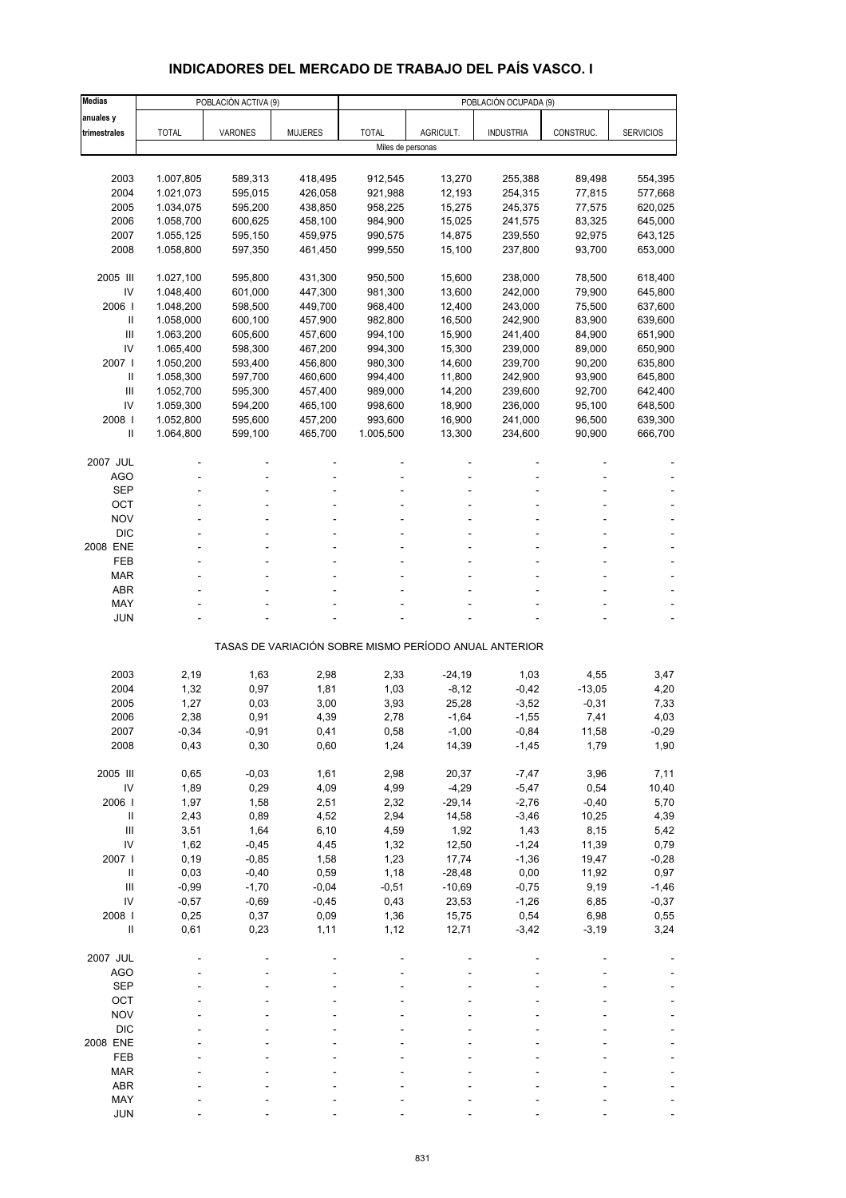## INDICADORES DEL MERCADO DE TRABAJO DEL PAÍS VASCO. I

| Medias anuales y trimestrales | POBLACIÓN ACTIVA (9) | | | POBLACIÓN OCUPADA (9) | | | | |
|---|---|---|---|---|---|---|---|---|
| | TOTAL | VARONES | MUJERES | TOTAL | AGRICULT. | INDUSTRIA | CONSTRUC. | SERVICIOS |
| | Miles de personas | | | | | | | |
| 2003 | 1.007,805 | 589,313 | 418,495 | 912,545 | 13,270 | 255,388 | 89,498 | 554,395 |
| 2004 | 1.021,073 | 595,015 | 426,058 | 921,988 | 12,193 | 254,315 | 77,815 | 577,668 |
| 2005 | 1.034,075 | 595,200 | 438,850 | 958,225 | 15,275 | 245,375 | 77,575 | 620,025 |
| 2006 | 1.058,700 | 600,625 | 458,100 | 984,900 | 15,025 | 241,575 | 83,325 | 645,000 |
| 2007 | 1.055,125 | 595,150 | 459,975 | 990,575 | 14,875 | 239,550 | 92,975 | 643,125 |
| 2008 | 1.058,800 | 597,350 | 461,450 | 999,550 | 15,100 | 237,800 | 93,700 | 653,000 |
| 2005 III | 1.027,100 | 595,800 | 431,300 | 950,500 | 15,600 | 238,000 | 78,500 | 618,400 |
| IV | 1.048,400 | 601,000 | 447,300 | 981,300 | 13,600 | 242,000 | 79,900 | 645,800 |
| 2006 I | 1.048,200 | 598,500 | 449,700 | 968,400 | 12,400 | 243,000 | 75,500 | 637,600 |
| II | 1.058,000 | 600,100 | 457,900 | 982,800 | 16,500 | 242,900 | 83,900 | 639,600 |
| III | 1.063,200 | 605,600 | 457,600 | 994,100 | 15,900 | 241,400 | 84,900 | 651,900 |
| IV | 1.065,400 | 598,300 | 467,200 | 994,300 | 15,300 | 239,000 | 89,000 | 650,900 |
| 2007 I | 1.050,200 | 593,400 | 456,800 | 980,300 | 14,600 | 239,700 | 90,200 | 635,800 |
| II | 1.058,300 | 597,700 | 460,600 | 994,400 | 11,800 | 242,900 | 93,900 | 645,800 |
| III | 1.052,700 | 595,300 | 457,400 | 989,000 | 14,200 | 239,600 | 92,700 | 642,400 |
| IV | 1.059,300 | 594,200 | 465,100 | 998,600 | 18,900 | 236,000 | 95,100 | 648,500 |
| 2008 I | 1.052,800 | 595,600 | 457,200 | 993,600 | 16,900 | 241,000 | 96,500 | 639,300 |
| II | 1.064,800 | 599,100 | 465,700 | 1.005,500 | 13,300 | 234,600 | 90,900 | 666,700 |
| 2007 JUL | - | - | - | - | - | - | - | - |
| AGO | - | - | - | - | - | - | - | - |
| SEP | - | - | - | - | - | - | - | - |
| OCT | - | - | - | - | - | - | - | - |
| NOV | - | - | - | - | - | - | - | - |
| DIC | - | - | - | - | - | - | - | - |
| 2008 ENE | - | - | - | - | - | - | - | - |
| FEB | - | - | - | - | - | - | - | - |
| MAR | - | - | - | - | - | - | - | - |
| ABR | - | - | - | - | - | - | - | - |
| MAY | - | - | - | - | - | - | - | - |
| JUN | - | - | - | - | - | - | - | - |
| | TASAS DE VARIACIÓN SOBRE MISMO PERÍODO ANUAL ANTERIOR | | | | | | | |
| 2003 | 2,19 | 1,63 | 2,98 | 2,33 | -24,19 | 1,03 | 4,55 | 3,47 |
| 2004 | 1,32 | 0,97 | 1,81 | 1,03 | -8,12 | -0,42 | -13,05 | 4,20 |
| 2005 | 1,27 | 0,03 | 3,00 | 3,93 | 25,28 | -3,52 | -0,31 | 7,33 |
| 2006 | 2,38 | 0,91 | 4,39 | 2,78 | -1,64 | -1,55 | 7,41 | 4,03 |
| 2007 | -0,34 | -0,91 | 0,41 | 0,58 | -1,00 | -0,84 | 11,58 | -0,29 |
| 2008 | 0,43 | 0,30 | 0,60 | 1,24 | 14,39 | -1,45 | 1,79 | 1,90 |
| 2005 III | 0,65 | -0,03 | 1,61 | 2,98 | 20,37 | -7,47 | 3,96 | 7,11 |
| IV | 1,89 | 0,29 | 4,09 | 4,99 | -4,29 | -5,47 | 0,54 | 10,40 |
| 2006 I | 1,97 | 1,58 | 2,51 | 2,32 | -29,14 | -2,76 | -0,40 | 5,70 |
| II | 2,43 | 0,89 | 4,52 | 2,94 | 14,58 | -3,46 | 10,25 | 4,39 |
| III | 3,51 | 1,64 | 6,10 | 4,59 | 1,92 | 1,43 | 8,15 | 5,42 |
| IV | 1,62 | -0,45 | 4,45 | 1,32 | 12,50 | -1,24 | 11,39 | 0,79 |
| 2007 I | 0,19 | -0,85 | 1,58 | 1,23 | 17,74 | -1,36 | 19,47 | -0,28 |
| II | 0,03 | -0,40 | 0,59 | 1,18 | -28,48 | 0,00 | 11,92 | 0,97 |
| III | -0,99 | -1,70 | -0,04 | -0,51 | -10,69 | -0,75 | 9,19 | -1,46 |
| IV | -0,57 | -0,69 | -0,45 | 0,43 | 23,53 | -1,26 | 6,85 | -0,37 |
| 2008 I | 0,25 | 0,37 | 0,09 | 1,36 | 15,75 | 0,54 | 6,98 | 0,55 |
| II | 0,61 | 0,23 | 1,11 | 1,12 | 12,71 | -3,42 | -3,19 | 3,24 |
| 2007 JUL | - | - | - | - | - | - | - | - |
| AGO | - | - | - | - | - | - | - | - |
| SEP | - | - | - | - | - | - | - | - |
| OCT | - | - | - | - | - | - | - | - |
| NOV | - | - | - | - | - | - | - | - |
| DIC | - | - | - | - | - | - | - | - |
| 2008 ENE | - | - | - | - | - | - | - | - |
| FEB | - | - | - | - | - | - | - | - |
| MAR | - | - | - | - | - | - | - | - |
| ABR | - | - | - | - | - | - | - | - |
| MAY | - | - | - | - | - | - | - | - |
| JUN | - | - | - | - | - | - | - | - |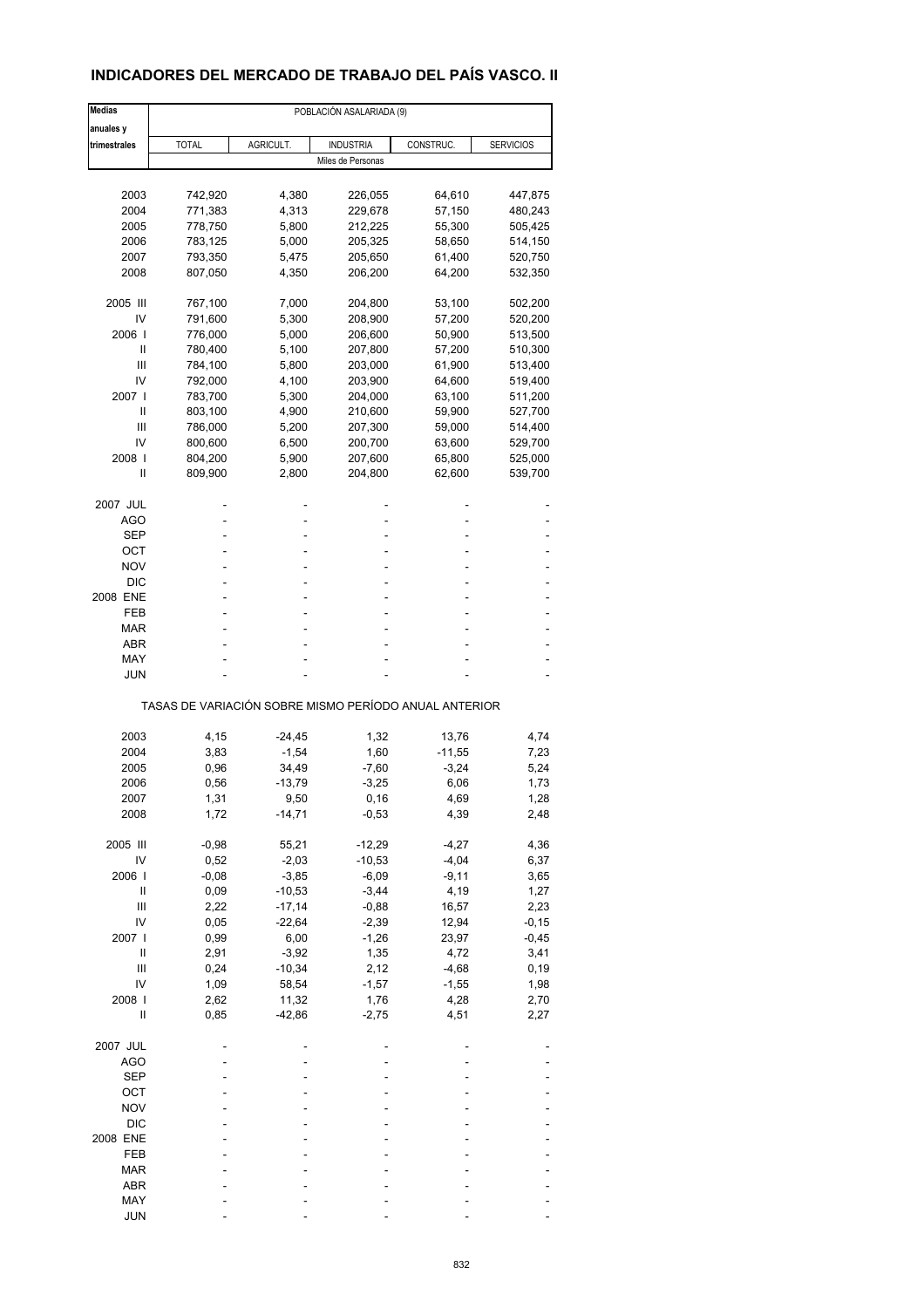## INDICADORES DEL MERCADO DE TRABAJO DEL PAÍS VASCO. II

| Medias anuales y trimestrales | POBLACIÓN ASALARIADA (9) | | | | |
|---|---|---|---|---|---|
| | TOTAL | AGRICULT. | INDUSTRIA | CONSTRUC. | SERVICIOS |
| | Miles de Personas | | | | |
| 2003 | 742,920 | 4,380 | 226,055 | 64,610 | 447,875 |
| 2004 | 771,383 | 4,313 | 229,678 | 57,150 | 480,243 |
| 2005 | 778,750 | 5,800 | 212,225 | 55,300 | 505,425 |
| 2006 | 783,125 | 5,000 | 205,325 | 58,650 | 514,150 |
| 2007 | 793,350 | 5,475 | 205,650 | 61,400 | 520,750 |
| 2008 | 807,050 | 4,350 | 206,200 | 64,200 | 532,350 |
| 2005 III | 767,100 | 7,000 | 204,800 | 53,100 | 502,200 |
| IV | 791,600 | 5,300 | 208,900 | 57,200 | 520,200 |
| 2006 I | 776,000 | 5,000 | 206,600 | 50,900 | 513,500 |
| II | 780,400 | 5,100 | 207,800 | 57,200 | 510,300 |
| III | 784,100 | 5,800 | 203,000 | 61,900 | 513,400 |
| IV | 792,000 | 4,100 | 203,900 | 64,600 | 519,400 |
| 2007 I | 783,700 | 5,300 | 204,000 | 63,100 | 511,200 |
| II | 803,100 | 4,900 | 210,600 | 59,900 | 527,700 |
| III | 786,000 | 5,200 | 207,300 | 59,000 | 514,400 |
| IV | 800,600 | 6,500 | 200,700 | 63,600 | 529,700 |
| 2008 I | 804,200 | 5,900 | 207,600 | 65,800 | 525,000 |
| II | 809,900 | 2,800 | 204,800 | 62,600 | 539,700 |
| 2007 JUL | - | - | - | - | - |
| AGO | - | - | - | - | - |
| SEP | - | - | - | - | - |
| OCT | - | - | - | - | - |
| NOV | - | - | - | - | - |
| DIC | - | - | - | - | - |
| 2008 ENE | - | - | - | - | - |
| FEB | - | - | - | - | - |
| MAR | - | - | - | - | - |
| ABR | - | - | - | - | - |
| MAY | - | - | - | - | - |
| JUN | - | - | - | - | - |
| | TASAS DE VARIACIÓN SOBRE MISMO PERÍODO ANUAL ANTERIOR | | | | |
| 2003 | 4,15 | -24,45 | 1,32 | 13,76 | 4,74 |
| 2004 | 3,83 | -1,54 | 1,60 | -11,55 | 7,23 |
| 2005 | 0,96 | 34,49 | -7,60 | -3,24 | 5,24 |
| 2006 | 0,56 | -13,79 | -3,25 | 6,06 | 1,73 |
| 2007 | 1,31 | 9,50 | 0,16 | 4,69 | 1,28 |
| 2008 | 1,72 | -14,71 | -0,53 | 4,39 | 2,48 |
| 2005 III | -0,98 | 55,21 | -12,29 | -4,27 | 4,36 |
| IV | 0,52 | -2,03 | -10,53 | -4,04 | 6,37 |
| 2006 I | -0,08 | -3,85 | -6,09 | -9,11 | 3,65 |
| II | 0,09 | -10,53 | -3,44 | 4,19 | 1,27 |
| III | 2,22 | -17,14 | -0,88 | 16,57 | 2,23 |
| IV | 0,05 | -22,64 | -2,39 | 12,94 | -0,15 |
| 2007 I | 0,99 | 6,00 | -1,26 | 23,97 | -0,45 |
| II | 2,91 | -3,92 | 1,35 | 4,72 | 3,41 |
| III | 0,24 | -10,34 | 2,12 | -4,68 | 0,19 |
| IV | 1,09 | 58,54 | -1,57 | -1,55 | 1,98 |
| 2008 I | 2,62 | 11,32 | 1,76 | 4,28 | 2,70 |
| II | 0,85 | -42,86 | -2,75 | 4,51 | 2,27 |
| 2007 JUL | - | - | - | - | - |
| AGO | - | - | - | - | - |
| SEP | - | - | - | - | - |
| OCT | - | - | - | - | - |
| NOV | - | - | - | - | - |
| DIC | - | - | - | - | - |
| 2008 ENE | - | - | - | - | - |
| FEB | - | - | - | - | - |
| MAR | - | - | - | - | - |
| ABR | - | - | - | - | - |
| MAY | - | - | - | - | - |
| JUN | - | - | - | - | - |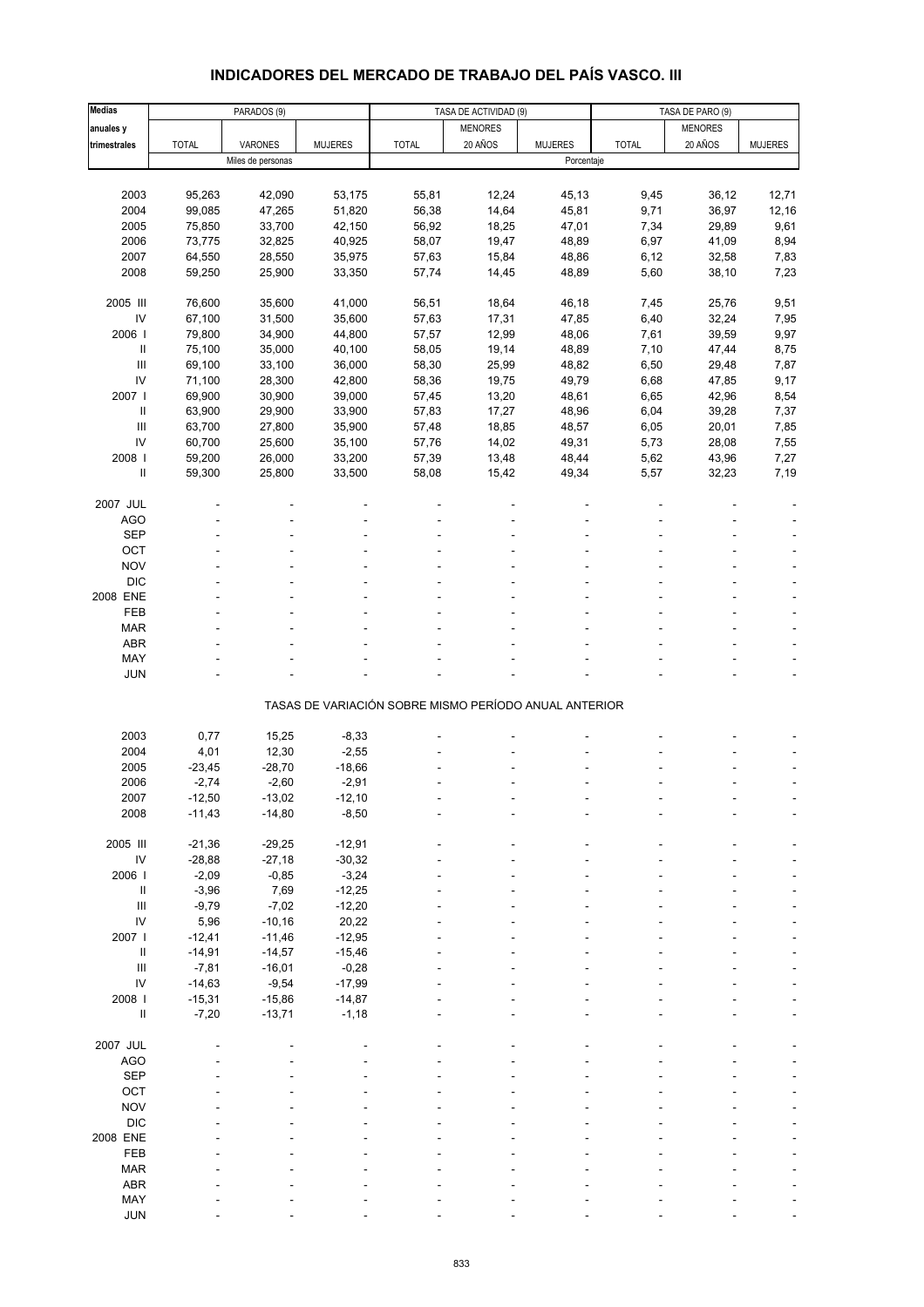## INDICADORES DEL MERCADO DE TRABAJO DEL PAÍS VASCO. III

| Medias anuales y trimestrales | PARADOS (9) | | | TASA DE ACTIVIDAD (9) | | | TASA DE PARO (9) | | |
|---|---|---|---|---|---|---|---|---|---|
| | TOTAL | VARONES | MUJERES | TOTAL | MENORES 20 AÑOS | MUJERES | TOTAL | MENORES 20 AÑOS | MUJERES |
| | Miles de personas | | | Porcentaje | | | | | |
| 2003 | 95,263 | 42,090 | 53,175 | 55,81 | 12,24 | 45,13 | 9,45 | 36,12 | 12,71 |
| 2004 | 99,085 | 47,265 | 51,820 | 56,38 | 14,64 | 45,81 | 9,71 | 36,97 | 12,16 |
| 2005 | 75,850 | 33,700 | 42,150 | 56,92 | 18,25 | 47,01 | 7,34 | 29,89 | 9,61 |
| 2006 | 73,775 | 32,825 | 40,925 | 58,07 | 19,47 | 48,89 | 6,97 | 41,09 | 8,94 |
| 2007 | 64,550 | 28,550 | 35,975 | 57,63 | 15,84 | 48,86 | 6,12 | 32,58 | 7,83 |
| 2008 | 59,250 | 25,900 | 33,350 | 57,74 | 14,45 | 48,89 | 5,60 | 38,10 | 7,23 |
| 2005 III | 76,600 | 35,600 | 41,000 | 56,51 | 18,64 | 46,18 | 7,45 | 25,76 | 9,51 |
| IV | 67,100 | 31,500 | 35,600 | 57,63 | 17,31 | 47,85 | 6,40 | 32,24 | 7,95 |
| 2006 I | 79,800 | 34,900 | 44,800 | 57,57 | 12,99 | 48,06 | 7,61 | 39,59 | 9,97 |
| II | 75,100 | 35,000 | 40,100 | 58,05 | 19,14 | 48,89 | 7,10 | 47,44 | 8,75 |
| III | 69,100 | 33,100 | 36,000 | 58,30 | 25,99 | 48,82 | 6,50 | 29,48 | 7,87 |
| IV | 71,100 | 28,300 | 42,800 | 58,36 | 19,75 | 49,79 | 6,68 | 47,85 | 9,17 |
| 2007 I | 69,900 | 30,900 | 39,000 | 57,45 | 13,20 | 48,61 | 6,65 | 42,96 | 8,54 |
| II | 63,900 | 29,900 | 33,900 | 57,83 | 17,27 | 48,96 | 6,04 | 39,28 | 7,37 |
| III | 63,700 | 27,800 | 35,900 | 57,48 | 18,85 | 48,57 | 6,05 | 20,01 | 7,85 |
| IV | 60,700 | 25,600 | 35,100 | 57,76 | 14,02 | 49,31 | 5,73 | 28,08 | 7,55 |
| 2008 I | 59,200 | 26,000 | 33,200 | 57,39 | 13,48 | 48,44 | 5,62 | 43,96 | 7,27 |
| II | 59,300 | 25,800 | 33,500 | 58,08 | 15,42 | 49,34 | 5,57 | 32,23 | 7,19 |
| 2007 JUL | - | - | - | - | - | - | - | - | - |
| AGO | - | - | - | - | - | - | - | - | - |
| SEP | - | - | - | - | - | - | - | - | - |
| OCT | - | - | - | - | - | - | - | - | - |
| NOV | - | - | - | - | - | - | - | - | - |
| DIC | - | - | - | - | - | - | - | - | - |
| 2008 ENE | - | - | - | - | - | - | - | - | - |
| FEB | - | - | - | - | - | - | - | - | - |
| MAR | - | - | - | - | - | - | - | - | - |
| ABR | - | - | - | - | - | - | - | - | - |
| MAY | - | - | - | - | - | - | - | - | - |
| JUN | - | - | - | - | - | - | - | - | - |
| | TASAS DE VARIACIÓN SOBRE MISMO PERÍODO ANUAL ANTERIOR | | | | | | | | |
| 2003 | 0,77 | 15,25 | -8,33 | - | - | - | - | - | - |
| 2004 | 4,01 | 12,30 | -2,55 | - | - | - | - | - | - |
| 2005 | -23,45 | -28,70 | -18,66 | - | - | - | - | - | - |
| 2006 | -2,74 | -2,60 | -2,91 | - | - | - | - | - | - |
| 2007 | -12,50 | -13,02 | -12,10 | - | - | - | - | - | - |
| 2008 | -11,43 | -14,80 | -8,50 | - | - | - | - | - | - |
| 2005 III | -21,36 | -29,25 | -12,91 | - | - | - | - | - | - |
| IV | -28,88 | -27,18 | -30,32 | - | - | - | - | - | - |
| 2006 I | -2,09 | -0,85 | -3,24 | - | - | - | - | - | - |
| II | -3,96 | 7,69 | -12,25 | - | - | - | - | - | - |
| III | -9,79 | -7,02 | -12,20 | - | - | - | - | - | - |
| IV | 5,96 | -10,16 | 20,22 | - | - | - | - | - | - |
| 2007 I | -12,41 | -11,46 | -12,95 | - | - | - | - | - | - |
| II | -14,91 | -14,57 | -15,46 | - | - | - | - | - | - |
| III | -7,81 | -16,01 | -0,28 | - | - | - | - | - | - |
| IV | -14,63 | -9,54 | -17,99 | - | - | - | - | - | - |
| 2008 I | -15,31 | -15,86 | -14,87 | - | - | - | - | - | - |
| II | -7,20 | -13,71 | -1,18 | - | - | - | - | - | - |
| 2007 JUL | - | - | - | - | - | - | - | - | - |
| AGO | - | - | - | - | - | - | - | - | - |
| SEP | - | - | - | - | - | - | - | - | - |
| OCT | - | - | - | - | - | - | - | - | - |
| NOV | - | - | - | - | - | - | - | - | - |
| DIC | - | - | - | - | - | - | - | - | - |
| 2008 ENE | - | - | - | - | - | - | - | - | - |
| FEB | - | - | - | - | - | - | - | - | - |
| MAR | - | - | - | - | - | - | - | - | - |
| ABR | - | - | - | - | - | - | - | - | - |
| MAY | - | - | - | - | - | - | - | - | - |
| JUN | - | - | - | - | - | - | - | - | - |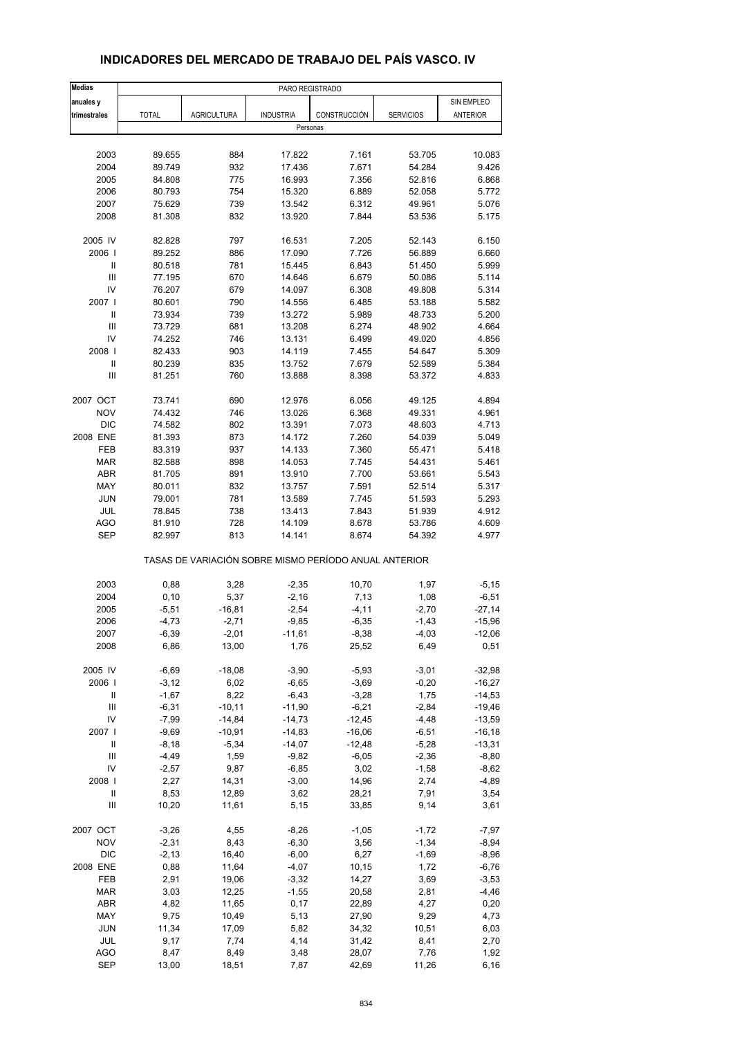# INDICADORES DEL MERCADO DE TRABAJO DEL PAÍS VASCO. IV

| Medias anuales y trimestrales | PARO REGISTRADO | | | | | |
|---|---|---|---|---|---|---|
| | TOTAL | AGRICULTURA | INDUSTRIA | CONSTRUCCIÓN | SERVICIOS | SIN EMPLEO ANTERIOR |
| | Personas | | | | | |
| 2003 | 89.655 | 884 | 17.822 | 7.161 | 53.705 | 10.083 |
| 2004 | 89.749 | 932 | 17.436 | 7.671 | 54.284 | 9.426 |
| 2005 | 84.808 | 775 | 16.993 | 7.356 | 52.816 | 6.868 |
| 2006 | 80.793 | 754 | 15.320 | 6.889 | 52.058 | 5.772 |
| 2007 | 75.629 | 739 | 13.542 | 6.312 | 49.961 | 5.076 |
| 2008 | 81.308 | 832 | 13.920 | 7.844 | 53.536 | 5.175 |
| 2005 IV | 82.828 | 797 | 16.531 | 7.205 | 52.143 | 6.150 |
| 2006 I | 89.252 | 886 | 17.090 | 7.726 | 56.889 | 6.660 |
| II | 80.518 | 781 | 15.445 | 6.843 | 51.450 | 5.999 |
| III | 77.195 | 670 | 14.646 | 6.679 | 50.086 | 5.114 |
| IV | 76.207 | 679 | 14.097 | 6.308 | 49.808 | 5.314 |
| 2007 I | 80.601 | 790 | 14.556 | 6.485 | 53.188 | 5.582 |
| II | 73.934 | 739 | 13.272 | 5.989 | 48.733 | 5.200 |
| III | 73.729 | 681 | 13.208 | 6.274 | 48.902 | 4.664 |
| IV | 74.252 | 746 | 13.131 | 6.499 | 49.020 | 4.856 |
| 2008 I | 82.433 | 903 | 14.119 | 7.455 | 54.647 | 5.309 |
| II | 80.239 | 835 | 13.752 | 7.679 | 52.589 | 5.384 |
| III | 81.251 | 760 | 13.888 | 8.398 | 53.372 | 4.833 |
| 2007 OCT | 73.741 | 690 | 12.976 | 6.056 | 49.125 | 4.894 |
| NOV | 74.432 | 746 | 13.026 | 6.368 | 49.331 | 4.961 |
| DIC | 74.582 | 802 | 13.391 | 7.073 | 48.603 | 4.713 |
| 2008 ENE | 81.393 | 873 | 14.172 | 7.260 | 54.039 | 5.049 |
| FEB | 83.319 | 937 | 14.133 | 7.360 | 55.471 | 5.418 |
| MAR | 82.588 | 898 | 14.053 | 7.745 | 54.431 | 5.461 |
| ABR | 81.705 | 891 | 13.910 | 7.700 | 53.661 | 5.543 |
| MAY | 80.011 | 832 | 13.757 | 7.591 | 52.514 | 5.317 |
| JUN | 79.001 | 781 | 13.589 | 7.745 | 51.593 | 5.293 |
| JUL | 78.845 | 738 | 13.413 | 7.843 | 51.939 | 4.912 |
| AGO | 81.910 | 728 | 14.109 | 8.678 | 53.786 | 4.609 |
| SEP | 82.997 | 813 | 14.141 | 8.674 | 54.392 | 4.977 |
| | TASAS DE VARIACIÓN SOBRE MISMO PERÍODO ANUAL ANTERIOR | | | | | |
| 2003 | 0,88 | 3,28 | -2,35 | 10,70 | 1,97 | -5,15 |
| 2004 | 0,10 | 5,37 | -2,16 | 7,13 | 1,08 | -6,51 |
| 2005 | -5,51 | -16,81 | -2,54 | -4,11 | -2,70 | -27,14 |
| 2006 | -4,73 | -2,71 | -9,85 | -6,35 | -1,43 | -15,96 |
| 2007 | -6,39 | -2,01 | -11,61 | -8,38 | -4,03 | -12,06 |
| 2008 | 6,86 | 13,00 | 1,76 | 25,52 | 6,49 | 0,51 |
| 2005 IV | -6,69 | -18,08 | -3,90 | -5,93 | -3,01 | -32,98 |
| 2006 I | -3,12 | 6,02 | -6,65 | -3,69 | -0,20 | -16,27 |
| II | -1,67 | 8,22 | -6,43 | -3,28 | 1,75 | -14,53 |
| III | -6,31 | -10,11 | -11,90 | -6,21 | -2,84 | -19,46 |
| IV | -7,99 | -14,84 | -14,73 | -12,45 | -4,48 | -13,59 |
| 2007 I | -9,69 | -10,91 | -14,83 | -16,06 | -6,51 | -16,18 |
| II | -8,18 | -5,34 | -14,07 | -12,48 | -5,28 | -13,31 |
| III | -4,49 | 1,59 | -9,82 | -6,05 | -2,36 | -8,80 |
| IV | -2,57 | 9,87 | -6,85 | 3,02 | -1,58 | -8,62 |
| 2008 I | 2,27 | 14,31 | -3,00 | 14,96 | 2,74 | -4,89 |
| II | 8,53 | 12,89 | 3,62 | 28,21 | 7,91 | 3,54 |
| III | 10,20 | 11,61 | 5,15 | 33,85 | 9,14 | 3,61 |
| 2007 OCT | -3,26 | 4,55 | -8,26 | -1,05 | -1,72 | -7,97 |
| NOV | -2,31 | 8,43 | -6,30 | 3,56 | -1,34 | -8,94 |
| DIC | -2,13 | 16,40 | -6,00 | 6,27 | -1,69 | -8,96 |
| 2008 ENE | 0,88 | 11,64 | -4,07 | 10,15 | 1,72 | -6,76 |
| FEB | 2,91 | 19,06 | -3,32 | 14,27 | 3,69 | -3,53 |
| MAR | 3,03 | 12,25 | -1,55 | 20,58 | 2,81 | -4,46 |
| ABR | 4,82 | 11,65 | 0,17 | 22,89 | 4,27 | 0,20 |
| MAY | 9,75 | 10,49 | 5,13 | 27,90 | 9,29 | 4,73 |
| JUN | 11,34 | 17,09 | 5,82 | 34,32 | 10,51 | 6,03 |
| JUL | 9,17 | 7,74 | 4,14 | 31,42 | 8,41 | 2,70 |
| AGO | 8,47 | 8,49 | 3,48 | 28,07 | 7,76 | 1,92 |
| SEP | 13,00 | 18,51 | 7,87 | 42,69 | 11,26 | 6,16 |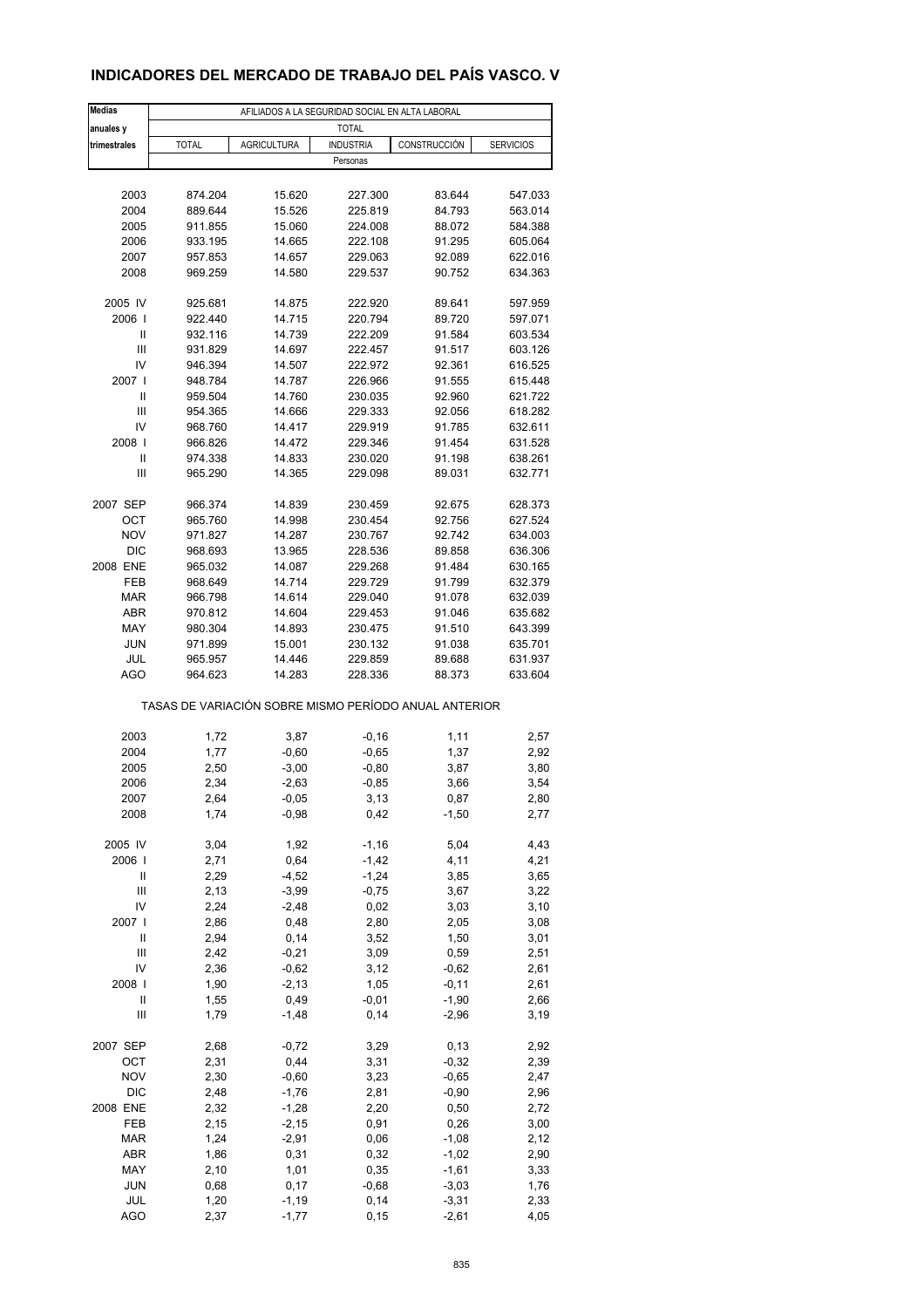## INDICADORES DEL MERCADO DE TRABAJO DEL PAÍS VASCO. V

| Medias anuales y trimestrales | AFILIADOS A LA SEGURIDAD SOCIAL EN ALTA LABORAL | | | | |
|---|---|---|---|---|---|
| | TOTAL | | | | |
| | TOTAL | AGRICULTURA | INDUSTRIA | CONSTRUCCIÓN | SERVICIOS |
| | Personas | | | | |
| 2003 | 874.204 | 15.620 | 227.300 | 83.644 | 547.033 |
| 2004 | 889.644 | 15.526 | 225.819 | 84.793 | 563.014 |
| 2005 | 911.855 | 15.060 | 224.008 | 88.072 | 584.388 |
| 2006 | 933.195 | 14.665 | 222.108 | 91.295 | 605.064 |
| 2007 | 957.853 | 14.657 | 229.063 | 92.089 | 622.016 |
| 2008 | 969.259 | 14.580 | 229.537 | 90.752 | 634.363 |
| 2005 IV | 925.681 | 14.875 | 222.920 | 89.641 | 597.959 |
| 2006 I | 922.440 | 14.715 | 220.794 | 89.720 | 597.071 |
| II | 932.116 | 14.739 | 222.209 | 91.584 | 603.534 |
| III | 931.829 | 14.697 | 222.457 | 91.517 | 603.126 |
| IV | 946.394 | 14.507 | 222.972 | 92.361 | 616.525 |
| 2007 I | 948.784 | 14.787 | 226.966 | 91.555 | 615.448 |
| II | 959.504 | 14.760 | 230.035 | 92.960 | 621.722 |
| III | 954.365 | 14.666 | 229.333 | 92.056 | 618.282 |
| IV | 968.760 | 14.417 | 229.919 | 91.785 | 632.611 |
| 2008 I | 966.826 | 14.472 | 229.346 | 91.454 | 631.528 |
| II | 974.338 | 14.833 | 230.020 | 91.198 | 638.261 |
| III | 965.290 | 14.365 | 229.098 | 89.031 | 632.771 |
| 2007 SEP | 966.374 | 14.839 | 230.459 | 92.675 | 628.373 |
| OCT | 965.760 | 14.998 | 230.454 | 92.756 | 627.524 |
| NOV | 971.827 | 14.287 | 230.767 | 92.742 | 634.003 |
| DIC | 968.693 | 13.965 | 228.536 | 89.858 | 636.306 |
| 2008 ENE | 965.032 | 14.087 | 229.268 | 91.484 | 630.165 |
| FEB | 968.649 | 14.714 | 229.729 | 91.799 | 632.379 |
| MAR | 966.798 | 14.614 | 229.040 | 91.078 | 632.039 |
| ABR | 970.812 | 14.604 | 229.453 | 91.046 | 635.682 |
| MAY | 980.304 | 14.893 | 230.475 | 91.510 | 643.399 |
| JUN | 971.899 | 15.001 | 230.132 | 91.038 | 635.701 |
| JUL | 965.957 | 14.446 | 229.859 | 89.688 | 631.937 |
| AGO | 964.623 | 14.283 | 228.336 | 88.373 | 633.604 |
| | TASAS DE VARIACIÓN SOBRE MISMO PERÍODO ANUAL ANTERIOR | | | | |
| 2003 | 1,72 | 3,87 | -0,16 | 1,11 | 2,57 |
| 2004 | 1,77 | -0,60 | -0,65 | 1,37 | 2,92 |
| 2005 | 2,50 | -3,00 | -0,80 | 3,87 | 3,80 |
| 2006 | 2,34 | -2,63 | -0,85 | 3,66 | 3,54 |
| 2007 | 2,64 | -0,05 | 3,13 | 0,87 | 2,80 |
| 2008 | 1,74 | -0,98 | 0,42 | -1,50 | 2,77 |
| 2005 IV | 3,04 | 1,92 | -1,16 | 5,04 | 4,43 |
| 2006 I | 2,71 | 0,64 | -1,42 | 4,11 | 4,21 |
| II | 2,29 | -4,52 | -1,24 | 3,85 | 3,65 |
| III | 2,13 | -3,99 | -0,75 | 3,67 | 3,22 |
| IV | 2,24 | -2,48 | 0,02 | 3,03 | 3,10 |
| 2007 I | 2,86 | 0,48 | 2,80 | 2,05 | 3,08 |
| II | 2,94 | 0,14 | 3,52 | 1,50 | 3,01 |
| III | 2,42 | -0,21 | 3,09 | 0,59 | 2,51 |
| IV | 2,36 | -0,62 | 3,12 | -0,62 | 2,61 |
| 2008 I | 1,90 | -2,13 | 1,05 | -0,11 | 2,61 |
| II | 1,55 | 0,49 | -0,01 | -1,90 | 2,66 |
| III | 1,79 | -1,48 | 0,14 | -2,96 | 3,19 |
| 2007 SEP | 2,68 | -0,72 | 3,29 | 0,13 | 2,92 |
| OCT | 2,31 | 0,44 | 3,31 | -0,32 | 2,39 |
| NOV | 2,30 | -0,60 | 3,23 | -0,65 | 2,47 |
| DIC | 2,48 | -1,76 | 2,81 | -0,90 | 2,96 |
| 2008 ENE | 2,32 | -1,28 | 2,20 | 0,50 | 2,72 |
| FEB | 2,15 | -2,15 | 0,91 | 0,26 | 3,00 |
| MAR | 1,24 | -2,91 | 0,06 | -1,08 | 2,12 |
| ABR | 1,86 | 0,31 | 0,32 | -1,02 | 2,90 |
| MAY | 2,10 | 1,01 | 0,35 | -1,61 | 3,33 |
| JUN | 0,68 | 0,17 | -0,68 | -3,03 | 1,76 |
| JUL | 1,20 | -1,19 | 0,14 | -3,31 | 2,33 |
| AGO | 2,37 | -1,77 | 0,15 | -2,61 | 4,05 |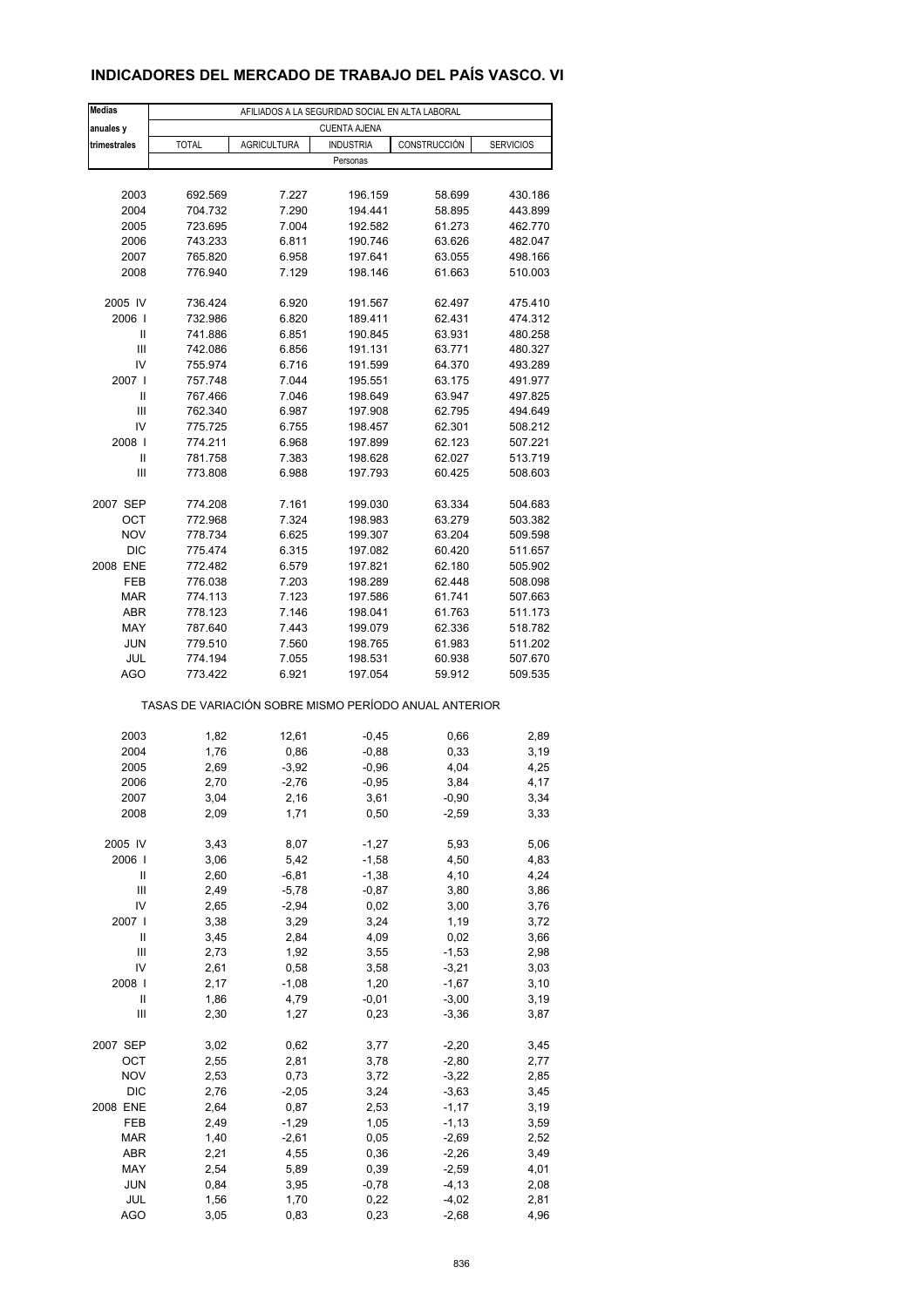## INDICADORES DEL MERCADO DE TRABAJO DEL PAÍS VASCO. VI

| Medias anuales y trimestrales | AFILIADOS A LA SEGURIDAD SOCIAL EN ALTA LABORAL | | | | |
|---|---|---|---|---|---|
| | CUENTA AJENA | | | | |
| | TOTAL | AGRICULTURA | INDUSTRIA | CONSTRUCCIÓN | SERVICIOS |
| | Personas | | | | |
| 2003 | 692.569 | 7.227 | 196.159 | 58.699 | 430.186 |
| 2004 | 704.732 | 7.290 | 194.441 | 58.895 | 443.899 |
| 2005 | 723.695 | 7.004 | 192.582 | 61.273 | 462.770 |
| 2006 | 743.233 | 6.811 | 190.746 | 63.626 | 482.047 |
| 2007 | 765.820 | 6.958 | 197.641 | 63.055 | 498.166 |
| 2008 | 776.940 | 7.129 | 198.146 | 61.663 | 510.003 |
| 2005 IV | 736.424 | 6.920 | 191.567 | 62.497 | 475.410 |
| 2006 I | 732.986 | 6.820 | 189.411 | 62.431 | 474.312 |
| II | 741.886 | 6.851 | 190.845 | 63.931 | 480.258 |
| III | 742.086 | 6.856 | 191.131 | 63.771 | 480.327 |
| IV | 755.974 | 6.716 | 191.599 | 64.370 | 493.289 |
| 2007 I | 757.748 | 7.044 | 195.551 | 63.175 | 491.977 |
| II | 767.466 | 7.046 | 198.649 | 63.947 | 497.825 |
| III | 762.340 | 6.987 | 197.908 | 62.795 | 494.649 |
| IV | 775.725 | 6.755 | 198.457 | 62.301 | 508.212 |
| 2008 I | 774.211 | 6.968 | 197.899 | 62.123 | 507.221 |
| II | 781.758 | 7.383 | 198.628 | 62.027 | 513.719 |
| III | 773.808 | 6.988 | 197.793 | 60.425 | 508.603 |
| 2007 SEP | 774.208 | 7.161 | 199.030 | 63.334 | 504.683 |
| OCT | 772.968 | 7.324 | 198.983 | 63.279 | 503.382 |
| NOV | 778.734 | 6.625 | 199.307 | 63.204 | 509.598 |
| DIC | 775.474 | 6.315 | 197.082 | 60.420 | 511.657 |
| 2008 ENE | 772.482 | 6.579 | 197.821 | 62.180 | 505.902 |
| FEB | 776.038 | 7.203 | 198.289 | 62.448 | 508.098 |
| MAR | 774.113 | 7.123 | 197.586 | 61.741 | 507.663 |
| ABR | 778.123 | 7.146 | 198.041 | 61.763 | 511.173 |
| MAY | 787.640 | 7.443 | 199.079 | 62.336 | 518.782 |
| JUN | 779.510 | 7.560 | 198.765 | 61.983 | 511.202 |
| JUL | 774.194 | 7.055 | 198.531 | 60.938 | 507.670 |
| AGO | 773.422 | 6.921 | 197.054 | 59.912 | 509.535 |
| | TASAS DE VARIACIÓN SOBRE MISMO PERÍODO ANUAL ANTERIOR | | | | |
| 2003 | 1,82 | 12,61 | -0,45 | 0,66 | 2,89 |
| 2004 | 1,76 | 0,86 | -0,88 | 0,33 | 3,19 |
| 2005 | 2,69 | -3,92 | -0,96 | 4,04 | 4,25 |
| 2006 | 2,70 | -2,76 | -0,95 | 3,84 | 4,17 |
| 2007 | 3,04 | 2,16 | 3,61 | -0,90 | 3,34 |
| 2008 | 2,09 | 1,71 | 0,50 | -2,59 | 3,33 |
| 2005 IV | 3,43 | 8,07 | -1,27 | 5,93 | 5,06 |
| 2006 I | 3,06 | 5,42 | -1,58 | 4,50 | 4,83 |
| II | 2,60 | -6,81 | -1,38 | 4,10 | 4,24 |
| III | 2,49 | -5,78 | -0,87 | 3,80 | 3,86 |
| IV | 2,65 | -2,94 | 0,02 | 3,00 | 3,76 |
| 2007 I | 3,38 | 3,29 | 3,24 | 1,19 | 3,72 |
| II | 3,45 | 2,84 | 4,09 | 0,02 | 3,66 |
| III | 2,73 | 1,92 | 3,55 | -1,53 | 2,98 |
| IV | 2,61 | 0,58 | 3,58 | -3,21 | 3,03 |
| 2008 I | 2,17 | -1,08 | 1,20 | -1,67 | 3,10 |
| II | 1,86 | 4,79 | -0,01 | -3,00 | 3,19 |
| III | 2,30 | 1,27 | 0,23 | -3,36 | 3,87 |
| 2007 SEP | 3,02 | 0,62 | 3,77 | -2,20 | 3,45 |
| OCT | 2,55 | 2,81 | 3,78 | -2,80 | 2,77 |
| NOV | 2,53 | 0,73 | 3,72 | -3,22 | 2,85 |
| DIC | 2,76 | -2,05 | 3,24 | -3,63 | 3,45 |
| 2008 ENE | 2,64 | 0,87 | 2,53 | -1,17 | 3,19 |
| FEB | 2,49 | -1,29 | 1,05 | -1,13 | 3,59 |
| MAR | 1,40 | -2,61 | 0,05 | -2,69 | 2,52 |
| ABR | 2,21 | 4,55 | 0,36 | -2,26 | 3,49 |
| MAY | 2,54 | 5,89 | 0,39 | -2,59 | 4,01 |
| JUN | 0,84 | 3,95 | -0,78 | -4,13 | 2,08 |
| JUL | 1,56 | 1,70 | 0,22 | -4,02 | 2,81 |
| AGO | 3,05 | 0,83 | 0,23 | -2,68 | 4,96 |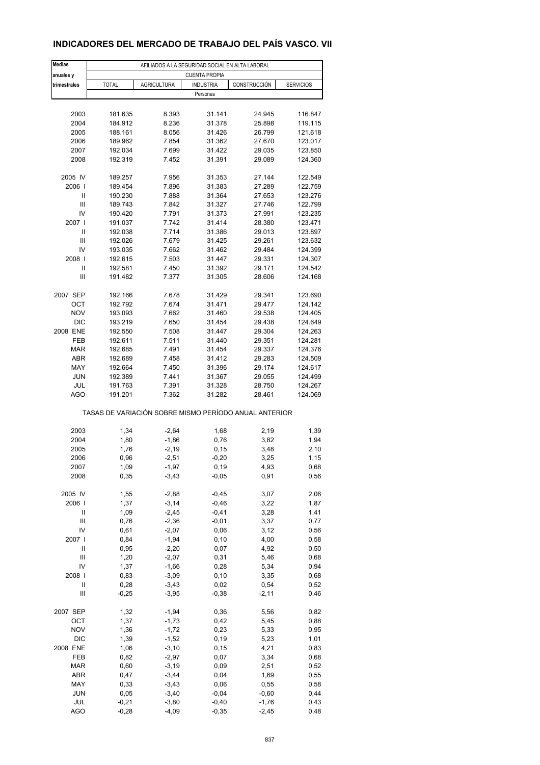## INDICADORES DEL MERCADO DE TRABAJO DEL PAÍS VASCO. VII

| Medias anuales y trimestrales | AFILIADOS A LA SEGURIDAD SOCIAL EN ALTA LABORAL | | | | |
|---|---|---|---|---|---|
| | CUENTA PROPIA | | | | |
| | TOTAL | AGRICULTURA | INDUSTRIA | CONSTRUCCIÓN | SERVICIOS |
| | Personas | | | | |
| 2003 | 181.635 | 8.393 | 31.141 | 24.945 | 116.847 |
| 2004 | 184.912 | 8.236 | 31.378 | 25.898 | 119.115 |
| 2005 | 188.161 | 8.056 | 31.426 | 26.799 | 121.618 |
| 2006 | 189.962 | 7.854 | 31.362 | 27.670 | 123.017 |
| 2007 | 192.034 | 7.699 | 31.422 | 29.035 | 123.850 |
| 2008 | 192.319 | 7.452 | 31.391 | 29.089 | 124.360 |
| 2005 IV | 189.257 | 7.956 | 31.353 | 27.144 | 122.549 |
| 2006 I | 189.454 | 7.896 | 31.383 | 27.289 | 122.759 |
| II | 190.230 | 7.888 | 31.364 | 27.653 | 123.276 |
| III | 189.743 | 7.842 | 31.327 | 27.746 | 122.799 |
| IV | 190.420 | 7.791 | 31.373 | 27.991 | 123.235 |
| 2007 I | 191.037 | 7.742 | 31.414 | 28.380 | 123.471 |
| II | 192.038 | 7.714 | 31.386 | 29.013 | 123.897 |
| III | 192.026 | 7.679 | 31.425 | 29.261 | 123.632 |
| IV | 193.035 | 7.662 | 31.462 | 29.484 | 124.399 |
| 2008 I | 192.615 | 7.503 | 31.447 | 29.331 | 124.307 |
| II | 192.581 | 7.450 | 31.392 | 29.171 | 124.542 |
| III | 191.482 | 7.377 | 31.305 | 28.606 | 124.168 |
| 2007 SEP | 192.166 | 7.678 | 31.429 | 29.341 | 123.690 |
| OCT | 192.792 | 7.674 | 31.471 | 29.477 | 124.142 |
| NOV | 193.093 | 7.662 | 31.460 | 29.538 | 124.405 |
| DIC | 193.219 | 7.650 | 31.454 | 29.438 | 124.649 |
| 2008 ENE | 192.550 | 7.508 | 31.447 | 29.304 | 124.263 |
| FEB | 192.611 | 7.511 | 31.440 | 29.351 | 124.281 |
| MAR | 192.685 | 7.491 | 31.454 | 29.337 | 124.376 |
| ABR | 192.689 | 7.458 | 31.412 | 29.283 | 124.509 |
| MAY | 192.664 | 7.450 | 31.396 | 29.174 | 124.617 |
| JUN | 192.389 | 7.441 | 31.367 | 29.055 | 124.499 |
| JUL | 191.763 | 7.391 | 31.328 | 28.750 | 124.267 |
| AGO | 191.201 | 7.362 | 31.282 | 28.461 | 124.069 |
| | TASAS DE VARIACIÓN SOBRE MISMO PERÍODO ANUAL ANTERIOR | | | | |
| 2003 | 1,34 | -2,64 | 1,68 | 2,19 | 1,39 |
| 2004 | 1,80 | -1,86 | 0,76 | 3,82 | 1,94 |
| 2005 | 1,76 | -2,19 | 0,15 | 3,48 | 2,10 |
| 2006 | 0,96 | -2,51 | -0,20 | 3,25 | 1,15 |
| 2007 | 1,09 | -1,97 | 0,19 | 4,93 | 0,68 |
| 2008 | 0,35 | -3,43 | -0,05 | 0,91 | 0,56 |
| 2005 IV | 1,55 | -2,88 | -0,45 | 3,07 | 2,06 |
| 2006 I | 1,37 | -3,14 | -0,46 | 3,22 | 1,87 |
| II | 1,09 | -2,45 | -0,41 | 3,28 | 1,41 |
| III | 0,76 | -2,36 | -0,01 | 3,37 | 0,77 |
| IV | 0,61 | -2,07 | 0,06 | 3,12 | 0,56 |
| 2007 I | 0,84 | -1,94 | 0,10 | 4,00 | 0,58 |
| II | 0,95 | -2,20 | 0,07 | 4,92 | 0,50 |
| III | 1,20 | -2,07 | 0,31 | 5,46 | 0,68 |
| IV | 1,37 | -1,66 | 0,28 | 5,34 | 0,94 |
| 2008 I | 0,83 | -3,09 | 0,10 | 3,35 | 0,68 |
| II | 0,28 | -3,43 | 0,02 | 0,54 | 0,52 |
| III | -0,25 | -3,95 | -0,38 | -2,11 | 0,46 |
| 2007 SEP | 1,32 | -1,94 | 0,36 | 5,56 | 0,82 |
| OCT | 1,37 | -1,73 | 0,42 | 5,45 | 0,88 |
| NOV | 1,36 | -1,72 | 0,23 | 5,33 | 0,95 |
| DIC | 1,39 | -1,52 | 0,19 | 5,23 | 1,01 |
| 2008 ENE | 1,06 | -3,10 | 0,15 | 4,21 | 0,83 |
| FEB | 0,82 | -2,97 | 0,07 | 3,34 | 0,68 |
| MAR | 0,60 | -3,19 | 0,09 | 2,51 | 0,52 |
| ABR | 0,47 | -3,44 | 0,04 | 1,69 | 0,55 |
| MAY | 0,33 | -3,43 | 0,06 | 0,55 | 0,58 |
| JUN | 0,05 | -3,40 | -0,04 | -0,60 | 0,44 |
| JUL | -0,21 | -3,80 | -0,40 | -1,76 | 0,43 |
| AGO | -0,28 | -4,09 | -0,35 | -2,45 | 0,48 |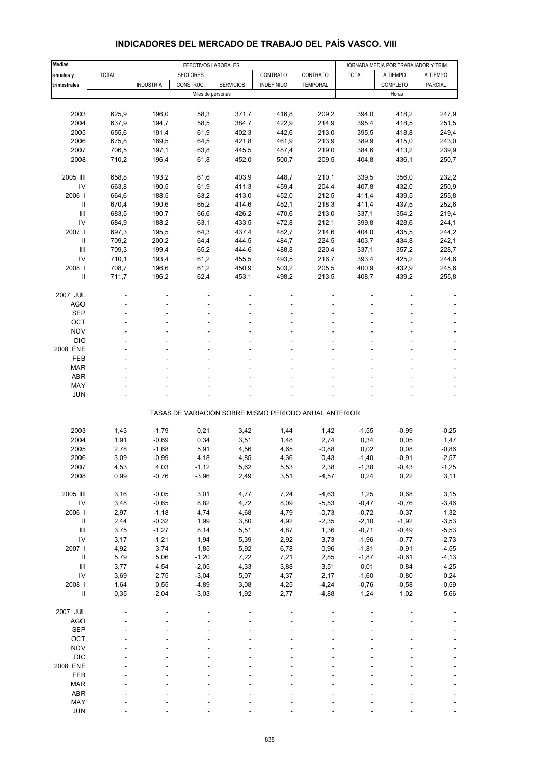# INDICADORES DEL MERCADO DE TRABAJO DEL PAÍS VASCO. VIII

| Medias anuales y trimestrales | EFECTIVOS LABORALES | | | | | | JORNADA MEDIA POR TRABAJADOR Y TRIM. | | |
|---|---|---|---|---|---|---|---|---|---|
| | TOTAL | SECTORES | | | CONTRATO | CONTRATO | TOTAL | A TIEMPO | A TIEMPO |
| | | INDUSTRIA | CONSTRUC. | SERVICIOS | INDEFINIDO | TEMPORAL | | COMPLETO | PARCIAL |
| | Miles de personas | | | | | | Horas | | |
| 2003 | 625,9 | 196,0 | 58,3 | 371,7 | 416,8 | 209,2 | 394,0 | 418,2 | 247,9 |
| 2004 | 637,9 | 194,7 | 58,5 | 384,7 | 422,9 | 214,9 | 395,4 | 418,5 | 251,5 |
| 2005 | 655,6 | 191,4 | 61,9 | 402,3 | 442,6 | 213,0 | 395,5 | 418,8 | 249,4 |
| 2006 | 675,8 | 189,5 | 64,5 | 421,8 | 461,9 | 213,9 | 389,9 | 415,0 | 243,0 |
| 2007 | 706,5 | 197,1 | 63,8 | 445,5 | 487,4 | 219,0 | 384,6 | 413,2 | 239,9 |
| 2008 | 710,2 | 196,4 | 61,8 | 452,0 | 500,7 | 209,5 | 404,8 | 436,1 | 250,7 |
| 2005 III | 658,8 | 193,2 | 61,6 | 403,9 | 448,7 | 210,1 | 339,5 | 356,0 | 232,2 |
| IV | 663,8 | 190,5 | 61,9 | 411,3 | 459,4 | 204,4 | 407,8 | 432,0 | 250,9 |
| 2006 I | 664,6 | 188,5 | 63,2 | 413,0 | 452,0 | 212,5 | 411,4 | 439,5 | 255,8 |
| II | 670,4 | 190,6 | 65,2 | 414,6 | 452,1 | 218,3 | 411,4 | 437,5 | 252,6 |
| III | 683,5 | 190,7 | 66,6 | 426,2 | 470,6 | 213,0 | 337,1 | 354,2 | 219,4 |
| IV | 684,9 | 188,2 | 63,1 | 433,5 | 472,8 | 212,1 | 399,8 | 428,6 | 244,1 |
| 2007 I | 697,3 | 195,5 | 64,3 | 437,4 | 482,7 | 214,6 | 404,0 | 435,5 | 244,2 |
| II | 709,2 | 200,2 | 64,4 | 444,5 | 484,7 | 224,5 | 403,7 | 434,8 | 242,1 |
| III | 709,3 | 199,4 | 65,2 | 444,6 | 488,8 | 220,4 | 337,1 | 357,2 | 228,7 |
| IV | 710,1 | 193,4 | 61,2 | 455,5 | 493,5 | 216,7 | 393,4 | 425,2 | 244,6 |
| 2008 I | 708,7 | 196,6 | 61,2 | 450,9 | 503,2 | 205,5 | 400,9 | 432,9 | 245,6 |
| II | 711,7 | 196,2 | 62,4 | 453,1 | 498,2 | 213,5 | 408,7 | 439,2 | 255,8 |
| 2007 JUL | - | - | - | - | - | - | - | - | - |
| AGO | - | - | - | - | - | - | - | - | - |
| SEP | - | - | - | - | - | - | - | - | - |
| OCT | - | - | - | - | - | - | - | - | - |
| NOV | - | - | - | - | - | - | - | - | - |
| DIC | - | - | - | - | - | - | - | - | - |
| 2008 ENE | - | - | - | - | - | - | - | - | - |
| FEB | - | - | - | - | - | - | - | - | - |
| MAR | - | - | - | - | - | - | - | - | - |
| ABR | - | - | - | - | - | - | - | - | - |
| MAY | - | - | - | - | - | - | - | - | - |
| JUN | - | - | - | - | - | - | - | - | - |

TASAS DE VARIACIÓN SOBRE MISMO PERÍODO ANUAL ANTERIOR

| | TOTAL | INDUSTRIA | CONSTRUC. | SERVICIOS | CONTRATO INDEFINIDO | CONTRATO TEMPORAL | TOTAL | A TIEMPO COMPLETO | A TIEMPO PARCIAL |
|---|---|---|---|---|---|---|---|---|---|
| 2003 | 1,43 | -1,79 | 0,21 | 3,42 | 1,44 | 1,42 | -1,55 | -0,99 | -0,25 |
| 2004 | 1,91 | -0,69 | 0,34 | 3,51 | 1,48 | 2,74 | 0,34 | 0,05 | 1,47 |
| 2005 | 2,78 | -1,68 | 5,91 | 4,56 | 4,65 | -0,88 | 0,02 | 0,08 | -0,86 |
| 2006 | 3,09 | -0,99 | 4,18 | 4,85 | 4,36 | 0,43 | -1,40 | -0,91 | -2,57 |
| 2007 | 4,53 | 4,03 | -1,12 | 5,62 | 5,53 | 2,38 | -1,38 | -0,43 | -1,25 |
| 2008 | 0,99 | -0,76 | -3,96 | 2,49 | 3,51 | -4,57 | 0,24 | 0,22 | 3,11 |
| 2005 III | 3,16 | -0,05 | 3,01 | 4,77 | 7,24 | -4,63 | 1,25 | 0,68 | 3,15 |
| IV | 3,48 | -0,65 | 8,82 | 4,72 | 8,09 | -5,53 | -0,47 | -0,76 | -3,46 |
| 2006 I | 2,97 | -1,18 | 4,74 | 4,68 | 4,79 | -0,73 | -0,72 | -0,37 | 1,32 |
| II | 2,44 | -0,32 | 1,99 | 3,80 | 4,92 | -2,35 | -2,10 | -1,92 | -3,53 |
| III | 3,75 | -1,27 | 8,14 | 5,51 | 4,87 | 1,36 | -0,71 | -0,49 | -5,53 |
| IV | 3,17 | -1,21 | 1,94 | 5,39 | 2,92 | 3,73 | -1,96 | -0,77 | -2,73 |
| 2007 I | 4,92 | 3,74 | 1,85 | 5,92 | 6,78 | 0,96 | -1,81 | -0,91 | -4,55 |
| II | 5,79 | 5,06 | -1,20 | 7,22 | 7,21 | 2,85 | -1,87 | -0,61 | -4,13 |
| III | 3,77 | 4,54 | -2,05 | 4,33 | 3,88 | 3,51 | 0,01 | 0,84 | 4,25 |
| IV | 3,69 | 2,75 | -3,04 | 5,07 | 4,37 | 2,17 | -1,60 | -0,80 | 0,24 |
| 2008 I | 1,64 | 0,55 | -4,89 | 3,08 | 4,25 | -4,24 | -0,76 | -0,58 | 0,59 |
| II | 0,35 | -2,04 | -3,03 | 1,92 | 2,77 | -4,88 | 1,24 | 1,02 | 5,66 |
| 2007 JUL | - | - | - | - | - | - | - | - | - |
| AGO | - | - | - | - | - | - | - | - | - |
| SEP | - | - | - | - | - | - | - | - | - |
| OCT | - | - | - | - | - | - | - | - | - |
| NOV | - | - | - | - | - | - | - | - | - |
| DIC | - | - | - | - | - | - | - | - | - |
| 2008 ENE | - | - | - | - | - | - | - | - | - |
| FEB | - | - | - | - | - | - | - | - | - |
| MAR | - | - | - | - | - | - | - | - | - |
| ABR | - | - | - | - | - | - | - | - | - |
| MAY | - | - | - | - | - | - | - | - | - |
| JUN | - | - | - | - | - | - | - | - | - |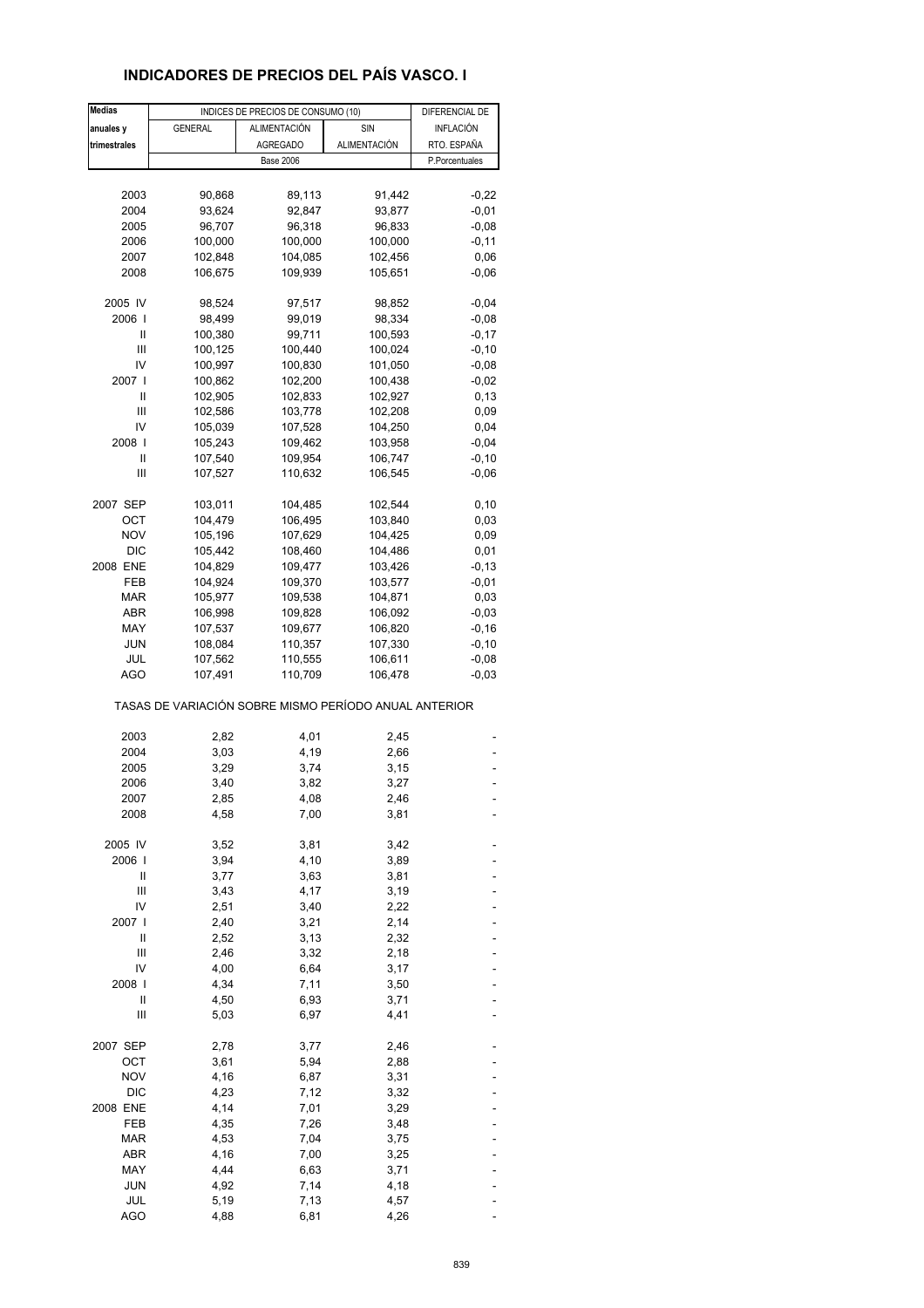# INDICADORES DE PRECIOS DEL PAÍS VASCO. I

| Medias anuales y trimestrales | INDICES DE PRECIOS DE CONSUMO (10) | | | DIFERENCIAL DE INFLACIÓN RTO. ESPAÑA |
|---|---|---|---|---|
| | GENERAL | ALIMENTACIÓN AGREGADO | SIN ALIMENTACIÓN | |
| | Base 2006 | | | P.Porcentuales |
| 2003 | 90,868 | 89,113 | 91,442 | -0,22 |
| 2004 | 93,624 | 92,847 | 93,877 | -0,01 |
| 2005 | 96,707 | 96,318 | 96,833 | -0,08 |
| 2006 | 100,000 | 100,000 | 100,000 | -0,11 |
| 2007 | 102,848 | 104,085 | 102,456 | 0,06 |
| 2008 | 106,675 | 109,939 | 105,651 | -0,06 |
| 2005 IV | 98,524 | 97,517 | 98,852 | -0,04 |
| 2006 I | 98,499 | 99,019 | 98,334 | -0,08 |
| II | 100,380 | 99,711 | 100,593 | -0,17 |
| III | 100,125 | 100,440 | 100,024 | -0,10 |
| IV | 100,997 | 100,830 | 101,050 | -0,08 |
| 2007 I | 100,862 | 102,200 | 100,438 | -0,02 |
| II | 102,905 | 102,833 | 102,927 | 0,13 |
| III | 102,586 | 103,778 | 102,208 | 0,09 |
| IV | 105,039 | 107,528 | 104,250 | 0,04 |
| 2008 I | 105,243 | 109,462 | 103,958 | -0,04 |
| II | 107,540 | 109,954 | 106,747 | -0,10 |
| III | 107,527 | 110,632 | 106,545 | -0,06 |
| 2007 SEP | 103,011 | 104,485 | 102,544 | 0,10 |
| OCT | 104,479 | 106,495 | 103,840 | 0,03 |
| NOV | 105,196 | 107,629 | 104,425 | 0,09 |
| DIC | 105,442 | 108,460 | 104,486 | 0,01 |
| 2008 ENE | 104,829 | 109,477 | 103,426 | -0,13 |
| FEB | 104,924 | 109,370 | 103,577 | -0,01 |
| MAR | 105,977 | 109,538 | 104,871 | 0,03 |
| ABR | 106,998 | 109,828 | 106,092 | -0,03 |
| MAY | 107,537 | 109,677 | 106,820 | -0,16 |
| JUN | 108,084 | 110,357 | 107,330 | -0,10 |
| JUL | 107,562 | 110,555 | 106,611 | -0,08 |
| AGO | 107,491 | 110,709 | 106,478 | -0,03 |
| TASAS DE VARIACIÓN SOBRE MISMO PERÍODO ANUAL ANTERIOR | | | | |
| 2003 | 2,82 | 4,01 | 2,45 | - |
| 2004 | 3,03 | 4,19 | 2,66 | - |
| 2005 | 3,29 | 3,74 | 3,15 | - |
| 2006 | 3,40 | 3,82 | 3,27 | - |
| 2007 | 2,85 | 4,08 | 2,46 | - |
| 2008 | 4,58 | 7,00 | 3,81 | - |
| 2005 IV | 3,52 | 3,81 | 3,42 | - |
| 2006 I | 3,94 | 4,10 | 3,89 | - |
| II | 3,77 | 3,63 | 3,81 | - |
| III | 3,43 | 4,17 | 3,19 | - |
| IV | 2,51 | 3,40 | 2,22 | - |
| 2007 I | 2,40 | 3,21 | 2,14 | - |
| II | 2,52 | 3,13 | 2,32 | - |
| III | 2,46 | 3,32 | 2,18 | - |
| IV | 4,00 | 6,64 | 3,17 | - |
| 2008 I | 4,34 | 7,11 | 3,50 | - |
| II | 4,50 | 6,93 | 3,71 | - |
| III | 5,03 | 6,97 | 4,41 | - |
| 2007 SEP | 2,78 | 3,77 | 2,46 | - |
| OCT | 3,61 | 5,94 | 2,88 | - |
| NOV | 4,16 | 6,87 | 3,31 | - |
| DIC | 4,23 | 7,12 | 3,32 | - |
| 2008 ENE | 4,14 | 7,01 | 3,29 | - |
| FEB | 4,35 | 7,26 | 3,48 | - |
| MAR | 4,53 | 7,04 | 3,75 | - |
| ABR | 4,16 | 7,00 | 3,25 | - |
| MAY | 4,44 | 6,63 | 3,71 | - |
| JUN | 4,92 | 7,14 | 4,18 | - |
| JUL | 5,19 | 7,13 | 4,57 | - |
| AGO | 4,88 | 6,81 | 4,26 | - |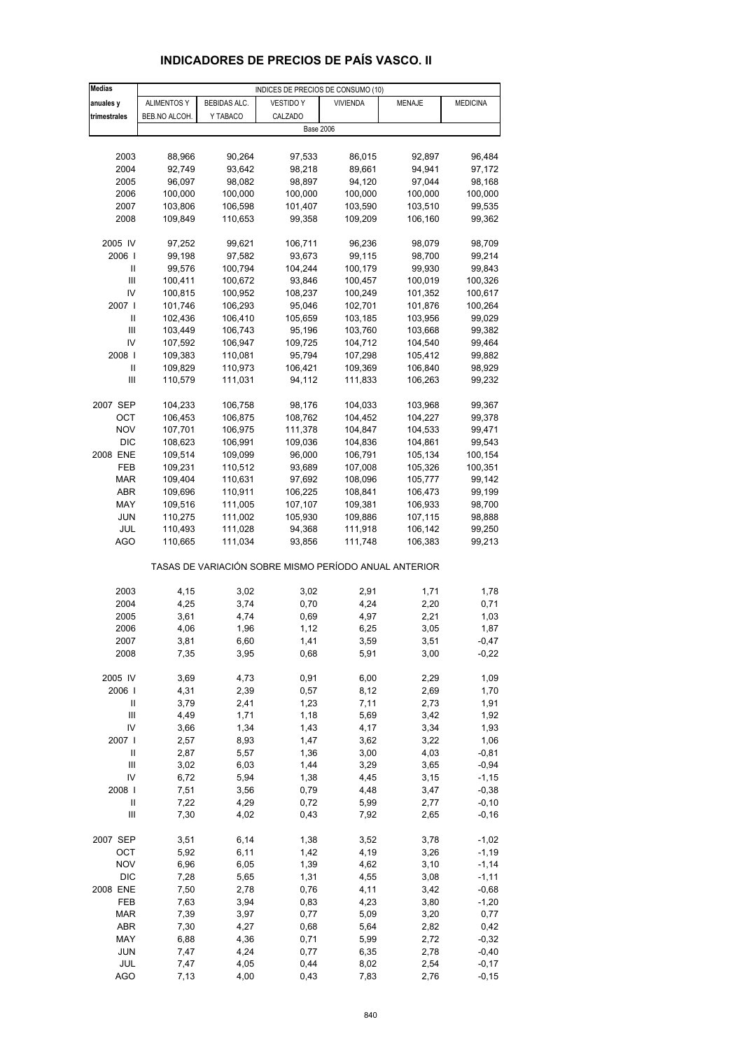# INDICADORES DE PRECIOS DE PAÍS VASCO. II

| Medias anuales y trimestrales | INDICES DE PRECIOS DE CONSUMO (10) | | | | | |
|---|---|---|---|---|---|---|
| | ALIMENTOS Y BEB.NO ALCOH. | BEBIDAS ALC. Y TABACO | VESTIDO Y CALZADO | VIVIENDA | MENAJE | MEDICINA |
| | Base 2006 | | | | | |
| 2003 | 88,966 | 90,264 | 97,533 | 86,015 | 92,897 | 96,484 |
| 2004 | 92,749 | 93,642 | 98,218 | 89,661 | 94,941 | 97,172 |
| 2005 | 96,097 | 98,082 | 98,897 | 94,120 | 97,044 | 98,168 |
| 2006 | 100,000 | 100,000 | 100,000 | 100,000 | 100,000 | 100,000 |
| 2007 | 103,806 | 106,598 | 101,407 | 103,590 | 103,510 | 99,535 |
| 2008 | 109,849 | 110,653 | 99,358 | 109,209 | 106,160 | 99,362 |
| 2005 IV | 97,252 | 99,621 | 106,711 | 96,236 | 98,079 | 98,709 |
| 2006 I | 99,198 | 97,582 | 93,673 | 99,115 | 98,700 | 99,214 |
| II | 99,576 | 100,794 | 104,244 | 100,179 | 99,930 | 99,843 |
| III | 100,411 | 100,672 | 93,846 | 100,457 | 100,019 | 100,326 |
| IV | 100,815 | 100,952 | 108,237 | 100,249 | 101,352 | 100,617 |
| 2007 I | 101,746 | 106,293 | 95,046 | 102,701 | 101,876 | 100,264 |
| II | 102,436 | 106,410 | 105,659 | 103,185 | 103,956 | 99,029 |
| III | 103,449 | 106,743 | 95,196 | 103,760 | 103,668 | 99,382 |
| IV | 107,592 | 106,947 | 109,725 | 104,712 | 104,540 | 99,464 |
| 2008 I | 109,383 | 110,081 | 95,794 | 107,298 | 105,412 | 99,882 |
| II | 109,829 | 110,973 | 106,421 | 109,369 | 106,840 | 98,929 |
| III | 110,579 | 111,031 | 94,112 | 111,833 | 106,263 | 99,232 |
| 2007 SEP | 104,233 | 106,758 | 98,176 | 104,033 | 103,968 | 99,367 |
| OCT | 106,453 | 106,875 | 108,762 | 104,452 | 104,227 | 99,378 |
| NOV | 107,701 | 106,975 | 111,378 | 104,847 | 104,533 | 99,471 |
| DIC | 108,623 | 106,991 | 109,036 | 104,836 | 104,861 | 99,543 |
| 2008 ENE | 109,514 | 109,099 | 96,000 | 106,791 | 105,134 | 100,154 |
| FEB | 109,231 | 110,512 | 93,689 | 107,008 | 105,326 | 100,351 |
| MAR | 109,404 | 110,631 | 97,692 | 108,096 | 105,777 | 99,142 |
| ABR | 109,696 | 110,911 | 106,225 | 108,841 | 106,473 | 99,199 |
| MAY | 109,516 | 111,005 | 107,107 | 109,381 | 106,933 | 98,700 |
| JUN | 110,275 | 111,002 | 105,930 | 109,886 | 107,115 | 98,888 |
| JUL | 110,493 | 111,028 | 94,368 | 111,918 | 106,142 | 99,250 |
| AGO | 110,665 | 111,034 | 93,856 | 111,748 | 106,383 | 99,213 |
| | TASAS DE VARIACIÓN SOBRE MISMO PERÍODO ANUAL ANTERIOR | | | | | |
| 2003 | 4,15 | 3,02 | 3,02 | 2,91 | 1,71 | 1,78 |
| 2004 | 4,25 | 3,74 | 0,70 | 4,24 | 2,20 | 0,71 |
| 2005 | 3,61 | 4,74 | 0,69 | 4,97 | 2,21 | 1,03 |
| 2006 | 4,06 | 1,96 | 1,12 | 6,25 | 3,05 | 1,87 |
| 2007 | 3,81 | 6,60 | 1,41 | 3,59 | 3,51 | -0,47 |
| 2008 | 7,35 | 3,95 | 0,68 | 5,91 | 3,00 | -0,22 |
| 2005 IV | 3,69 | 4,73 | 0,91 | 6,00 | 2,29 | 1,09 |
| 2006 I | 4,31 | 2,39 | 0,57 | 8,12 | 2,69 | 1,70 |
| II | 3,79 | 2,41 | 1,23 | 7,11 | 2,73 | 1,91 |
| III | 4,49 | 1,71 | 1,18 | 5,69 | 3,42 | 1,92 |
| IV | 3,66 | 1,34 | 1,43 | 4,17 | 3,34 | 1,93 |
| 2007 I | 2,57 | 8,93 | 1,47 | 3,62 | 3,22 | 1,06 |
| II | 2,87 | 5,57 | 1,36 | 3,00 | 4,03 | -0,81 |
| III | 3,02 | 6,03 | 1,44 | 3,29 | 3,65 | -0,94 |
| IV | 6,72 | 5,94 | 1,38 | 4,45 | 3,15 | -1,15 |
| 2008 I | 7,51 | 3,56 | 0,79 | 4,48 | 3,47 | -0,38 |
| II | 7,22 | 4,29 | 0,72 | 5,99 | 2,77 | -0,10 |
| III | 7,30 | 4,02 | 0,43 | 7,92 | 2,65 | -0,16 |
| 2007 SEP | 3,51 | 6,14 | 1,38 | 3,52 | 3,78 | -1,02 |
| OCT | 5,92 | 6,11 | 1,42 | 4,19 | 3,26 | -1,19 |
| NOV | 6,96 | 6,05 | 1,39 | 4,62 | 3,10 | -1,14 |
| DIC | 7,28 | 5,65 | 1,31 | 4,55 | 3,08 | -1,11 |
| 2008 ENE | 7,50 | 2,78 | 0,76 | 4,11 | 3,42 | -0,68 |
| FEB | 7,63 | 3,94 | 0,83 | 4,23 | 3,80 | -1,20 |
| MAR | 7,39 | 3,97 | 0,77 | 5,09 | 3,20 | 0,77 |
| ABR | 7,30 | 4,27 | 0,68 | 5,64 | 2,82 | 0,42 |
| MAY | 6,88 | 4,36 | 0,71 | 5,99 | 2,72 | -0,32 |
| JUN | 7,47 | 4,24 | 0,77 | 6,35 | 2,78 | -0,40 |
| JUL | 7,47 | 4,05 | 0,44 | 8,02 | 2,54 | -0,17 |
| AGO | 7,13 | 4,00 | 0,43 | 7,83 | 2,76 | -0,15 |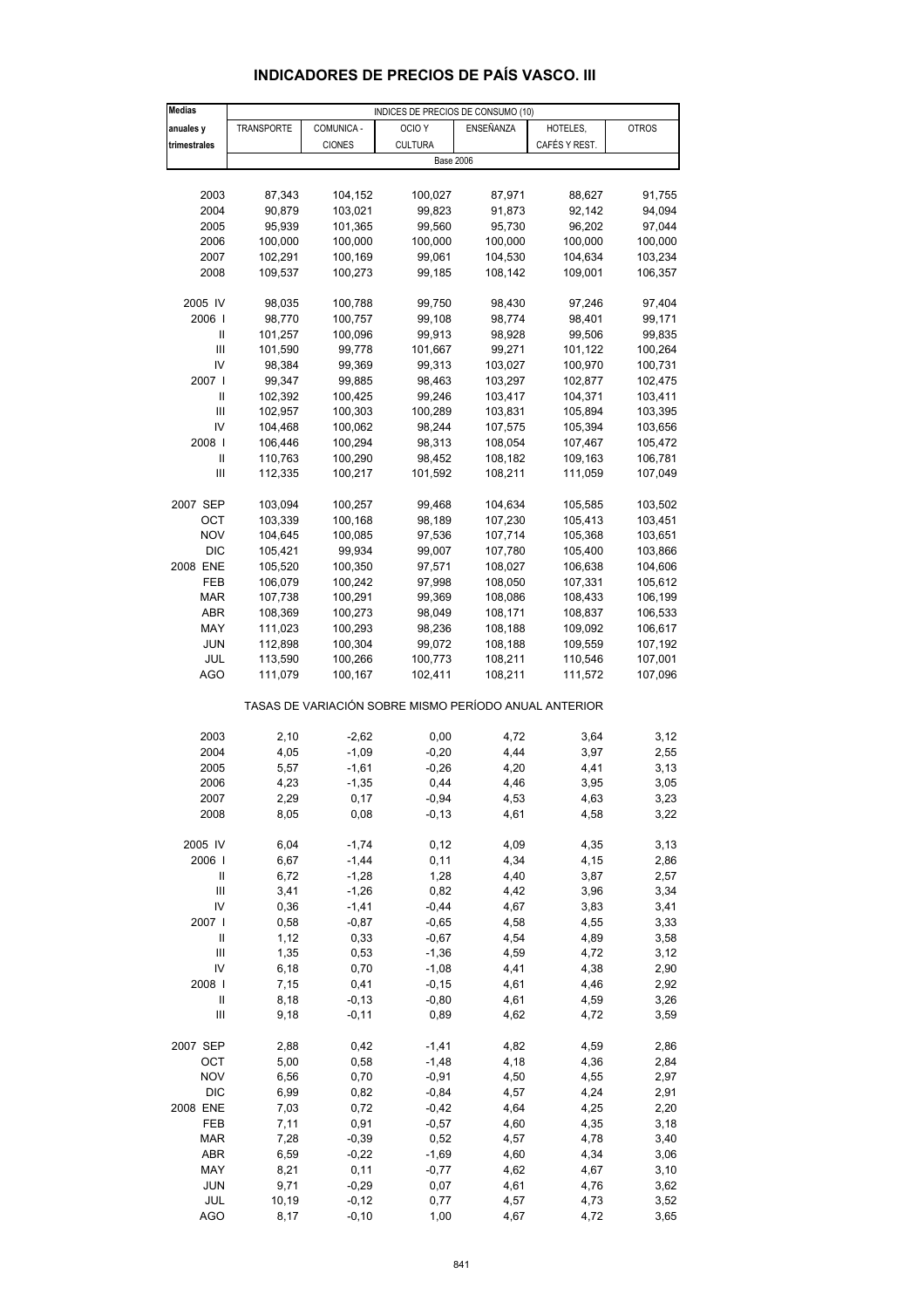## INDICADORES DE PRECIOS DE PAÍS VASCO. III

| Medias anuales y trimestrales | INDICES DE PRECIOS DE CONSUMO (10) | | | | | |
|---|---|---|---|---|---|---|
| | TRANSPORTE | COMUNICA - CIONES | OCIO Y CULTURA | ENSEÑANZA | HOTELES, CAFÉS Y REST. | OTROS |
| | Base 2006 | | | | | |
| 2003 | 87,343 | 104,152 | 100,027 | 87,971 | 88,627 | 91,755 |
| 2004 | 90,879 | 103,021 | 99,823 | 91,873 | 92,142 | 94,094 |
| 2005 | 95,939 | 101,365 | 99,560 | 95,730 | 96,202 | 97,044 |
| 2006 | 100,000 | 100,000 | 100,000 | 100,000 | 100,000 | 100,000 |
| 2007 | 102,291 | 100,169 | 99,061 | 104,530 | 104,634 | 103,234 |
| 2008 | 109,537 | 100,273 | 99,185 | 108,142 | 109,001 | 106,357 |
| 2005 IV | 98,035 | 100,788 | 99,750 | 98,430 | 97,246 | 97,404 |
| 2006 I | 98,770 | 100,757 | 99,108 | 98,774 | 98,401 | 99,171 |
| II | 101,257 | 100,096 | 99,913 | 98,928 | 99,506 | 99,835 |
| III | 101,590 | 99,778 | 101,667 | 99,271 | 101,122 | 100,264 |
| IV | 98,384 | 99,369 | 99,313 | 103,027 | 100,970 | 100,731 |
| 2007 I | 99,347 | 99,885 | 98,463 | 103,297 | 102,877 | 102,475 |
| II | 102,392 | 100,425 | 99,246 | 103,417 | 104,371 | 103,411 |
| III | 102,957 | 100,303 | 100,289 | 103,831 | 105,894 | 103,395 |
| IV | 104,468 | 100,062 | 98,244 | 107,575 | 105,394 | 103,656 |
| 2008 I | 106,446 | 100,294 | 98,313 | 108,054 | 107,467 | 105,472 |
| II | 110,763 | 100,290 | 98,452 | 108,182 | 109,163 | 106,781 |
| III | 112,335 | 100,217 | 101,592 | 108,211 | 111,059 | 107,049 |
| 2007 SEP | 103,094 | 100,257 | 99,468 | 104,634 | 105,585 | 103,502 |
| OCT | 103,339 | 100,168 | 98,189 | 107,230 | 105,413 | 103,451 |
| NOV | 104,645 | 100,085 | 97,536 | 107,714 | 105,368 | 103,651 |
| DIC | 105,421 | 99,934 | 99,007 | 107,780 | 105,400 | 103,866 |
| 2008 ENE | 105,520 | 100,350 | 97,571 | 108,027 | 106,638 | 104,606 |
| FEB | 106,079 | 100,242 | 97,998 | 108,050 | 107,331 | 105,612 |
| MAR | 107,738 | 100,291 | 99,369 | 108,086 | 108,433 | 106,199 |
| ABR | 108,369 | 100,273 | 98,049 | 108,171 | 108,837 | 106,533 |
| MAY | 111,023 | 100,293 | 98,236 | 108,188 | 109,092 | 106,617 |
| JUN | 112,898 | 100,304 | 99,072 | 108,188 | 109,559 | 107,192 |
| JUL | 113,590 | 100,266 | 100,773 | 108,211 | 110,546 | 107,001 |
| AGO | 111,079 | 100,167 | 102,411 | 108,211 | 111,572 | 107,096 |
| | TASAS DE VARIACIÓN SOBRE MISMO PERÍODO ANUAL ANTERIOR | | | | | |
| 2003 | 2,10 | -2,62 | 0,00 | 4,72 | 3,64 | 3,12 |
| 2004 | 4,05 | -1,09 | -0,20 | 4,44 | 3,97 | 2,55 |
| 2005 | 5,57 | -1,61 | -0,26 | 4,20 | 4,41 | 3,13 |
| 2006 | 4,23 | -1,35 | 0,44 | 4,46 | 3,95 | 3,05 |
| 2007 | 2,29 | 0,17 | -0,94 | 4,53 | 4,63 | 3,23 |
| 2008 | 8,05 | 0,08 | -0,13 | 4,61 | 4,58 | 3,22 |
| 2005 IV | 6,04 | -1,74 | 0,12 | 4,09 | 4,35 | 3,13 |
| 2006 I | 6,67 | -1,44 | 0,11 | 4,34 | 4,15 | 2,86 |
| II | 6,72 | -1,28 | 1,28 | 4,40 | 3,87 | 2,57 |
| III | 3,41 | -1,26 | 0,82 | 4,42 | 3,96 | 3,34 |
| IV | 0,36 | -1,41 | -0,44 | 4,67 | 3,83 | 3,41 |
| 2007 I | 0,58 | -0,87 | -0,65 | 4,58 | 4,55 | 3,33 |
| II | 1,12 | 0,33 | -0,67 | 4,54 | 4,89 | 3,58 |
| III | 1,35 | 0,53 | -1,36 | 4,59 | 4,72 | 3,12 |
| IV | 6,18 | 0,70 | -1,08 | 4,41 | 4,38 | 2,90 |
| 2008 I | 7,15 | 0,41 | -0,15 | 4,61 | 4,46 | 2,92 |
| II | 8,18 | -0,13 | -0,80 | 4,61 | 4,59 | 3,26 |
| III | 9,18 | -0,11 | 0,89 | 4,62 | 4,72 | 3,59 |
| 2007 SEP | 2,88 | 0,42 | -1,41 | 4,82 | 4,59 | 2,86 |
| OCT | 5,00 | 0,58 | -1,48 | 4,18 | 4,36 | 2,84 |
| NOV | 6,56 | 0,70 | -0,91 | 4,50 | 4,55 | 2,97 |
| DIC | 6,99 | 0,82 | -0,84 | 4,57 | 4,24 | 2,91 |
| 2008 ENE | 7,03 | 0,72 | -0,42 | 4,64 | 4,25 | 2,20 |
| FEB | 7,11 | 0,91 | -0,57 | 4,60 | 4,35 | 3,18 |
| MAR | 7,28 | -0,39 | 0,52 | 4,57 | 4,78 | 3,40 |
| ABR | 6,59 | -0,22 | -1,69 | 4,60 | 4,34 | 3,06 |
| MAY | 8,21 | 0,11 | -0,77 | 4,62 | 4,67 | 3,10 |
| JUN | 9,71 | -0,29 | 0,07 | 4,61 | 4,76 | 3,62 |
| JUL | 10,19 | -0,12 | 0,77 | 4,57 | 4,73 | 3,52 |
| AGO | 8,17 | -0,10 | 1,00 | 4,67 | 4,72 | 3,65 |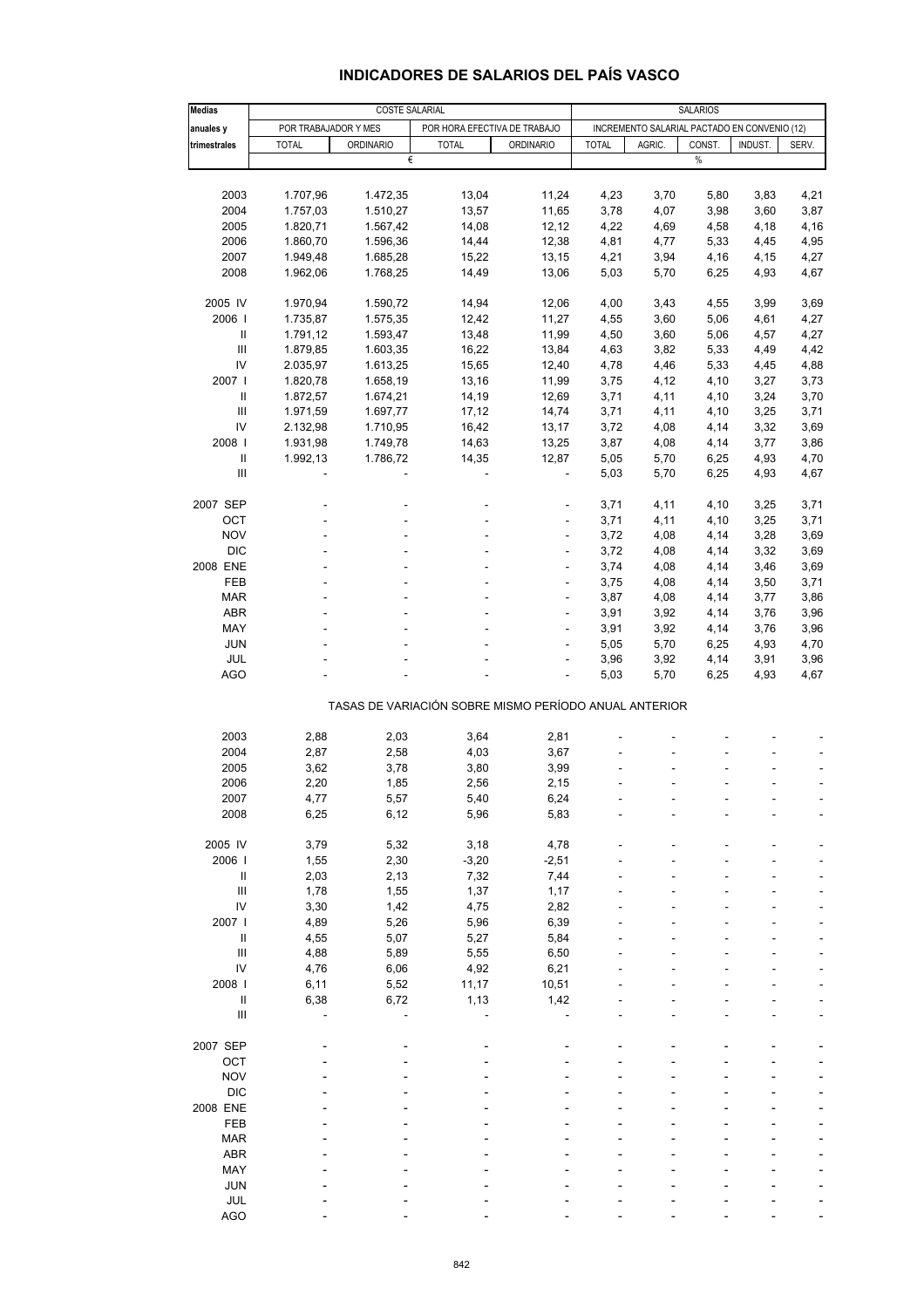# INDICADORES DE SALARIOS DEL PAÍS VASCO

| Medias anuales y trimestrales | COSTE SALARIAL | | | | SALARIOS | | | | |
|---|---|---|---|---|---|---|---|---|---|
| | POR TRABAJADOR Y MES | | POR HORA EFECTIVA DE TRABAJO | | INCREMENTO SALARIAL PACTADO EN CONVENIO (12) | | | | |
| | TOTAL | ORDINARIO | TOTAL | ORDINARIO | TOTAL | AGRIC. | CONST. | INDUST. | SERV. |
| | € | | | | % | | | | |
| 2003 | 1.707,96 | 1.472,35 | 13,04 | 11,24 | 4,23 | 3,70 | 5,80 | 3,83 | 4,21 |
| 2004 | 1.757,03 | 1.510,27 | 13,57 | 11,65 | 3,78 | 4,07 | 3,98 | 3,60 | 3,87 |
| 2005 | 1.820,71 | 1.567,42 | 14,08 | 12,12 | 4,22 | 4,69 | 4,58 | 4,18 | 4,16 |
| 2006 | 1.860,70 | 1.596,36 | 14,44 | 12,38 | 4,81 | 4,77 | 5,33 | 4,45 | 4,95 |
| 2007 | 1.949,48 | 1.685,28 | 15,22 | 13,15 | 4,21 | 3,94 | 4,16 | 4,15 | 4,27 |
| 2008 | 1.962,06 | 1.768,25 | 14,49 | 13,06 | 5,03 | 5,70 | 6,25 | 4,93 | 4,67 |
| 2005 IV | 1.970,94 | 1.590,72 | 14,94 | 12,06 | 4,00 | 3,43 | 4,55 | 3,99 | 3,69 |
| 2006 I | 1.735,87 | 1.575,35 | 12,42 | 11,27 | 4,55 | 3,60 | 5,06 | 4,61 | 4,27 |
| II | 1.791,12 | 1.593,47 | 13,48 | 11,99 | 4,50 | 3,60 | 5,06 | 4,57 | 4,27 |
| III | 1.879,85 | 1.603,35 | 16,22 | 13,84 | 4,63 | 3,82 | 5,33 | 4,49 | 4,42 |
| IV | 2.035,97 | 1.613,25 | 15,65 | 12,40 | 4,78 | 4,46 | 5,33 | 4,45 | 4,88 |
| 2007 I | 1.820,78 | 1.658,19 | 13,16 | 11,99 | 3,75 | 4,12 | 4,10 | 3,27 | 3,73 |
| II | 1.872,57 | 1.674,21 | 14,19 | 12,69 | 3,71 | 4,11 | 4,10 | 3,24 | 3,70 |
| III | 1.971,59 | 1.697,77 | 17,12 | 14,74 | 3,71 | 4,11 | 4,10 | 3,25 | 3,71 |
| IV | 2.132,98 | 1.710,95 | 16,42 | 13,17 | 3,72 | 4,08 | 4,14 | 3,32 | 3,69 |
| 2008 I | 1.931,98 | 1.749,78 | 14,63 | 13,25 | 3,87 | 4,08 | 4,14 | 3,77 | 3,86 |
| II | 1.992,13 | 1.786,72 | 14,35 | 12,87 | 5,05 | 5,70 | 6,25 | 4,93 | 4,70 |
| III | - | - | - | - | 5,03 | 5,70 | 6,25 | 4,93 | 4,67 |
| 2007 SEP | - | - | - | - | 3,71 | 4,11 | 4,10 | 3,25 | 3,71 |
| OCT | - | - | - | - | 3,71 | 4,11 | 4,10 | 3,25 | 3,71 |
| NOV | - | - | - | - | 3,72 | 4,08 | 4,14 | 3,28 | 3,69 |
| DIC | - | - | - | - | 3,72 | 4,08 | 4,14 | 3,32 | 3,69 |
| 2008 ENE | - | - | - | - | 3,74 | 4,08 | 4,14 | 3,46 | 3,69 |
| FEB | - | - | - | - | 3,75 | 4,08 | 4,14 | 3,50 | 3,71 |
| MAR | - | - | - | - | 3,87 | 4,08 | 4,14 | 3,77 | 3,86 |
| ABR | - | - | - | - | 3,91 | 3,92 | 4,14 | 3,76 | 3,96 |
| MAY | - | - | - | - | 3,91 | 3,92 | 4,14 | 3,76 | 3,96 |
| JUN | - | - | - | - | 5,05 | 5,70 | 6,25 | 4,93 | 4,70 |
| JUL | - | - | - | - | 3,96 | 3,92 | 4,14 | 3,91 | 3,96 |
| AGO | - | - | - | - | 5,03 | 5,70 | 6,25 | 4,93 | 4,67 |
| **TASAS DE VARIACIÓN SOBRE MISMO PERÍODO ANUAL ANTERIOR** | | | | | | | | | |
| 2003 | 2,88 | 2,03 | 3,64 | 2,81 | - | - | - | - | - |
| 2004 | 2,87 | 2,58 | 4,03 | 3,67 | - | - | - | - | - |
| 2005 | 3,62 | 3,78 | 3,80 | 3,99 | - | - | - | - | - |
| 2006 | 2,20 | 1,85 | 2,56 | 2,15 | - | - | - | - | - |
| 2007 | 4,77 | 5,57 | 5,40 | 6,24 | - | - | - | - | - |
| 2008 | 6,25 | 6,12 | 5,96 | 5,83 | - | - | - | - | - |
| 2005 IV | 3,79 | 5,32 | 3,18 | 4,78 | - | - | - | - | - |
| 2006 I | 1,55 | 2,30 | -3,20 | -2,51 | - | - | - | - | - |
| II | 2,03 | 2,13 | 7,32 | 7,44 | - | - | - | - | - |
| III | 1,78 | 1,55 | 1,37 | 1,17 | - | - | - | - | - |
| IV | 3,30 | 1,42 | 4,75 | 2,82 | - | - | - | - | - |
| 2007 I | 4,89 | 5,26 | 5,96 | 6,39 | - | - | - | - | - |
| II | 4,55 | 5,07 | 5,27 | 5,84 | - | - | - | - | - |
| III | 4,88 | 5,89 | 5,55 | 6,50 | - | - | - | - | - |
| IV | 4,76 | 6,06 | 4,92 | 6,21 | - | - | - | - | - |
| 2008 I | 6,11 | 5,52 | 11,17 | 10,51 | - | - | - | - | - |
| II | 6,38 | 6,72 | 1,13 | 1,42 | - | - | - | - | - |
| III | - | - | - | - | - | - | - | - | - |
| 2007 SEP | - | - | - | - | - | - | - | - | - |
| OCT | - | - | - | - | - | - | - | - | - |
| NOV | - | - | - | - | - | - | - | - | - |
| DIC | - | - | - | - | - | - | - | - | - |
| 2008 ENE | - | - | - | - | - | - | - | - | - |
| FEB | - | - | - | - | - | - | - | - | - |
| MAR | - | - | - | - | - | - | - | - | - |
| ABR | - | - | - | - | - | - | - | - | - |
| MAY | - | - | - | - | - | - | - | - | - |
| JUN | - | - | - | - | - | - | - | - | - |
| JUL | - | - | - | - | - | - | - | - | - |
| AGO | - | - | - | - | - | - | - | - | - |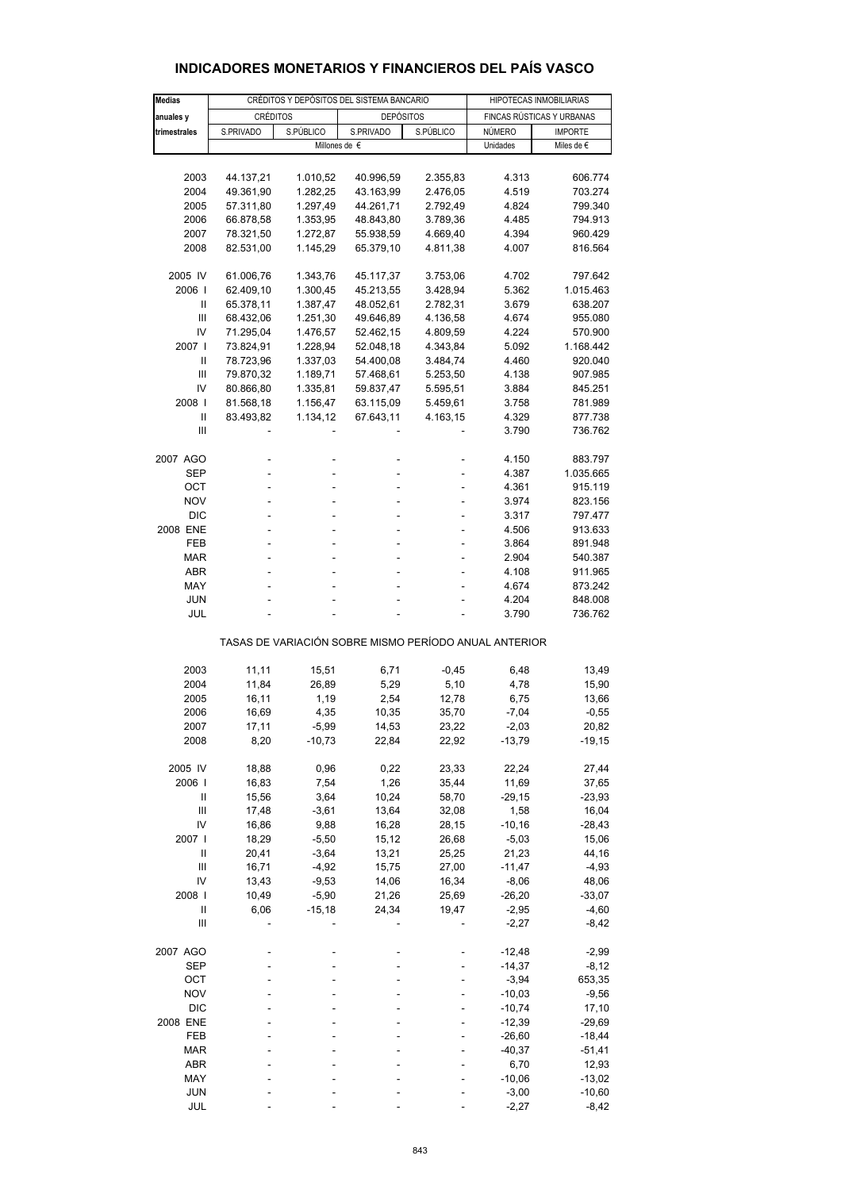# INDICADORES MONETARIOS Y FINANCIEROS DEL PAÍS VASCO

| Medias anuales y trimestrales | CRÉDITOS Y DEPÓSITOS DEL SISTEMA BANCARIO | | | | HIPOTECAS INMOBILIARIAS | |
|---|---|---|---|---|---|---|
| | CRÉDITOS | | DEPÓSITOS | | FINCAS RÚSTICAS Y URBANAS | |
| | S.PRIVADO | S.PÚBLICO | S.PRIVADO | S.PÚBLICO | NÚMERO | IMPORTE |
| | Millones de € | | | | Unidades | Miles de € |
| 2003 | 44.137,21 | 1.010,52 | 40.996,59 | 2.355,83 | 4.313 | 606.774 |
| 2004 | 49.361,90 | 1.282,25 | 43.163,99 | 2.476,05 | 4.519 | 703.274 |
| 2005 | 57.311,80 | 1.297,49 | 44.261,71 | 2.792,49 | 4.824 | 799.340 |
| 2006 | 66.878,58 | 1.353,95 | 48.843,80 | 3.789,36 | 4.485 | 794.913 |
| 2007 | 78.321,50 | 1.272,87 | 55.938,59 | 4.669,40 | 4.394 | 960.429 |
| 2008 | 82.531,00 | 1.145,29 | 65.379,10 | 4.811,38 | 4.007 | 816.564 |
| 2005 IV | 61.006,76 | 1.343,76 | 45.117,37 | 3.753,06 | 4.702 | 797.642 |
| 2006 I | 62.409,10 | 1.300,45 | 45.213,55 | 3.428,94 | 5.362 | 1.015.463 |
| II | 65.378,11 | 1.387,47 | 48.052,61 | 2.782,31 | 3.679 | 638.207 |
| III | 68.432,06 | 1.251,30 | 49.646,89 | 4.136,58 | 4.674 | 955.080 |
| IV | 71.295,04 | 1.476,57 | 52.462,15 | 4.809,59 | 4.224 | 570.900 |
| 2007 I | 73.824,91 | 1.228,94 | 52.048,18 | 4.343,84 | 5.092 | 1.168.442 |
| II | 78.723,96 | 1.337,03 | 54.400,08 | 3.484,74 | 4.460 | 920.040 |
| III | 79.870,32 | 1.189,71 | 57.468,61 | 5.253,50 | 4.138 | 907.985 |
| IV | 80.866,80 | 1.335,81 | 59.837,47 | 5.595,51 | 3.884 | 845.251 |
| 2008 I | 81.568,18 | 1.156,47 | 63.115,09 | 5.459,61 | 3.758 | 781.989 |
| II | 83.493,82 | 1.134,12 | 67.643,11 | 4.163,15 | 4.329 | 877.738 |
| III | - | - | - | - | 3.790 | 736.762 |
| 2007 AGO | - | - | - | - | 4.150 | 883.797 |
| SEP | - | - | - | - | 4.387 | 1.035.665 |
| OCT | - | - | - | - | 4.361 | 915.119 |
| NOV | - | - | - | - | 3.974 | 823.156 |
| DIC | - | - | - | - | 3.317 | 797.477 |
| 2008 ENE | - | - | - | - | 4.506 | 913.633 |
| FEB | - | - | - | - | 3.864 | 891.948 |
| MAR | - | - | - | - | 2.904 | 540.387 |
| ABR | - | - | - | - | 4.108 | 911.965 |
| MAY | - | - | - | - | 4.674 | 873.242 |
| JUN | - | - | - | - | 4.204 | 848.008 |
| JUL | - | - | - | - | 3.790 | 736.762 |
| TASAS DE VARIACIÓN SOBRE MISMO PERÍODO ANUAL ANTERIOR | | | | | | |
| 2003 | 11,11 | 15,51 | 6,71 | -0,45 | 6,48 | 13,49 |
| 2004 | 11,84 | 26,89 | 5,29 | 5,10 | 4,78 | 15,90 |
| 2005 | 16,11 | 1,19 | 2,54 | 12,78 | 6,75 | 13,66 |
| 2006 | 16,69 | 4,35 | 10,35 | 35,70 | -7,04 | -0,55 |
| 2007 | 17,11 | -5,99 | 14,53 | 23,22 | -2,03 | 20,82 |
| 2008 | 8,20 | -10,73 | 22,84 | 22,92 | -13,79 | -19,15 |
| 2005 IV | 18,88 | 0,96 | 0,22 | 23,33 | 22,24 | 27,44 |
| 2006 I | 16,83 | 7,54 | 1,26 | 35,44 | 11,69 | 37,65 |
| II | 15,56 | 3,64 | 10,24 | 58,70 | -29,15 | -23,93 |
| III | 17,48 | -3,61 | 13,64 | 32,08 | 1,58 | 16,04 |
| IV | 16,86 | 9,88 | 16,28 | 28,15 | -10,16 | -28,43 |
| 2007 I | 18,29 | -5,50 | 15,12 | 26,68 | -5,03 | 15,06 |
| II | 20,41 | -3,64 | 13,21 | 25,25 | 21,23 | 44,16 |
| III | 16,71 | -4,92 | 15,75 | 27,00 | -11,47 | -4,93 |
| IV | 13,43 | -9,53 | 14,06 | 16,34 | -8,06 | 48,06 |
| 2008 I | 10,49 | -5,90 | 21,26 | 25,69 | -26,20 | -33,07 |
| II | 6,06 | -15,18 | 24,34 | 19,47 | -2,95 | -4,60 |
| III | - | - | - | - | -2,27 | -8,42 |
| 2007 AGO | - | - | - | - | -12,48 | -2,99 |
| SEP | - | - | - | - | -14,37 | -8,12 |
| OCT | - | - | - | - | -3,94 | 653,35 |
| NOV | - | - | - | - | -10,03 | -9,56 |
| DIC | - | - | - | - | -10,74 | 17,10 |
| 2008 ENE | - | - | - | - | -12,39 | -29,69 |
| FEB | - | - | - | - | -26,60 | -18,44 |
| MAR | - | - | - | - | -40,37 | -51,41 |
| ABR | - | - | - | - | 6,70 | 12,93 |
| MAY | - | - | - | - | -10,06 | -13,02 |
| JUN | - | - | - | - | -3,00 | -10,60 |
| JUL | - | - | - | - | -2,27 | -8,42 |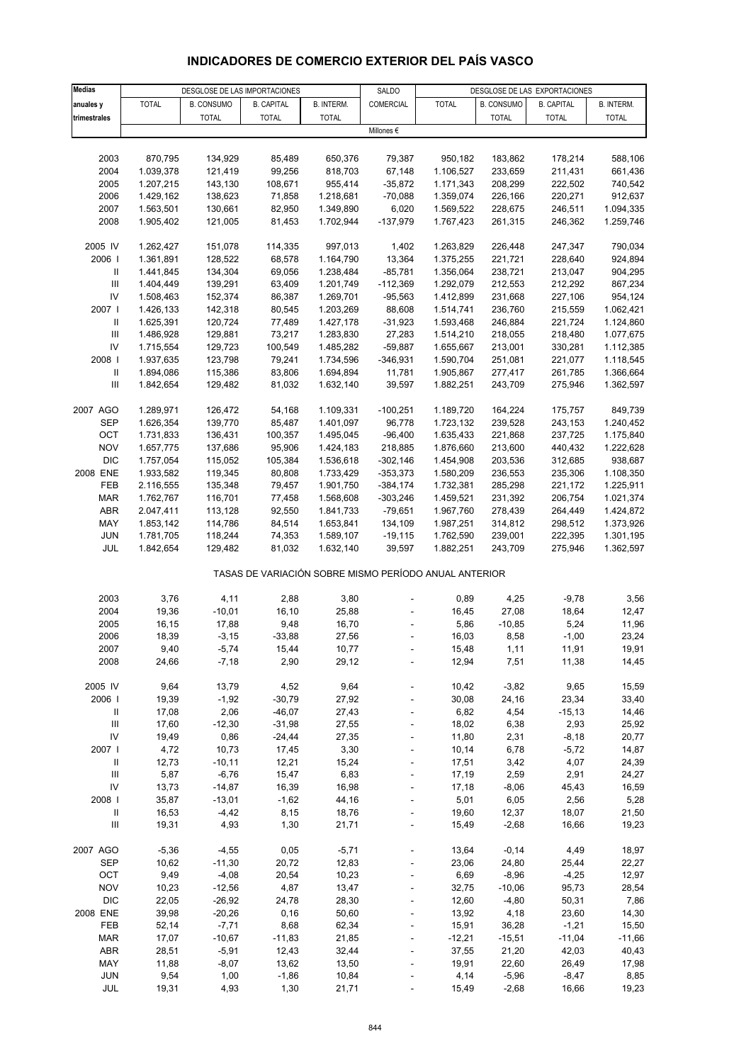# INDICADORES DE COMERCIO EXTERIOR DEL PAÍS VASCO

| Medias anuales y trimestrales | DESGLOSE DE LAS IMPORTACIONES | | | | SALDO | DESGLOSE DE LAS EXPORTACIONES | | | |
|---|---|---|---|---|---|---|---|---|---|
| | TOTAL | B. CONSUMO TOTAL | B. CAPITAL TOTAL | B. INTERM. TOTAL | COMERCIAL | TOTAL | B. CONSUMO TOTAL | B. CAPITAL TOTAL | B. INTERM. TOTAL |
| | | | | | Millones € | | | | |
| 2003 | 870,795 | 134,929 | 85,489 | 650,376 | 79,387 | 950,182 | 183,862 | 178,214 | 588,106 |
| 2004 | 1.039,378 | 121,419 | 99,256 | 818,703 | 67,148 | 1.106,527 | 233,659 | 211,431 | 661,436 |
| 2005 | 1.207,215 | 143,130 | 108,671 | 955,414 | -35,872 | 1.171,343 | 208,299 | 222,502 | 740,542 |
| 2006 | 1.429,162 | 138,623 | 71,858 | 1.218,681 | -70,088 | 1.359,074 | 226,166 | 220,271 | 912,637 |
| 2007 | 1.563,501 | 130,661 | 82,950 | 1.349,890 | 6,020 | 1.569,522 | 228,675 | 246,511 | 1.094,335 |
| 2008 | 1.905,402 | 121,005 | 81,453 | 1.702,944 | -137,979 | 1.767,423 | 261,315 | 246,362 | 1.259,746 |
| 2005 IV | 1.262,427 | 151,078 | 114,335 | 997,013 | 1,402 | 1.263,829 | 226,448 | 247,347 | 790,034 |
| 2006 I | 1.361,891 | 128,522 | 68,578 | 1.164,790 | 13,364 | 1.375,255 | 221,721 | 228,640 | 924,894 |
| II | 1.441,845 | 134,304 | 69,056 | 1.238,484 | -85,781 | 1.356,064 | 238,721 | 213,047 | 904,295 |
| III | 1.404,449 | 139,291 | 63,409 | 1.201,749 | -112,369 | 1.292,079 | 212,553 | 212,292 | 867,234 |
| IV | 1.508,463 | 152,374 | 86,387 | 1.269,701 | -95,563 | 1.412,899 | 231,668 | 227,106 | 954,124 |
| 2007 I | 1.426,133 | 142,318 | 80,545 | 1.203,269 | 88,608 | 1.514,741 | 236,760 | 215,559 | 1.062,421 |
| II | 1.625,391 | 120,724 | 77,489 | 1.427,178 | -31,923 | 1.593,468 | 246,884 | 221,724 | 1.124,860 |
| III | 1.486,928 | 129,881 | 73,217 | 1.283,830 | 27,283 | 1.514,210 | 218,055 | 218,480 | 1.077,675 |
| IV | 1.715,554 | 129,723 | 100,549 | 1.485,282 | -59,887 | 1.655,667 | 213,001 | 330,281 | 1.112,385 |
| 2008 I | 1.937,635 | 123,798 | 79,241 | 1.734,596 | -346,931 | 1.590,704 | 251,081 | 221,077 | 1.118,545 |
| II | 1.894,086 | 115,386 | 83,806 | 1.694,894 | 11,781 | 1.905,867 | 277,417 | 261,785 | 1.366,664 |
| III | 1.842,654 | 129,482 | 81,032 | 1.632,140 | 39,597 | 1.882,251 | 243,709 | 275,946 | 1.362,597 |
| 2007 AGO | 1.289,971 | 126,472 | 54,168 | 1.109,331 | -100,251 | 1.189,720 | 164,224 | 175,757 | 849,739 |
| SEP | 1.626,354 | 139,770 | 85,487 | 1.401,097 | 96,778 | 1.723,132 | 239,528 | 243,153 | 1.240,452 |
| OCT | 1.731,833 | 136,431 | 100,357 | 1.495,045 | -96,400 | 1.635,433 | 221,868 | 237,725 | 1.175,840 |
| NOV | 1.657,775 | 137,686 | 95,906 | 1.424,183 | 218,885 | 1.876,660 | 213,600 | 440,432 | 1.222,628 |
| DIC | 1.757,054 | 115,052 | 105,384 | 1.536,618 | -302,146 | 1.454,908 | 203,536 | 312,685 | 938,687 |
| 2008 ENE | 1.933,582 | 119,345 | 80,808 | 1.733,429 | -353,373 | 1.580,209 | 236,553 | 235,306 | 1.108,350 |
| FEB | 2.116,555 | 135,348 | 79,457 | 1.901,750 | -384,174 | 1.732,381 | 285,298 | 221,172 | 1.225,911 |
| MAR | 1.762,767 | 116,701 | 77,458 | 1.568,608 | -303,246 | 1.459,521 | 231,392 | 206,754 | 1.021,374 |
| ABR | 2.047,411 | 113,128 | 92,550 | 1.841,733 | -79,651 | 1.967,760 | 278,439 | 264,449 | 1.424,872 |
| MAY | 1.853,142 | 114,786 | 84,514 | 1.653,841 | 134,109 | 1.987,251 | 314,812 | 298,512 | 1.373,926 |
| JUN | 1.781,705 | 118,244 | 74,353 | 1.589,107 | -19,115 | 1.762,590 | 239,001 | 222,395 | 1.301,195 |
| JUL | 1.842,654 | 129,482 | 81,032 | 1.632,140 | 39,597 | 1.882,251 | 243,709 | 275,946 | 1.362,597 |
| | TASAS DE VARIACIÓN SOBRE MISMO PERÍODO ANUAL ANTERIOR | | | | | | | | |
| 2003 | 3,76 | 4,11 | 2,88 | 3,80 | - | 0,89 | 4,25 | -9,78 | 3,56 |
| 2004 | 19,36 | -10,01 | 16,10 | 25,88 | - | 16,45 | 27,08 | 18,64 | 12,47 |
| 2005 | 16,15 | 17,88 | 9,48 | 16,70 | - | 5,86 | -10,85 | 5,24 | 11,96 |
| 2006 | 18,39 | -3,15 | -33,88 | 27,56 | - | 16,03 | 8,58 | -1,00 | 23,24 |
| 2007 | 9,40 | -5,74 | 15,44 | 10,77 | - | 15,48 | 1,11 | 11,91 | 19,91 |
| 2008 | 24,66 | -7,18 | 2,90 | 29,12 | - | 12,94 | 7,51 | 11,38 | 14,45 |
| 2005 IV | 9,64 | 13,79 | 4,52 | 9,64 | - | 10,42 | -3,82 | 9,65 | 15,59 |
| 2006 I | 19,39 | -1,92 | -30,79 | 27,92 | - | 30,08 | 24,16 | 23,34 | 33,40 |
| II | 17,08 | 2,06 | -46,07 | 27,43 | - | 6,82 | 4,54 | -15,13 | 14,46 |
| III | 17,60 | -12,30 | -31,98 | 27,55 | - | 18,02 | 6,38 | 2,93 | 25,92 |
| IV | 19,49 | 0,86 | -24,44 | 27,35 | - | 11,80 | 2,31 | -8,18 | 20,77 |
| 2007 I | 4,72 | 10,73 | 17,45 | 3,30 | - | 10,14 | 6,78 | -5,72 | 14,87 |
| II | 12,73 | -10,11 | 12,21 | 15,24 | - | 17,51 | 3,42 | 4,07 | 24,39 |
| III | 5,87 | -6,76 | 15,47 | 6,83 | - | 17,19 | 2,59 | 2,91 | 24,27 |
| IV | 13,73 | -14,87 | 16,39 | 16,98 | - | 17,18 | -8,06 | 45,43 | 16,59 |
| 2008 I | 35,87 | -13,01 | -1,62 | 44,16 | - | 5,01 | 6,05 | 2,56 | 5,28 |
| II | 16,53 | -4,42 | 8,15 | 18,76 | - | 19,60 | 12,37 | 18,07 | 21,50 |
| III | 19,31 | 4,93 | 1,30 | 21,71 | - | 15,49 | -2,68 | 16,66 | 19,23 |
| 2007 AGO | -5,36 | -4,55 | 0,05 | -5,71 | - | 13,64 | -0,14 | 4,49 | 18,97 |
| SEP | 10,62 | -11,30 | 20,72 | 12,83 | - | 23,06 | 24,80 | 25,44 | 22,27 |
| OCT | 9,49 | -4,08 | 20,54 | 10,23 | - | 6,69 | -8,96 | -4,25 | 12,97 |
| NOV | 10,23 | -12,56 | 4,87 | 13,47 | - | 32,75 | -10,06 | 95,73 | 28,54 |
| DIC | 22,05 | -26,92 | 24,78 | 28,30 | - | 12,60 | -4,80 | 50,31 | 7,86 |
| 2008 ENE | 39,98 | -20,26 | 0,16 | 50,60 | - | 13,92 | 4,18 | 23,60 | 14,30 |
| FEB | 52,14 | -7,71 | 8,68 | 62,34 | - | 15,91 | 36,28 | -1,21 | 15,50 |
| MAR | 17,07 | -10,67 | -11,83 | 21,85 | - | -12,21 | -15,51 | -11,04 | -11,66 |
| ABR | 28,51 | -5,91 | 12,43 | 32,44 | - | 37,55 | 21,20 | 42,03 | 40,43 |
| MAY | 11,88 | -8,07 | 13,62 | 13,50 | - | 19,91 | 22,60 | 26,49 | 17,98 |
| JUN | 9,54 | 1,00 | -1,86 | 10,84 | - | 4,14 | -5,96 | -8,47 | 8,85 |
| JUL | 19,31 | 4,93 | 1,30 | 21,71 | - | 15,49 | -2,68 | 16,66 | 19,23 |